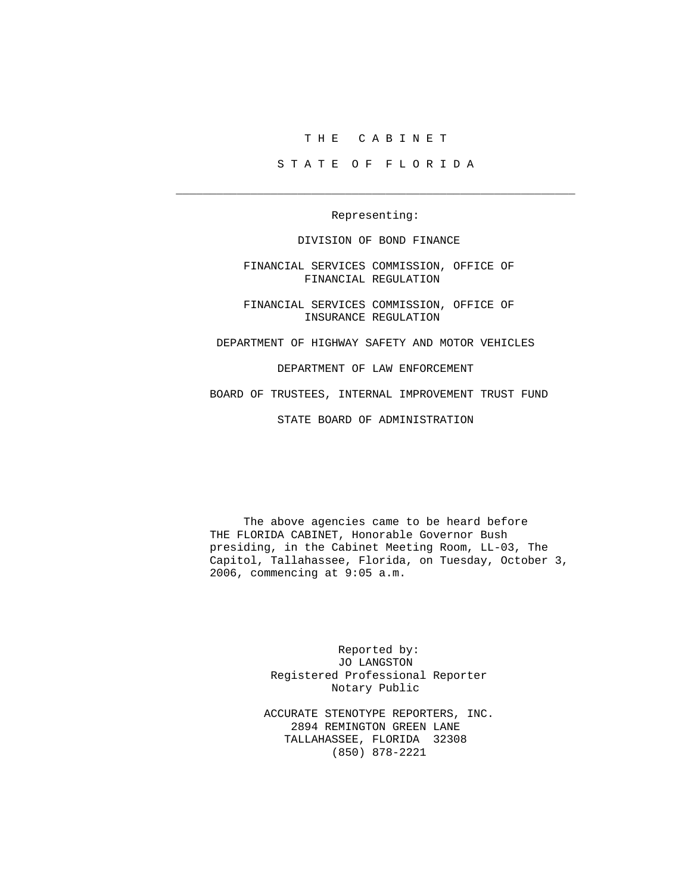# T H E   C A B I N E T

## S T A T E   O F   F L O R I D A

---

Representing:

DIVISION OF BOND FINANCE

FINANCIAL SERVICES COMMISSION, OFFICE OF FINANCIAL REGULATION

FINANCIAL SERVICES COMMISSION, OFFICE OF INSURANCE REGULATION

DEPARTMENT OF HIGHWAY SAFETY AND MOTOR VEHICLES

DEPARTMENT OF LAW ENFORCEMENT

BOARD OF TRUSTEES, INTERNAL IMPROVEMENT TRUST FUND

STATE BOARD OF ADMINISTRATION

The above agencies came to be heard before THE FLORIDA CABINET, Honorable Governor Bush presiding, in the Cabinet Meeting Room, LL-03, The Capitol, Tallahassee, Florida, on Tuesday, October 3, 2006, commencing at 9:05 a.m.

Reported by:
JO LANGSTON
Registered Professional Reporter
Notary Public

ACCURATE STENOTYPE REPORTERS, INC.
2894 REMINGTON GREEN LANE
TALLAHASSEE, FLORIDA 32308
(850) 878-2221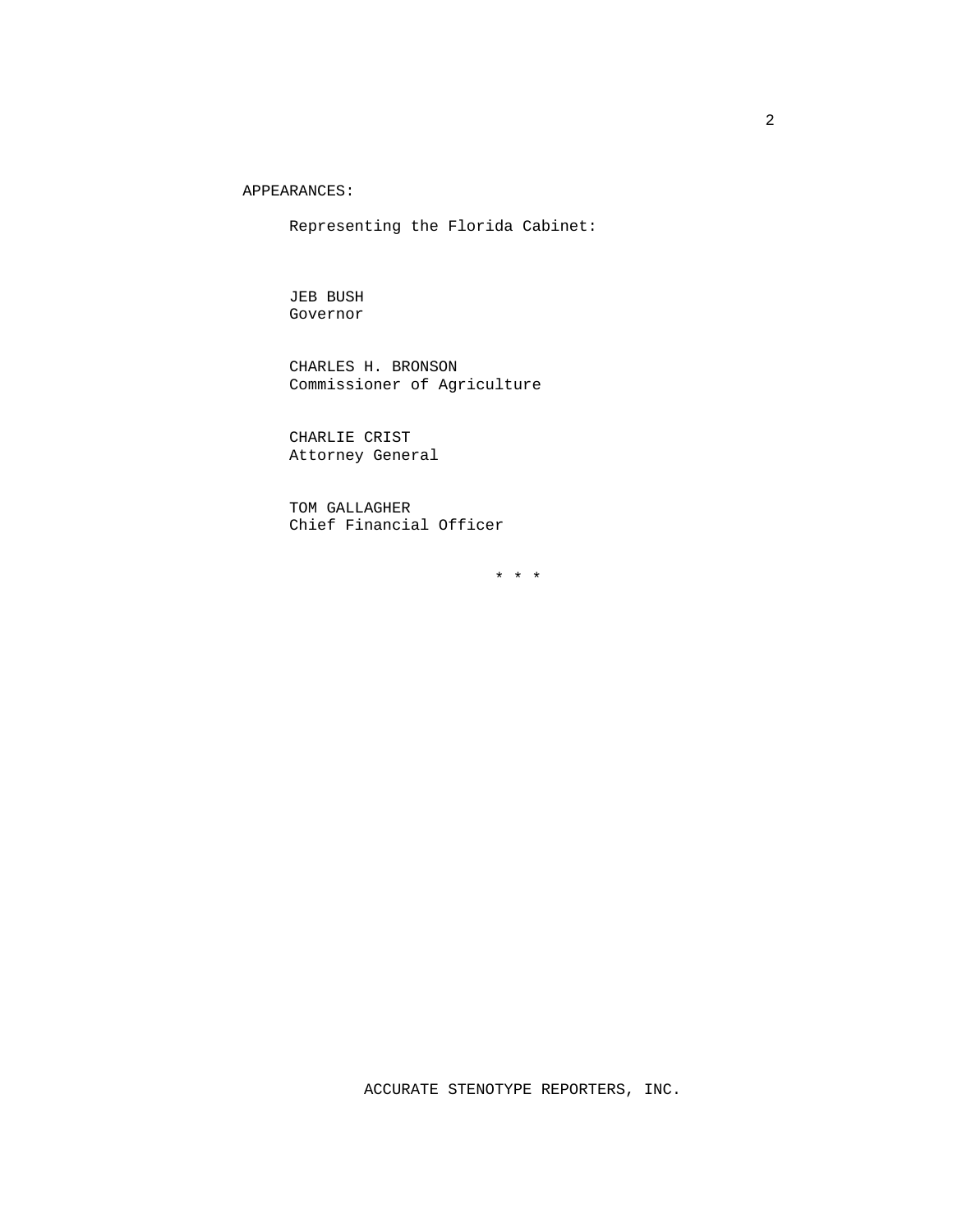APPEARANCES:

Representing the Florida Cabinet:

JEB BUSH
Governor

CHARLES H. BRONSON
Commissioner of Agriculture

CHARLIE CRIST
Attorney General

TOM GALLAGHER
Chief Financial Officer

\* \* \*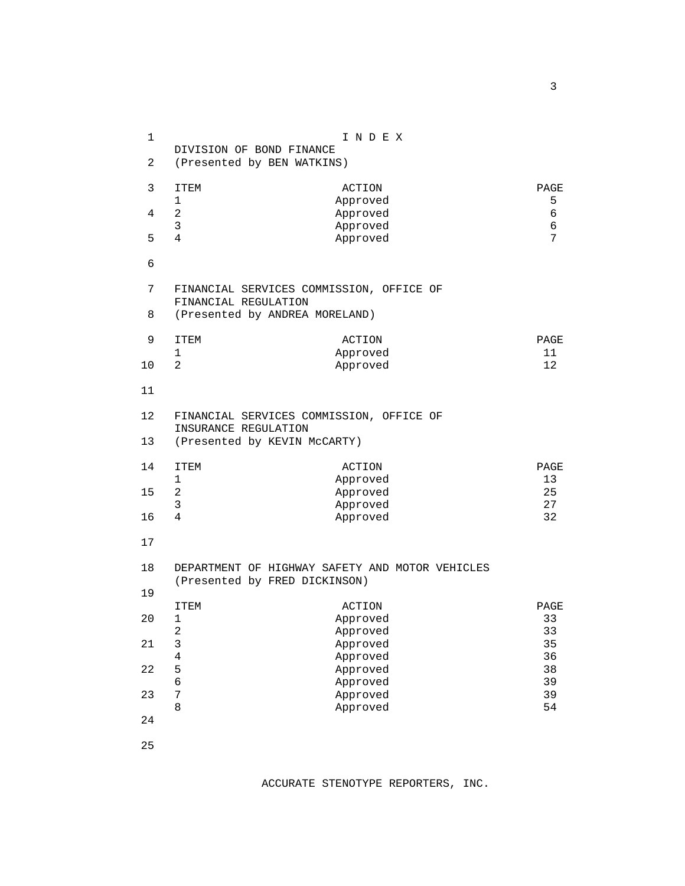# I N D E X

## DIVISION OF BOND FINANCE
(Presented by BEN WATKINS)

| ITEM | ACTION | PAGE |
|---|---|---|
| 1 | Approved | 5 |
| 2 | Approved | 6 |
| 3 | Approved | 6 |
| 4 | Approved | 7 |

## FINANCIAL SERVICES COMMISSION, OFFICE OF FINANCIAL REGULATION
(Presented by ANDREA MORELAND)

| ITEM | ACTION | PAGE |
|---|---|---|
| 1 | Approved | 11 |
| 2 | Approved | 12 |

## FINANCIAL SERVICES COMMISSION, OFFICE OF INSURANCE REGULATION
(Presented by KEVIN McCARTY)

| ITEM | ACTION | PAGE |
|---|---|---|
| 1 | Approved | 13 |
| 2 | Approved | 25 |
| 3 | Approved | 27 |
| 4 | Approved | 32 |

## DEPARTMENT OF HIGHWAY SAFETY AND MOTOR VEHICLES
(Presented by FRED DICKINSON)

| ITEM | ACTION | PAGE |
|---|---|---|
| 1 | Approved | 33 |
| 2 | Approved | 33 |
| 3 | Approved | 35 |
| 4 | Approved | 36 |
| 5 | Approved | 38 |
| 6 | Approved | 39 |
| 7 | Approved | 39 |
| 8 | Approved | 54 |

ACCURATE STENOTYPE REPORTERS, INC.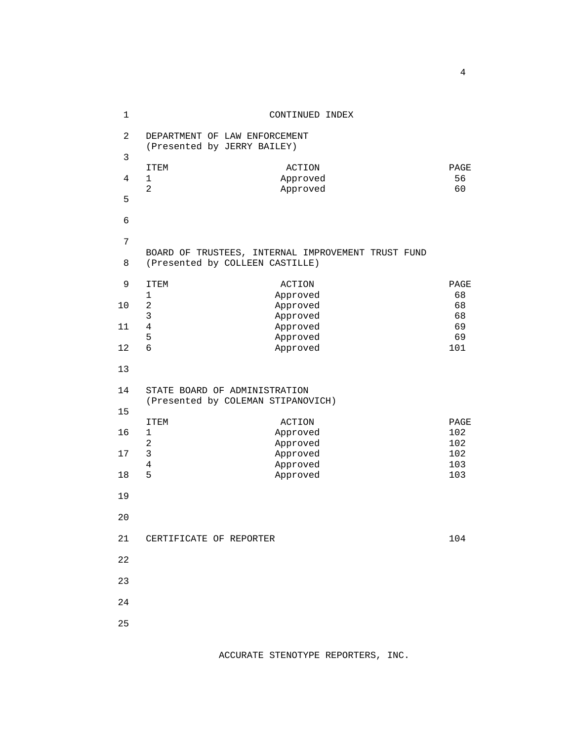# CONTINUED INDEX

DEPARTMENT OF LAW ENFORCEMENT
(Presented by JERRY BAILEY)

| ITEM | ACTION | PAGE |
|---|---|---|
| 1 | Approved | 56 |
| 2 | Approved | 60 |

BOARD OF TRUSTEES, INTERNAL IMPROVEMENT TRUST FUND
(Presented by COLLEEN CASTILLE)

| ITEM | ACTION | PAGE |
|---|---|---|
| 1 | Approved | 68 |
| 2 | Approved | 68 |
| 3 | Approved | 68 |
| 4 | Approved | 69 |
| 5 | Approved | 69 |
| 6 | Approved | 101 |

STATE BOARD OF ADMINISTRATION
(Presented by COLEMAN STIPANOVICH)

| ITEM | ACTION | PAGE |
|---|---|---|
| 1 | Approved | 102 |
| 2 | Approved | 102 |
| 3 | Approved | 102 |
| 4 | Approved | 103 |
| 5 | Approved | 103 |

CERTIFICATE OF REPORTER 104

ACCURATE STENOTYPE REPORTERS, INC.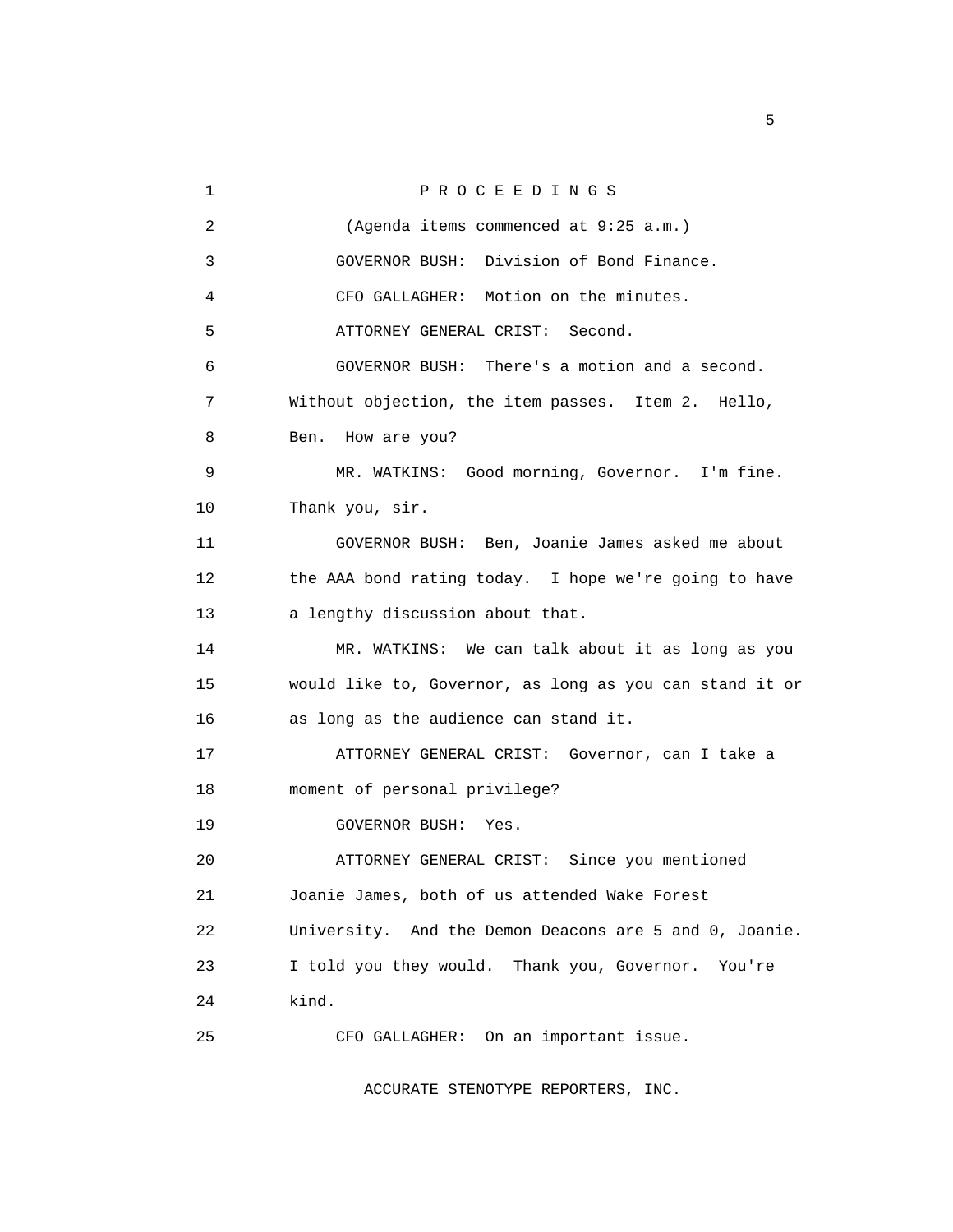P R O C E E D I N G S

(Agenda items commenced at 9:25 a.m.)

GOVERNOR BUSH: Division of Bond Finance.

CFO GALLAGHER: Motion on the minutes.

ATTORNEY GENERAL CRIST: Second.

GOVERNOR BUSH: There's a motion and a second. Without objection, the item passes. Item 2. Hello, Ben. How are you?

MR. WATKINS: Good morning, Governor. I'm fine. Thank you, sir.

GOVERNOR BUSH: Ben, Joanie James asked me about the AAA bond rating today. I hope we're going to have a lengthy discussion about that.

MR. WATKINS: We can talk about it as long as you would like to, Governor, as long as you can stand it or as long as the audience can stand it.

ATTORNEY GENERAL CRIST: Governor, can I take a moment of personal privilege?

GOVERNOR BUSH: Yes.

ATTORNEY GENERAL CRIST: Since you mentioned Joanie James, both of us attended Wake Forest University. And the Demon Deacons are 5 and 0, Joanie. I told you they would. Thank you, Governor. You're kind.

CFO GALLAGHER: On an important issue.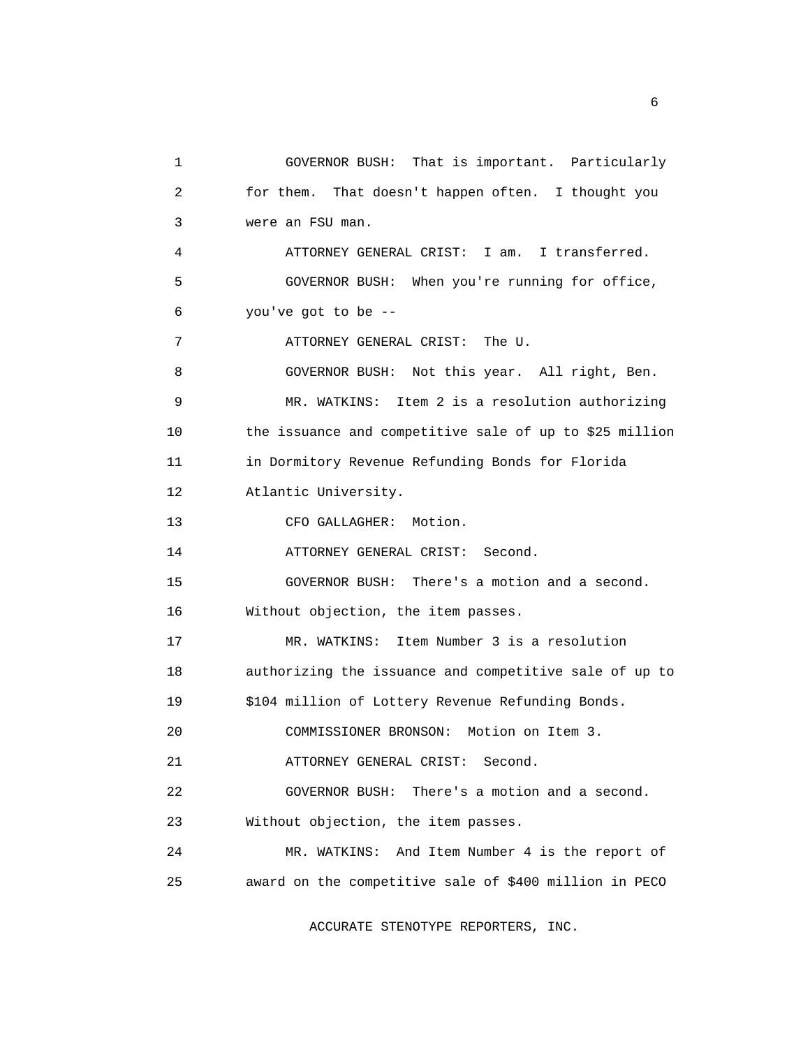GOVERNOR BUSH: That is important. Particularly for them. That doesn't happen often. I thought you were an FSU man.

ATTORNEY GENERAL CRIST: I am. I transferred.

GOVERNOR BUSH: When you're running for office, you've got to be --

ATTORNEY GENERAL CRIST: The U.

GOVERNOR BUSH: Not this year. All right, Ben.

MR. WATKINS: Item 2 is a resolution authorizing the issuance and competitive sale of up to $25 million in Dormitory Revenue Refunding Bonds for Florida Atlantic University.

CFO GALLAGHER: Motion.

ATTORNEY GENERAL CRIST: Second.

GOVERNOR BUSH: There's a motion and a second. Without objection, the item passes.

MR. WATKINS: Item Number 3 is a resolution authorizing the issuance and competitive sale of up to $104 million of Lottery Revenue Refunding Bonds.

COMMISSIONER BRONSON: Motion on Item 3.

ATTORNEY GENERAL CRIST: Second.

GOVERNOR BUSH: There's a motion and a second. Without objection, the item passes.

MR. WATKINS: And Item Number 4 is the report of award on the competitive sale of $400 million in PECO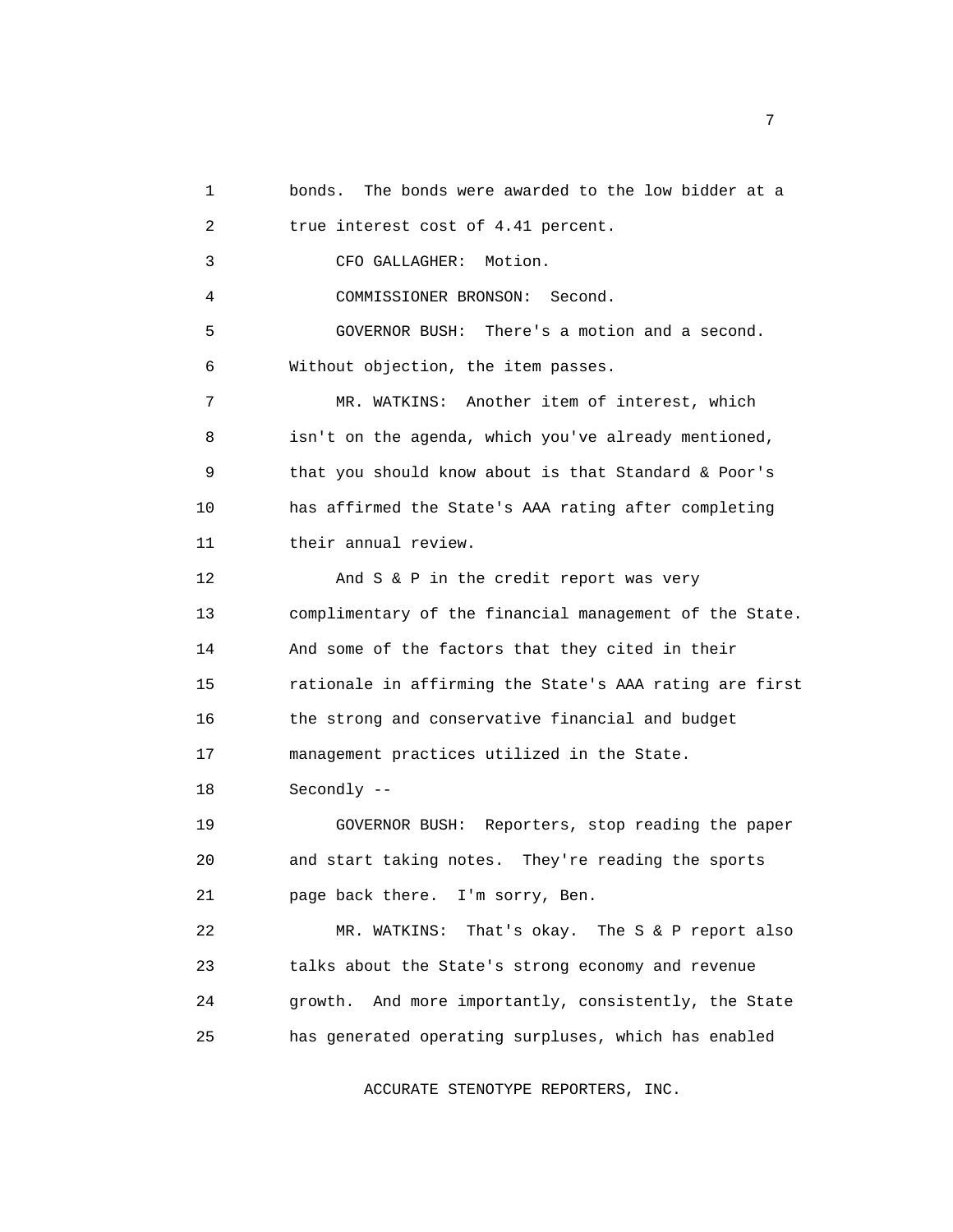bonds. The bonds were awarded to the low bidder at a true interest cost of 4.41 percent.

CFO GALLAGHER: Motion.

COMMISSIONER BRONSON: Second.

GOVERNOR BUSH: There's a motion and a second. Without objection, the item passes.

MR. WATKINS: Another item of interest, which isn't on the agenda, which you've already mentioned, that you should know about is that Standard & Poor's has affirmed the State's AAA rating after completing their annual review.

And S & P in the credit report was very complimentary of the financial management of the State. And some of the factors that they cited in their rationale in affirming the State's AAA rating are first the strong and conservative financial and budget management practices utilized in the State. Secondly --

GOVERNOR BUSH: Reporters, stop reading the paper and start taking notes. They're reading the sports page back there. I'm sorry, Ben.

MR. WATKINS: That's okay. The S & P report also talks about the State's strong economy and revenue growth. And more importantly, consistently, the State has generated operating surpluses, which has enabled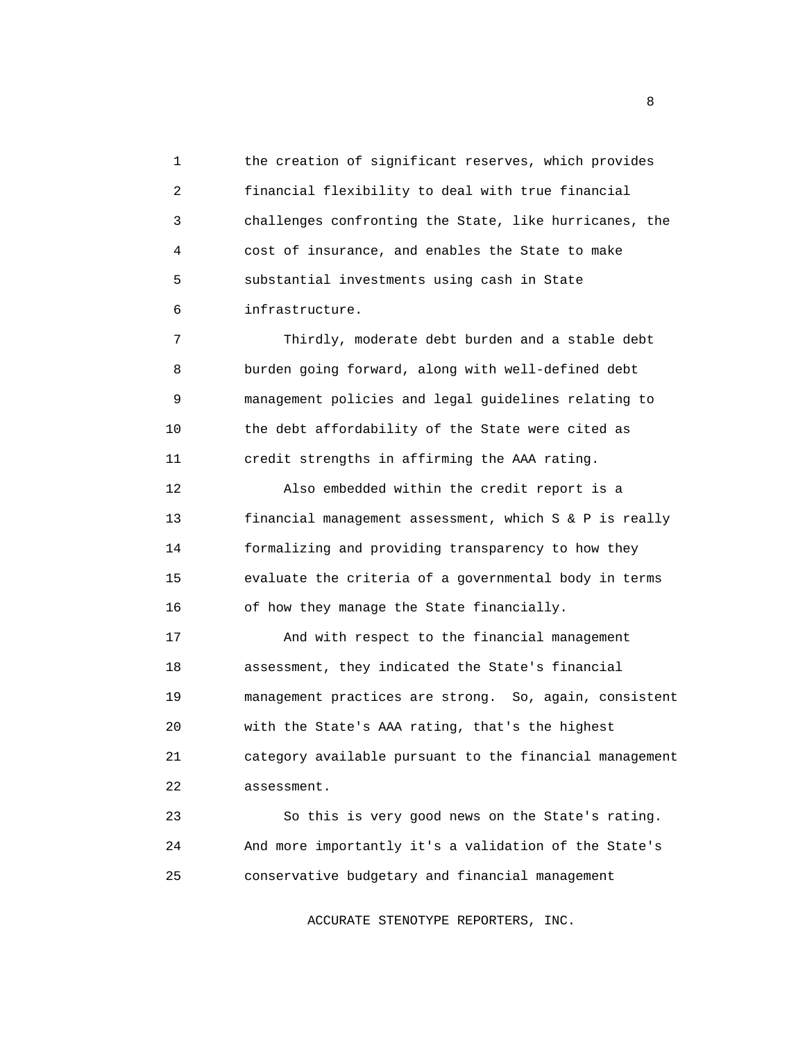the creation of significant reserves, which provides financial flexibility to deal with true financial challenges confronting the State, like hurricanes, the cost of insurance, and enables the State to make substantial investments using cash in State infrastructure.

Thirdly, moderate debt burden and a stable debt burden going forward, along with well-defined debt management policies and legal guidelines relating to the debt affordability of the State were cited as credit strengths in affirming the AAA rating.

Also embedded within the credit report is a financial management assessment, which S & P is really formalizing and providing transparency to how they evaluate the criteria of a governmental body in terms of how they manage the State financially.

And with respect to the financial management assessment, they indicated the State's financial management practices are strong. So, again, consistent with the State's AAA rating, that's the highest category available pursuant to the financial management assessment.

So this is very good news on the State's rating. And more importantly it's a validation of the State's conservative budgetary and financial management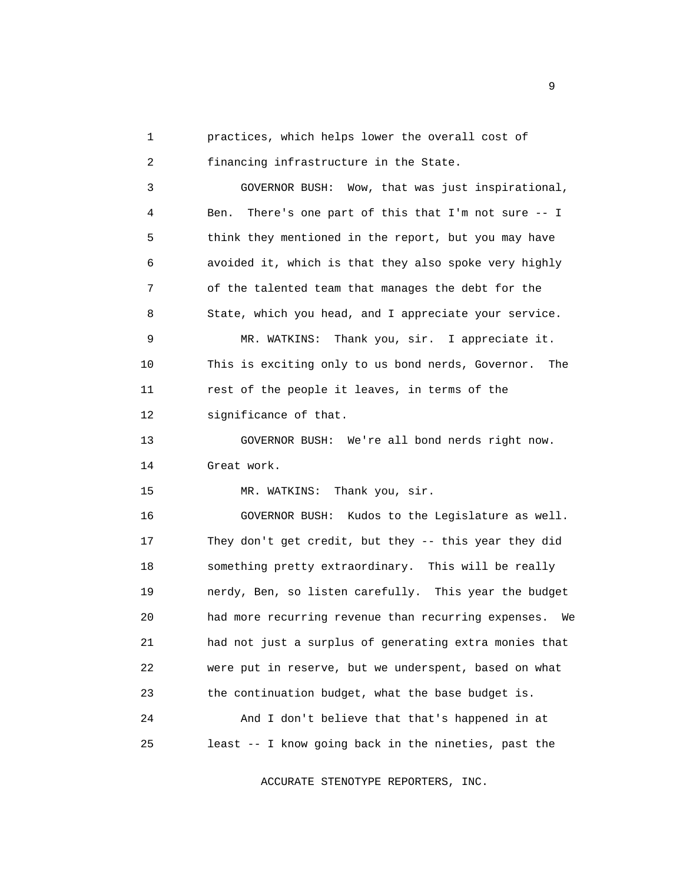practices, which helps lower the overall cost of financing infrastructure in the State.

GOVERNOR BUSH: Wow, that was just inspirational, Ben. There's one part of this that I'm not sure -- I think they mentioned in the report, but you may have avoided it, which is that they also spoke very highly of the talented team that manages the debt for the State, which you head, and I appreciate your service.

MR. WATKINS: Thank you, sir. I appreciate it. This is exciting only to us bond nerds, Governor. The rest of the people it leaves, in terms of the significance of that.

GOVERNOR BUSH: We're all bond nerds right now. Great work.

MR. WATKINS: Thank you, sir.

GOVERNOR BUSH: Kudos to the Legislature as well. They don't get credit, but they -- this year they did something pretty extraordinary. This will be really nerdy, Ben, so listen carefully. This year the budget had more recurring revenue than recurring expenses. We had not just a surplus of generating extra monies that were put in reserve, but we underspent, based on what the continuation budget, what the base budget is.

And I don't believe that that's happened in at least -- I know going back in the nineties, past the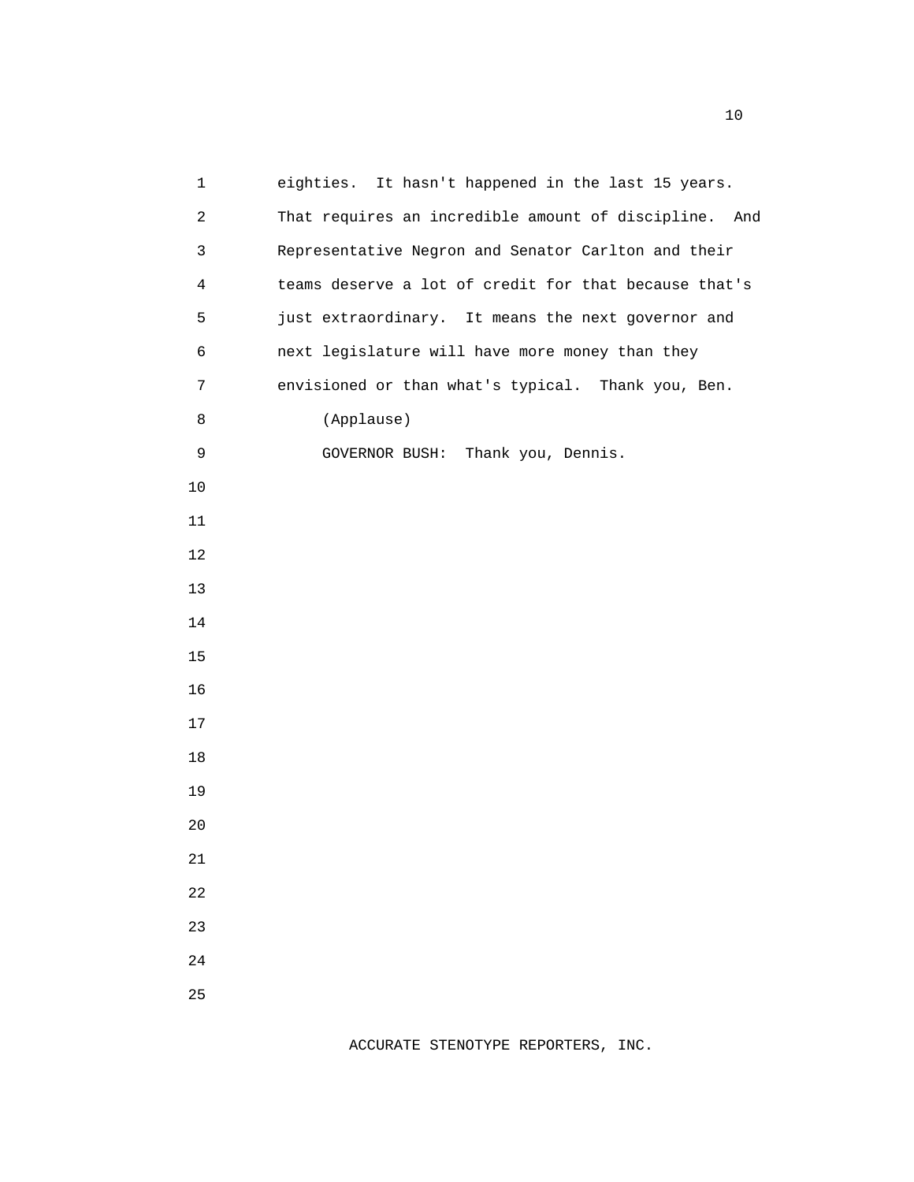eighties. It hasn't happened in the last 15 years. That requires an incredible amount of discipline. And Representative Negron and Senator Carlton and their teams deserve a lot of credit for that because that's just extraordinary. It means the next governor and next legislature will have more money than they envisioned or than what's typical. Thank you, Ben.

(Applause)

GOVERNOR BUSH: Thank you, Dennis.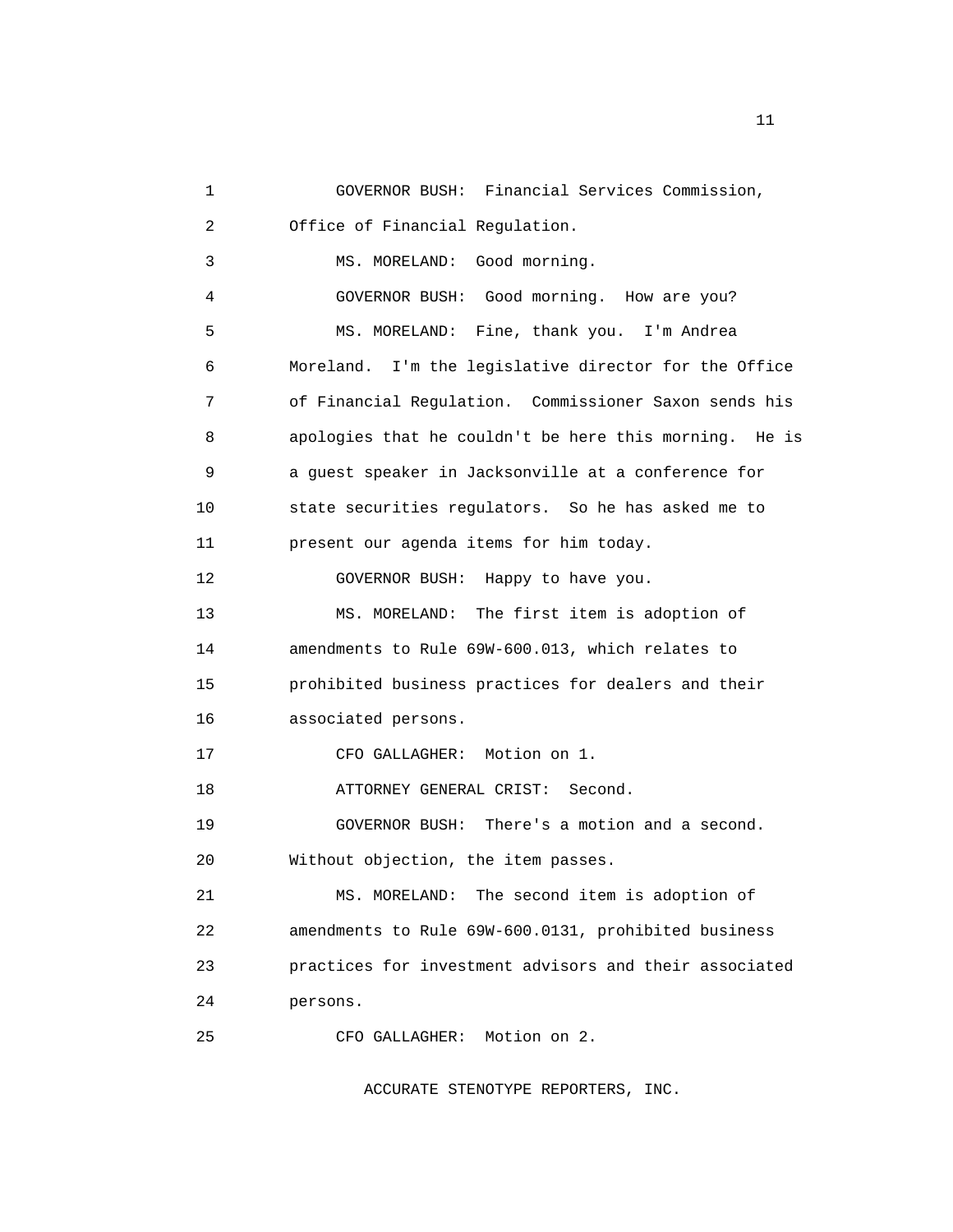GOVERNOR BUSH: Financial Services Commission, Office of Financial Regulation.

MS. MORELAND: Good morning.

GOVERNOR BUSH: Good morning. How are you?

MS. MORELAND: Fine, thank you. I'm Andrea Moreland. I'm the legislative director for the Office of Financial Regulation. Commissioner Saxon sends his apologies that he couldn't be here this morning. He is a guest speaker in Jacksonville at a conference for state securities regulators. So he has asked me to present our agenda items for him today.

GOVERNOR BUSH: Happy to have you.

MS. MORELAND: The first item is adoption of amendments to Rule 69W-600.013, which relates to prohibited business practices for dealers and their associated persons.

CFO GALLAGHER: Motion on 1.

ATTORNEY GENERAL CRIST: Second.

GOVERNOR BUSH: There's a motion and a second. Without objection, the item passes.

MS. MORELAND: The second item is adoption of amendments to Rule 69W-600.0131, prohibited business practices for investment advisors and their associated persons.

CFO GALLAGHER: Motion on 2.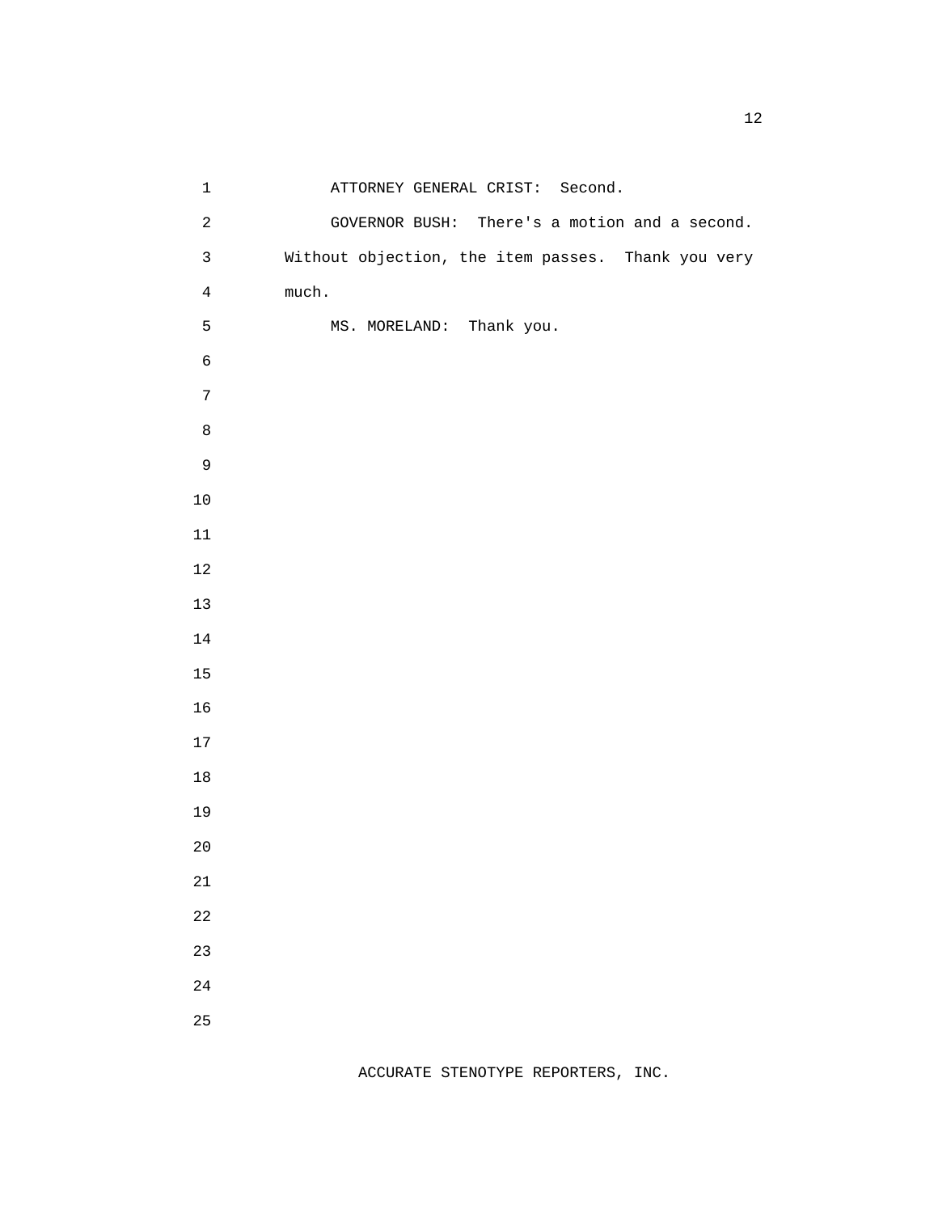ATTORNEY GENERAL CRIST: Second.

GOVERNOR BUSH: There's a motion and a second. Without objection, the item passes. Thank you very much.

MS. MORELAND: Thank you.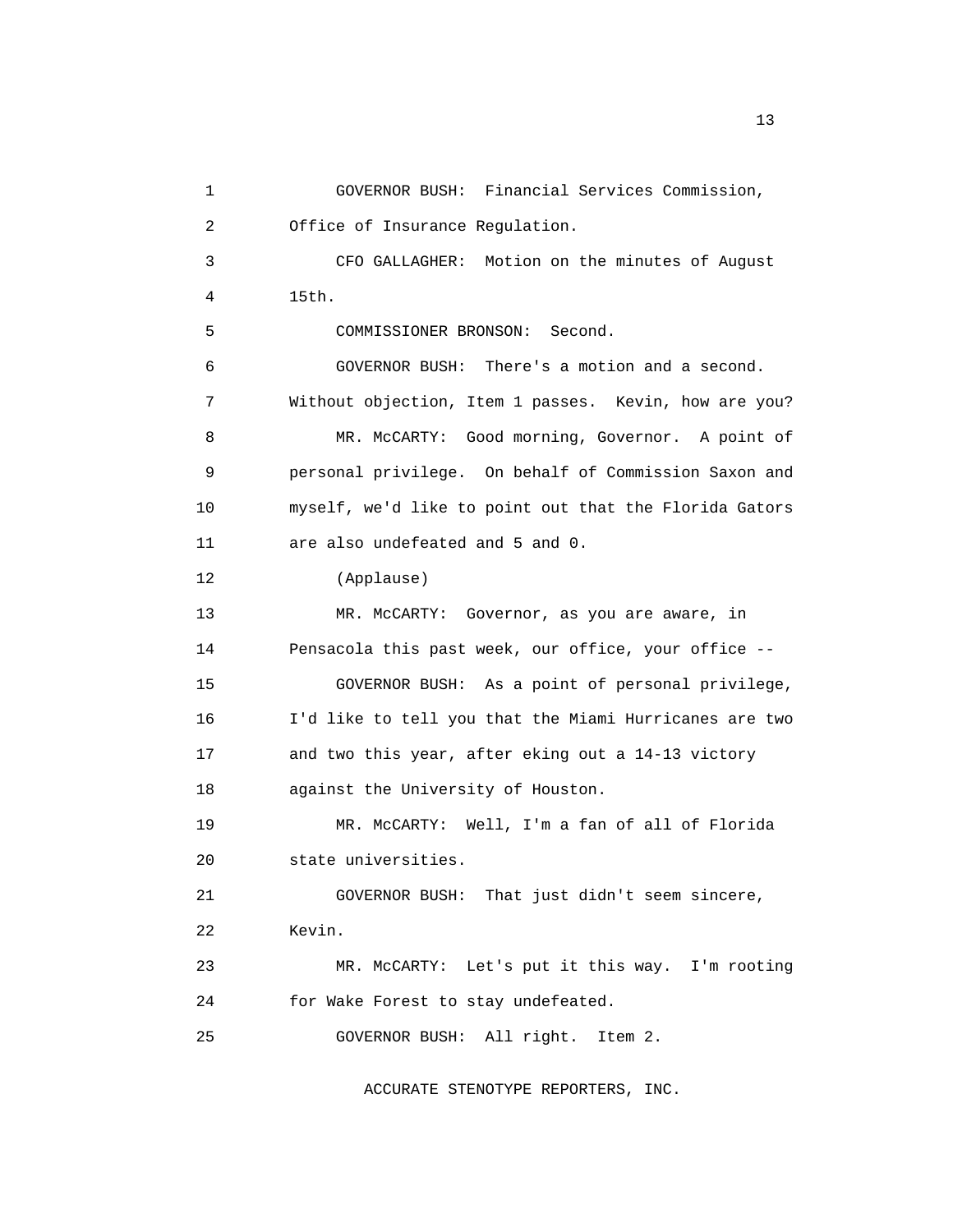1 GOVERNOR BUSH: Financial Services Commission,
2 Office of Insurance Regulation.
3 CFO GALLAGHER: Motion on the minutes of August
4 15th.
5 COMMISSIONER BRONSON: Second.
6 GOVERNOR BUSH: There's a motion and a second.
7 Without objection, Item 1 passes. Kevin, how are you?
8 MR. McCARTY: Good morning, Governor. A point of
9 personal privilege. On behalf of Commission Saxon and
10 myself, we'd like to point out that the Florida Gators
11 are also undefeated and 5 and 0.
12 (Applause)
13 MR. McCARTY: Governor, as you are aware, in
14 Pensacola this past week, our office, your office --
15 GOVERNOR BUSH: As a point of personal privilege,
16 I'd like to tell you that the Miami Hurricanes are two
17 and two this year, after eking out a 14-13 victory
18 against the University of Houston.
19 MR. McCARTY: Well, I'm a fan of all of Florida
20 state universities.
21 GOVERNOR BUSH: That just didn't seem sincere,
22 Kevin.
23 MR. McCARTY: Let's put it this way. I'm rooting
24 for Wake Forest to stay undefeated.
25 GOVERNOR BUSH: All right. Item 2.

ACCURATE STENOTYPE REPORTERS, INC.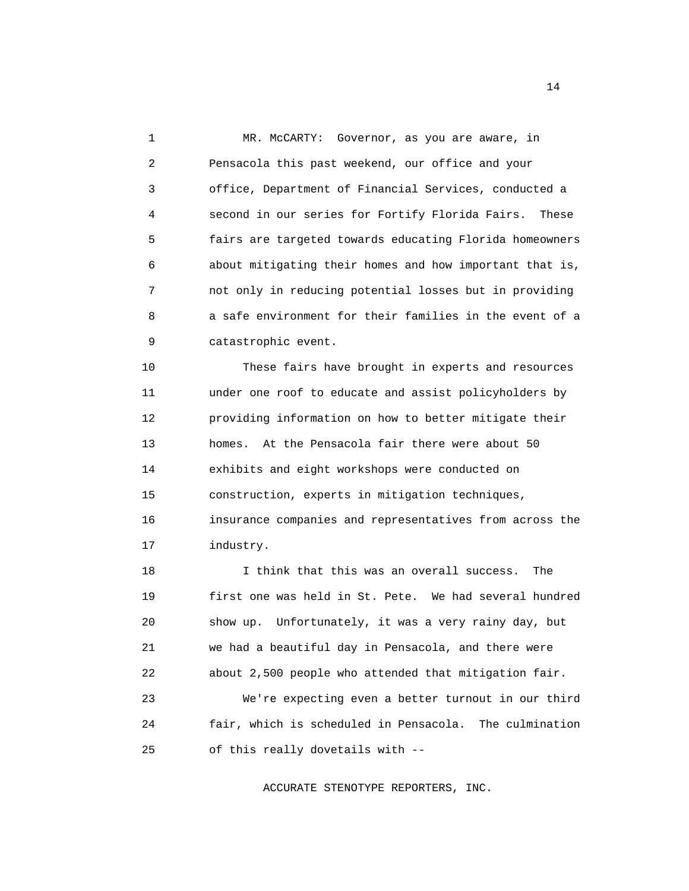MR. McCARTY: Governor, as you are aware, in Pensacola this past weekend, our office and your office, Department of Financial Services, conducted a second in our series for Fortify Florida Fairs. These fairs are targeted towards educating Florida homeowners about mitigating their homes and how important that is, not only in reducing potential losses but in providing a safe environment for their families in the event of a catastrophic event.

These fairs have brought in experts and resources under one roof to educate and assist policyholders by providing information on how to better mitigate their homes. At the Pensacola fair there were about 50 exhibits and eight workshops were conducted on construction, experts in mitigation techniques, insurance companies and representatives from across the industry.

I think that this was an overall success. The first one was held in St. Pete. We had several hundred show up. Unfortunately, it was a very rainy day, but we had a beautiful day in Pensacola, and there were about 2,500 people who attended that mitigation fair.

We're expecting even a better turnout in our third fair, which is scheduled in Pensacola. The culmination of this really dovetails with --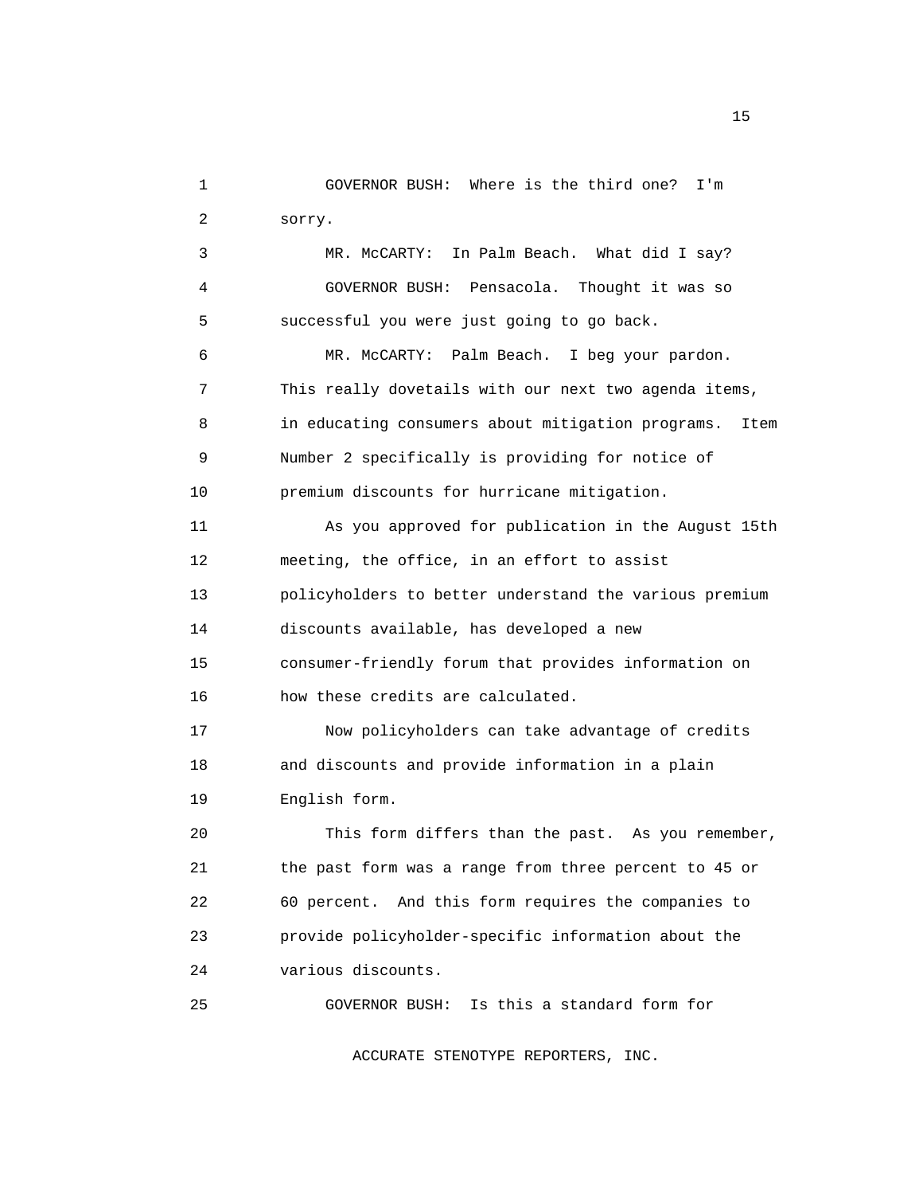GOVERNOR BUSH: Where is the third one? I'm sorry.

MR. McCARTY: In Palm Beach. What did I say?

GOVERNOR BUSH: Pensacola. Thought it was so successful you were just going to go back.

MR. McCARTY: Palm Beach. I beg your pardon. This really dovetails with our next two agenda items, in educating consumers about mitigation programs. Item Number 2 specifically is providing for notice of premium discounts for hurricane mitigation.

As you approved for publication in the August 15th meeting, the office, in an effort to assist policyholders to better understand the various premium discounts available, has developed a new consumer-friendly forum that provides information on how these credits are calculated.

Now policyholders can take advantage of credits and discounts and provide information in a plain English form.

This form differs than the past. As you remember, the past form was a range from three percent to 45 or 60 percent. And this form requires the companies to provide policyholder-specific information about the various discounts.

GOVERNOR BUSH: Is this a standard form for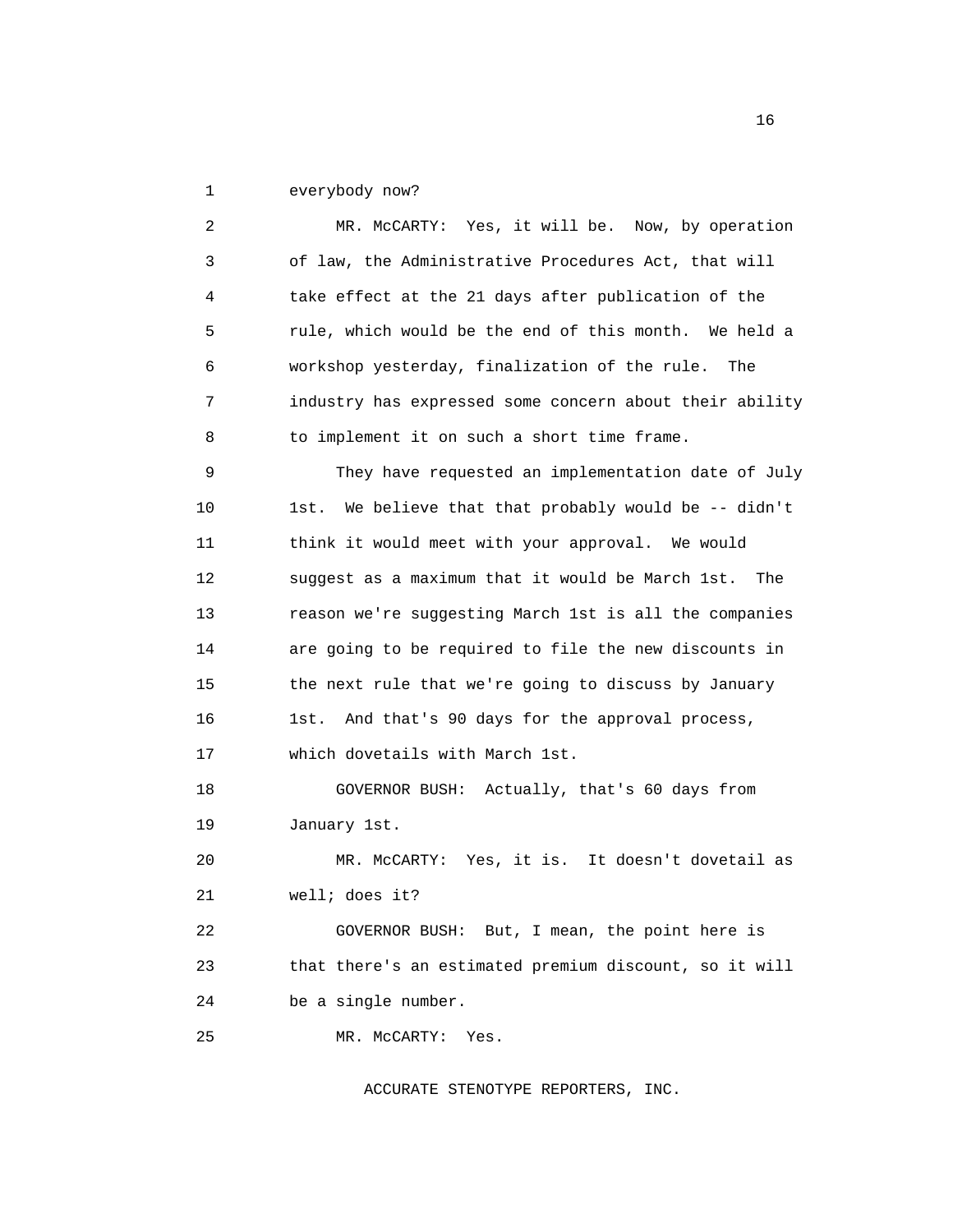everybody now?

MR. McCARTY: Yes, it will be. Now, by operation of law, the Administrative Procedures Act, that will take effect at the 21 days after publication of the rule, which would be the end of this month. We held a workshop yesterday, finalization of the rule. The industry has expressed some concern about their ability to implement it on such a short time frame.

They have requested an implementation date of July 1st. We believe that that probably would be -- didn't think it would meet with your approval. We would suggest as a maximum that it would be March 1st. The reason we're suggesting March 1st is all the companies are going to be required to file the new discounts in the next rule that we're going to discuss by January 1st. And that's 90 days for the approval process, which dovetails with March 1st.

GOVERNOR BUSH: Actually, that's 60 days from January 1st.

MR. McCARTY: Yes, it is. It doesn't dovetail as well; does it?

GOVERNOR BUSH: But, I mean, the point here is that there's an estimated premium discount, so it will be a single number.

MR. McCARTY: Yes.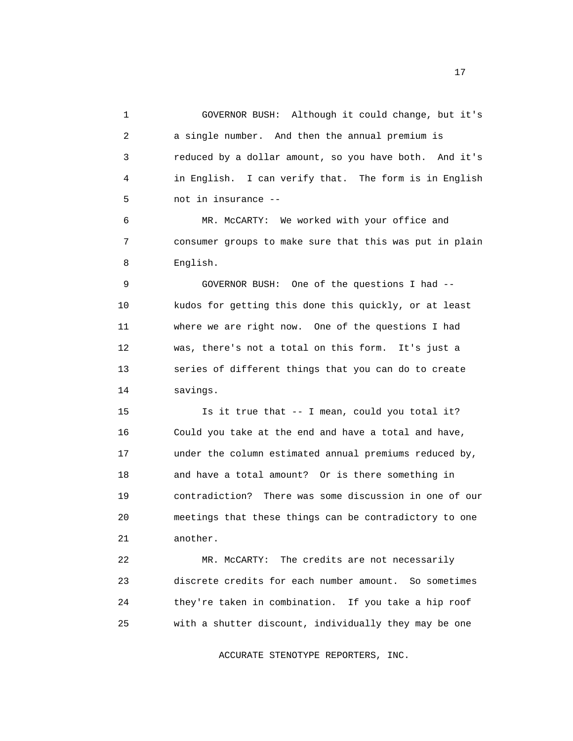GOVERNOR BUSH: Although it could change, but it's a single number. And then the annual premium is reduced by a dollar amount, so you have both. And it's in English. I can verify that. The form is in English not in insurance --

MR. McCARTY: We worked with your office and consumer groups to make sure that this was put in plain English.

GOVERNOR BUSH: One of the questions I had -- kudos for getting this done this quickly, or at least where we are right now. One of the questions I had was, there's not a total on this form. It's just a series of different things that you can do to create savings.

Is it true that -- I mean, could you total it? Could you take at the end and have a total and have, under the column estimated annual premiums reduced by, and have a total amount? Or is there something in contradiction? There was some discussion in one of our meetings that these things can be contradictory to one another.

MR. McCARTY: The credits are not necessarily discrete credits for each number amount. So sometimes they're taken in combination. If you take a hip roof with a shutter discount, individually they may be one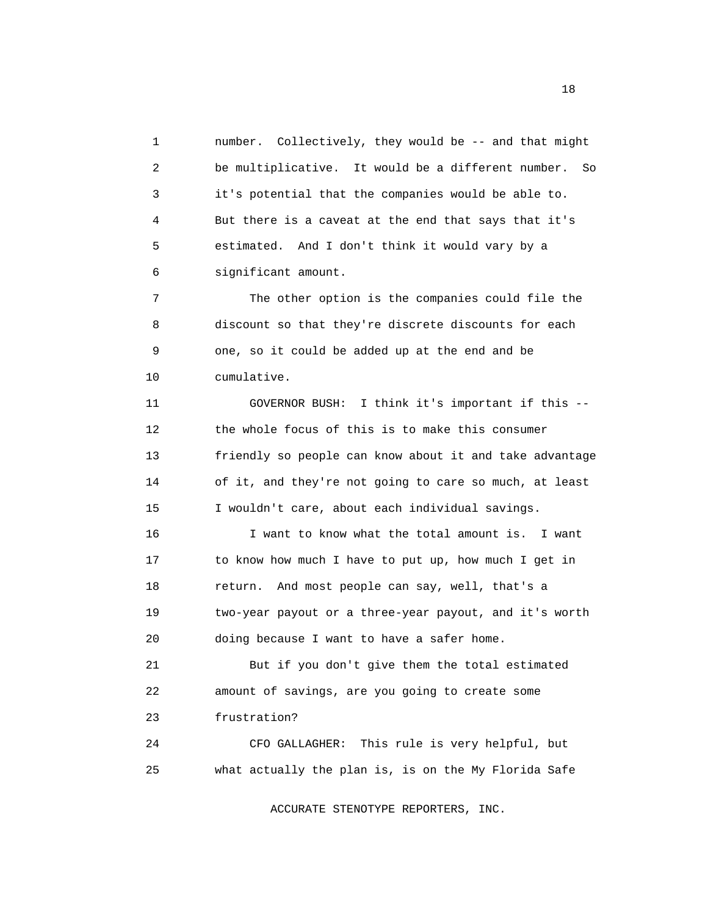number. Collectively, they would be -- and that might be multiplicative. It would be a different number. So it's potential that the companies would be able to. But there is a caveat at the end that says that it's estimated. And I don't think it would vary by a significant amount.

The other option is the companies could file the discount so that they're discrete discounts for each one, so it could be added up at the end and be cumulative.

GOVERNOR BUSH: I think it's important if this -- the whole focus of this is to make this consumer friendly so people can know about it and take advantage of it, and they're not going to care so much, at least I wouldn't care, about each individual savings.

I want to know what the total amount is. I want to know how much I have to put up, how much I get in return. And most people can say, well, that's a two-year payout or a three-year payout, and it's worth doing because I want to have a safer home.

But if you don't give them the total estimated amount of savings, are you going to create some frustration?

CFO GALLAGHER: This rule is very helpful, but what actually the plan is, is on the My Florida Safe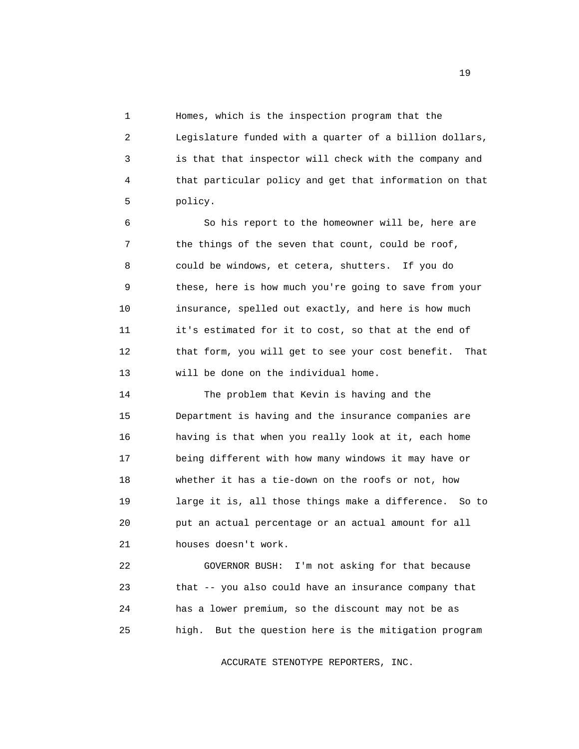Homes, which is the inspection program that the Legislature funded with a quarter of a billion dollars, is that that inspector will check with the company and that particular policy and get that information on that policy.

So his report to the homeowner will be, here are the things of the seven that count, could be roof, could be windows, et cetera, shutters. If you do these, here is how much you're going to save from your insurance, spelled out exactly, and here is how much it's estimated for it to cost, so that at the end of that form, you will get to see your cost benefit. That will be done on the individual home.

The problem that Kevin is having and the Department is having and the insurance companies are having is that when you really look at it, each home being different with how many windows it may have or whether it has a tie-down on the roofs or not, how large it is, all those things make a difference. So to put an actual percentage or an actual amount for all houses doesn't work.

GOVERNOR BUSH: I'm not asking for that because that -- you also could have an insurance company that has a lower premium, so the discount may not be as high. But the question here is the mitigation program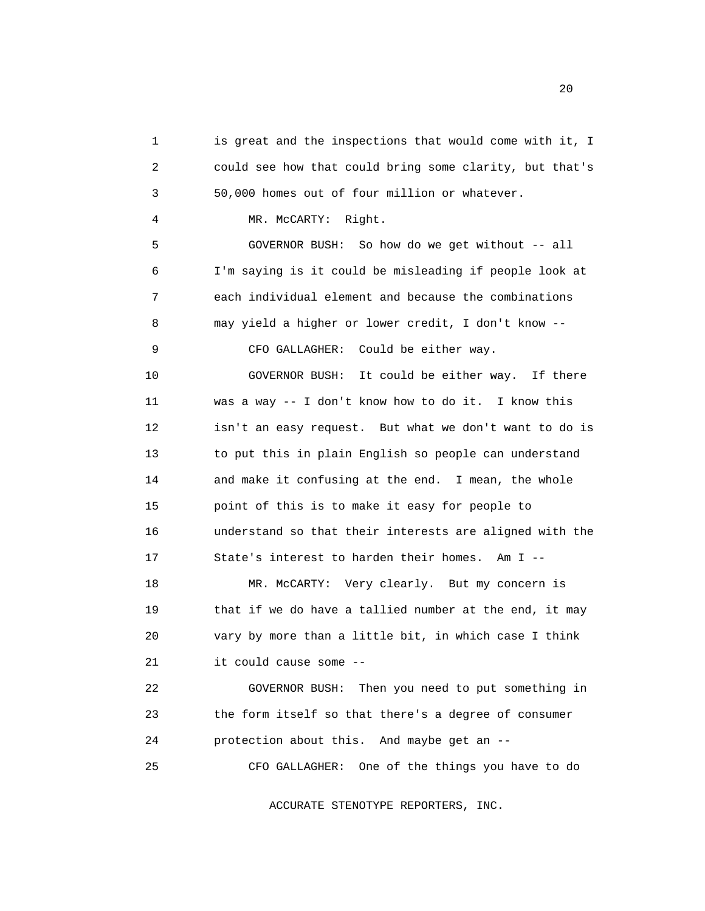is great and the inspections that would come with it, I could see how that could bring some clarity, but that's 50,000 homes out of four million or whatever.

MR. McCARTY: Right.

GOVERNOR BUSH: So how do we get without -- all I'm saying is it could be misleading if people look at each individual element and because the combinations may yield a higher or lower credit, I don't know --

CFO GALLAGHER: Could be either way.

GOVERNOR BUSH: It could be either way. If there was a way -- I don't know how to do it. I know this isn't an easy request. But what we don't want to do is to put this in plain English so people can understand and make it confusing at the end. I mean, the whole point of this is to make it easy for people to understand so that their interests are aligned with the State's interest to harden their homes. Am I --

MR. McCARTY: Very clearly. But my concern is that if we do have a tallied number at the end, it may vary by more than a little bit, in which case I think it could cause some --

GOVERNOR BUSH: Then you need to put something in the form itself so that there's a degree of consumer protection about this. And maybe get an --

CFO GALLAGHER: One of the things you have to do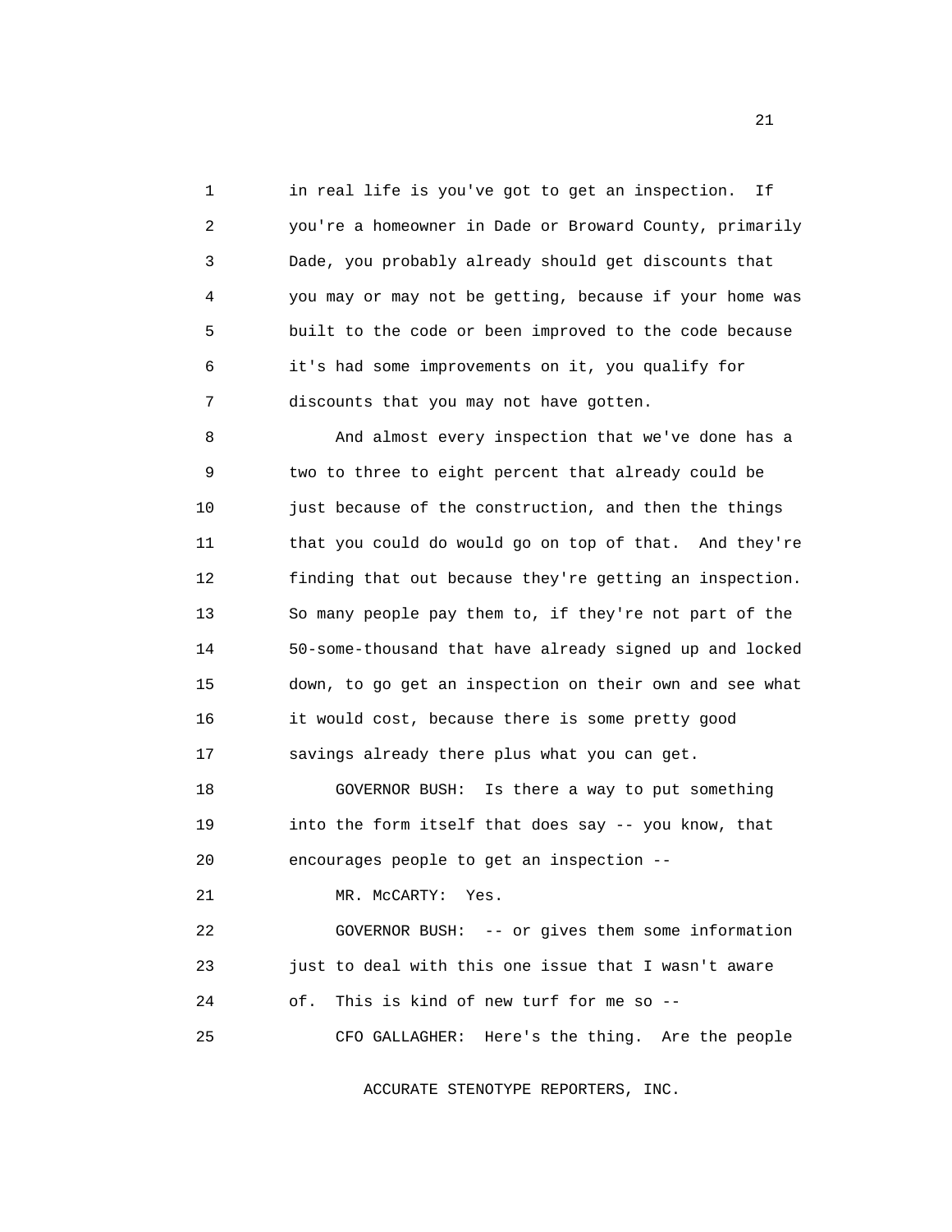in real life is you've got to get an inspection. If you're a homeowner in Dade or Broward County, primarily Dade, you probably already should get discounts that you may or may not be getting, because if your home was built to the code or been improved to the code because it's had some improvements on it, you qualify for discounts that you may not have gotten.

And almost every inspection that we've done has a two to three to eight percent that already could be just because of the construction, and then the things that you could do would go on top of that. And they're finding that out because they're getting an inspection. So many people pay them to, if they're not part of the 50-some-thousand that have already signed up and locked down, to go get an inspection on their own and see what it would cost, because there is some pretty good savings already there plus what you can get.

GOVERNOR BUSH: Is there a way to put something into the form itself that does say -- you know, that encourages people to get an inspection --

MR. McCARTY: Yes.

GOVERNOR BUSH: -- or gives them some information just to deal with this one issue that I wasn't aware of. This is kind of new turf for me so --

CFO GALLAGHER: Here's the thing. Are the people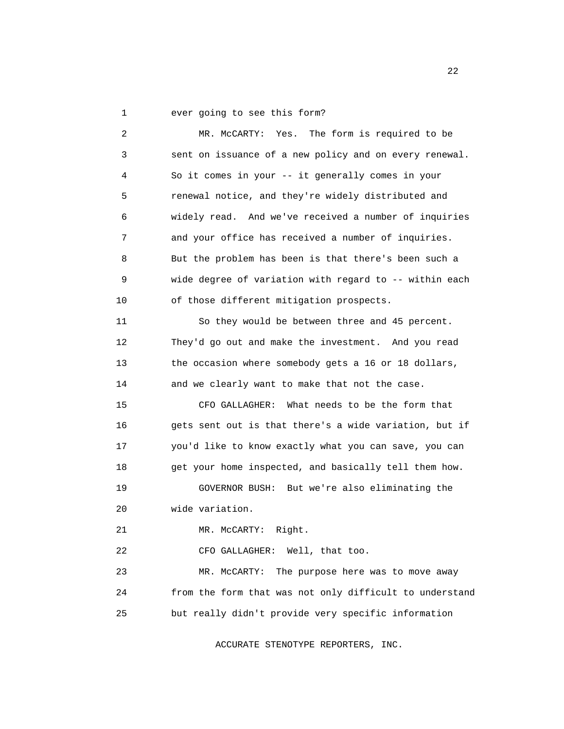ever going to see this form?

MR. McCARTY: Yes. The form is required to be sent on issuance of a new policy and on every renewal. So it comes in your -- it generally comes in your renewal notice, and they're widely distributed and widely read. And we've received a number of inquiries and your office has received a number of inquiries. But the problem has been is that there's been such a wide degree of variation with regard to -- within each of those different mitigation prospects.

So they would be between three and 45 percent. They'd go out and make the investment. And you read the occasion where somebody gets a 16 or 18 dollars, and we clearly want to make that not the case.

CFO GALLAGHER: What needs to be the form that gets sent out is that there's a wide variation, but if you'd like to know exactly what you can save, you can get your home inspected, and basically tell them how.

GOVERNOR BUSH: But we're also eliminating the wide variation.

MR. McCARTY: Right.

CFO GALLAGHER: Well, that too.

MR. McCARTY: The purpose here was to move away from the form that was not only difficult to understand but really didn't provide very specific information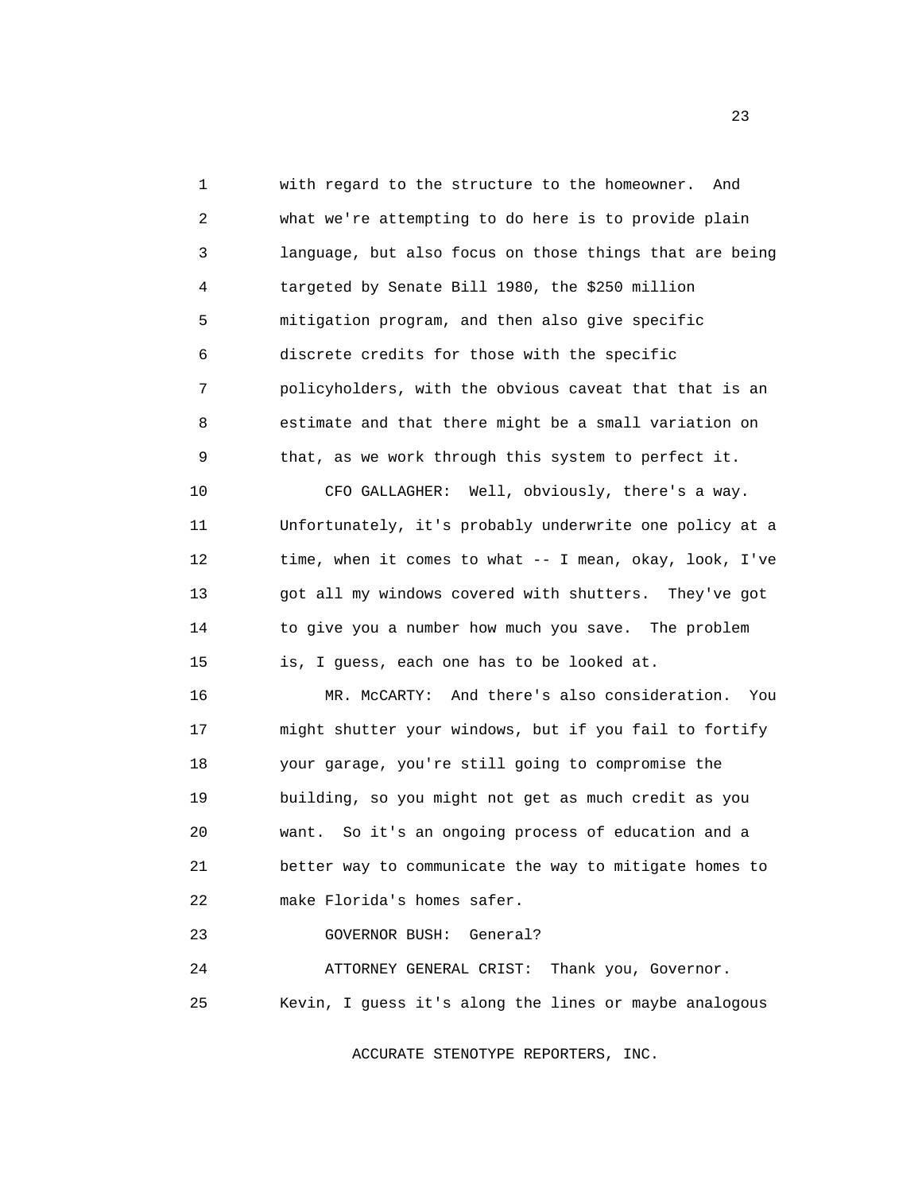with regard to the structure to the homeowner. And what we're attempting to do here is to provide plain language, but also focus on those things that are being targeted by Senate Bill 1980, the $250 million mitigation program, and then also give specific discrete credits for those with the specific policyholders, with the obvious caveat that that is an estimate and that there might be a small variation on that, as we work through this system to perfect it.

CFO GALLAGHER: Well, obviously, there's a way. Unfortunately, it's probably underwrite one policy at a time, when it comes to what -- I mean, okay, look, I've got all my windows covered with shutters. They've got to give you a number how much you save. The problem is, I guess, each one has to be looked at.

MR. McCARTY: And there's also consideration. You might shutter your windows, but if you fail to fortify your garage, you're still going to compromise the building, so you might not get as much credit as you want. So it's an ongoing process of education and a better way to communicate the way to mitigate homes to make Florida's homes safer.

GOVERNOR BUSH: General?

ATTORNEY GENERAL CRIST: Thank you, Governor. Kevin, I guess it's along the lines or maybe analogous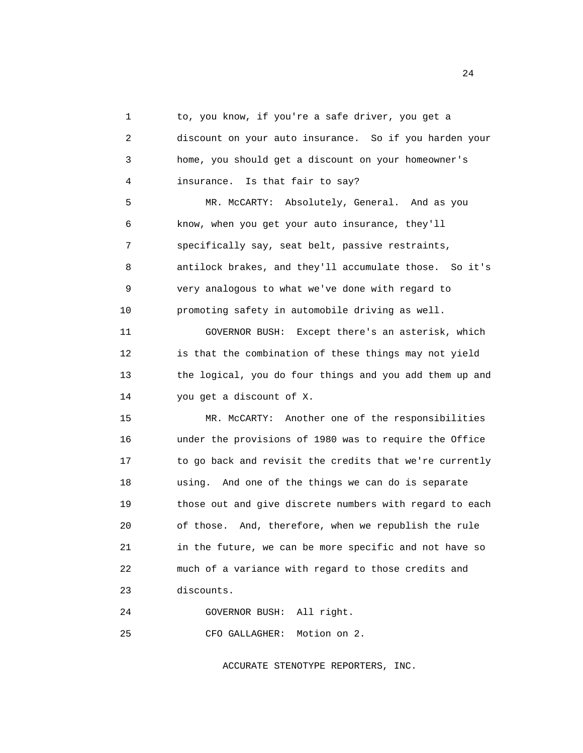to, you know, if you're a safe driver, you get a discount on your auto insurance. So if you harden your home, you should get a discount on your homeowner's insurance. Is that fair to say?

MR. McCARTY: Absolutely, General. And as you know, when you get your auto insurance, they'll specifically say, seat belt, passive restraints, antilock brakes, and they'll accumulate those. So it's very analogous to what we've done with regard to promoting safety in automobile driving as well.

GOVERNOR BUSH: Except there's an asterisk, which is that the combination of these things may not yield the logical, you do four things and you add them up and you get a discount of X.

MR. McCARTY: Another one of the responsibilities under the provisions of 1980 was to require the Office to go back and revisit the credits that we're currently using. And one of the things we can do is separate those out and give discrete numbers with regard to each of those. And, therefore, when we republish the rule in the future, we can be more specific and not have so much of a variance with regard to those credits and discounts.

GOVERNOR BUSH: All right.

CFO GALLAGHER: Motion on 2.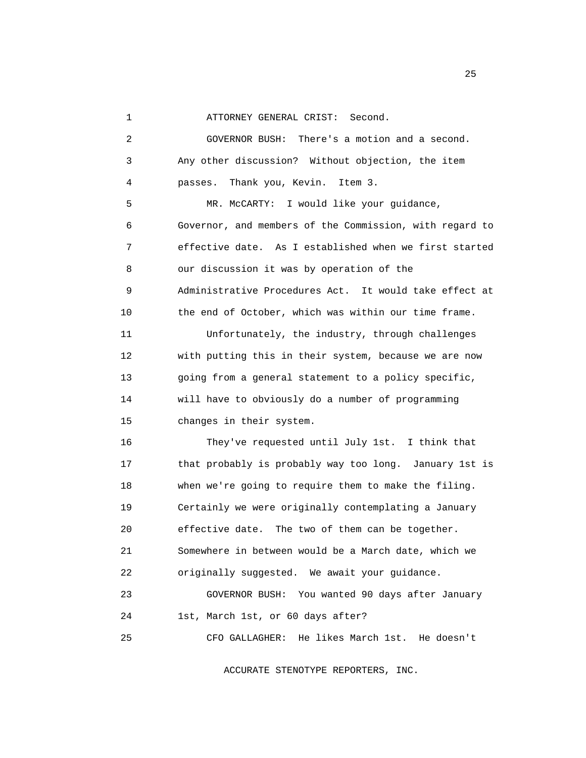ATTORNEY GENERAL CRIST: Second.

GOVERNOR BUSH: There's a motion and a second. Any other discussion? Without objection, the item passes. Thank you, Kevin. Item 3.

MR. McCARTY: I would like your guidance, Governor, and members of the Commission, with regard to effective date. As I established when we first started our discussion it was by operation of the Administrative Procedures Act. It would take effect at the end of October, which was within our time frame.

Unfortunately, the industry, through challenges with putting this in their system, because we are now going from a general statement to a policy specific, will have to obviously do a number of programming changes in their system.

They've requested until July 1st. I think that that probably is probably way too long. January 1st is when we're going to require them to make the filing. Certainly we were originally contemplating a January effective date. The two of them can be together. Somewhere in between would be a March date, which we originally suggested. We await your guidance.

GOVERNOR BUSH: You wanted 90 days after January 1st, March 1st, or 60 days after?

CFO GALLAGHER: He likes March 1st. He doesn't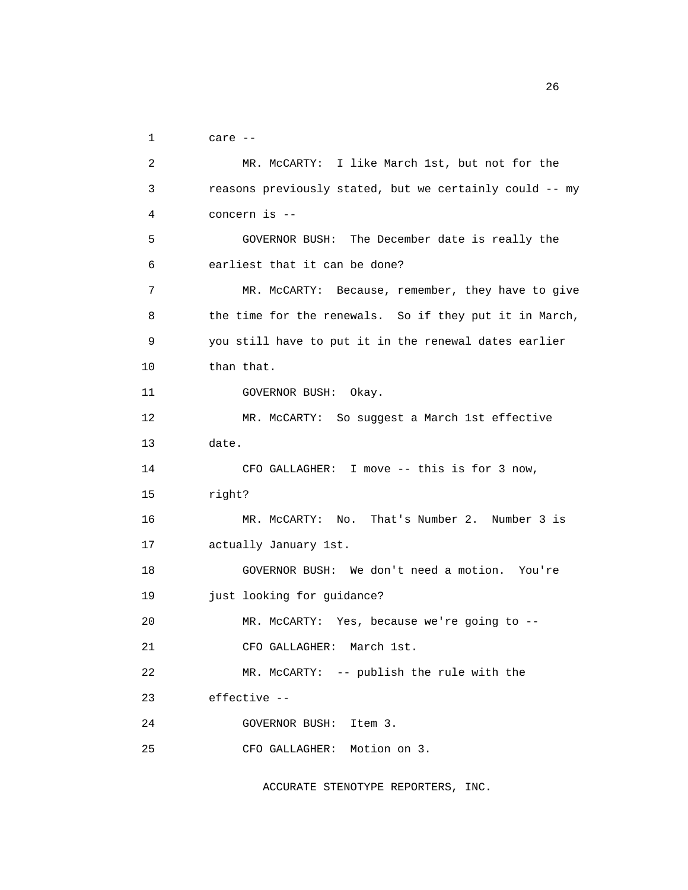care --

MR. McCARTY: I like March 1st, but not for the reasons previously stated, but we certainly could -- my concern is --

GOVERNOR BUSH: The December date is really the earliest that it can be done?

MR. McCARTY: Because, remember, they have to give the time for the renewals. So if they put it in March, you still have to put it in the renewal dates earlier than that.

GOVERNOR BUSH: Okay.

MR. McCARTY: So suggest a March 1st effective date.

CFO GALLAGHER: I move -- this is for 3 now, right?

MR. McCARTY: No. That's Number 2. Number 3 is actually January 1st.

GOVERNOR BUSH: We don't need a motion. You're just looking for guidance?

MR. McCARTY: Yes, because we're going to --

CFO GALLAGHER: March 1st.

MR. McCARTY: -- publish the rule with the effective --

GOVERNOR BUSH: Item 3.

CFO GALLAGHER: Motion on 3.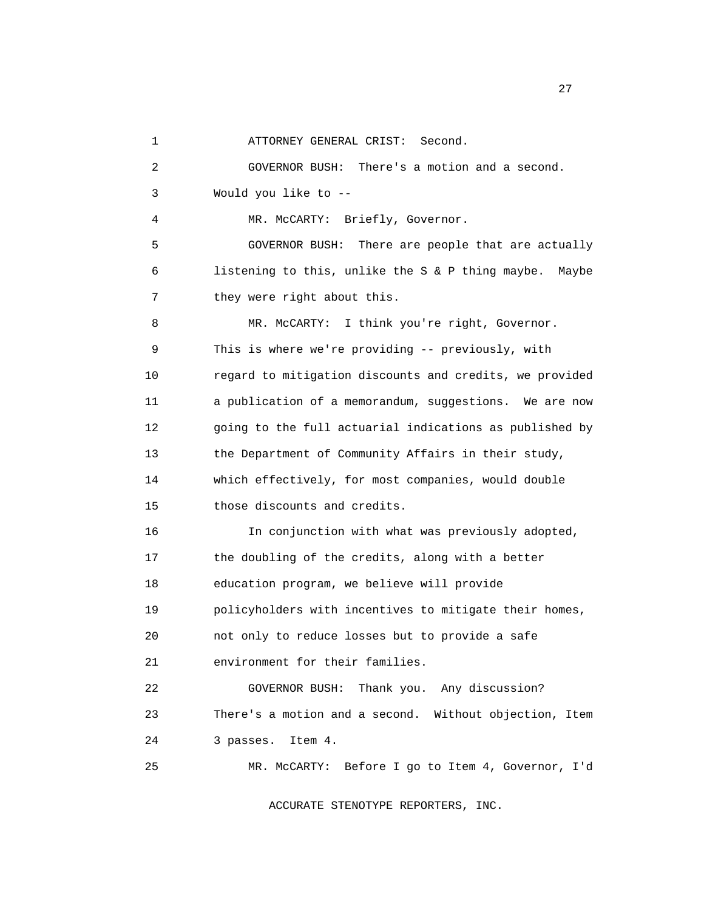ATTORNEY GENERAL CRIST: Second.

GOVERNOR BUSH: There's a motion and a second. Would you like to --

MR. McCARTY: Briefly, Governor.

GOVERNOR BUSH: There are people that are actually listening to this, unlike the S & P thing maybe. Maybe they were right about this.

MR. McCARTY: I think you're right, Governor. This is where we're providing -- previously, with regard to mitigation discounts and credits, we provided a publication of a memorandum, suggestions. We are now going to the full actuarial indications as published by the Department of Community Affairs in their study, which effectively, for most companies, would double those discounts and credits.

In conjunction with what was previously adopted, the doubling of the credits, along with a better education program, we believe will provide policyholders with incentives to mitigate their homes, not only to reduce losses but to provide a safe environment for their families.

GOVERNOR BUSH: Thank you. Any discussion? There's a motion and a second. Without objection, Item 3 passes. Item 4.

MR. McCARTY: Before I go to Item 4, Governor, I'd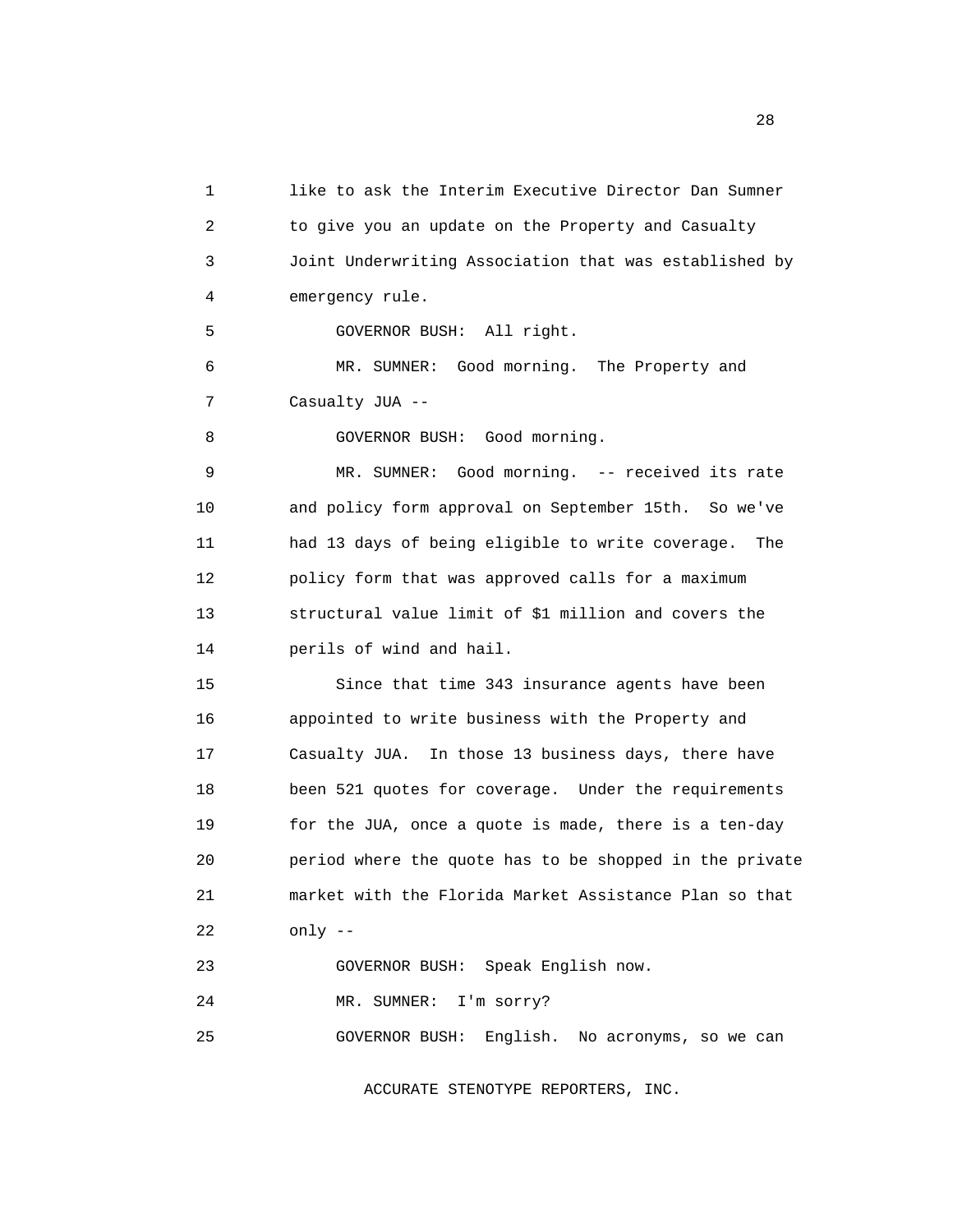like to ask the Interim Executive Director Dan Sumner to give you an update on the Property and Casualty Joint Underwriting Association that was established by emergency rule.

GOVERNOR BUSH: All right.

MR. SUMNER: Good morning. The Property and Casualty JUA --

GOVERNOR BUSH: Good morning.

MR. SUMNER: Good morning. -- received its rate and policy form approval on September 15th. So we've had 13 days of being eligible to write coverage. The policy form that was approved calls for a maximum structural value limit of $1 million and covers the perils of wind and hail.

Since that time 343 insurance agents have been appointed to write business with the Property and Casualty JUA. In those 13 business days, there have been 521 quotes for coverage. Under the requirements for the JUA, once a quote is made, there is a ten-day period where the quote has to be shopped in the private market with the Florida Market Assistance Plan so that only --

GOVERNOR BUSH: Speak English now.

MR. SUMNER: I'm sorry?

GOVERNOR BUSH: English. No acronyms, so we can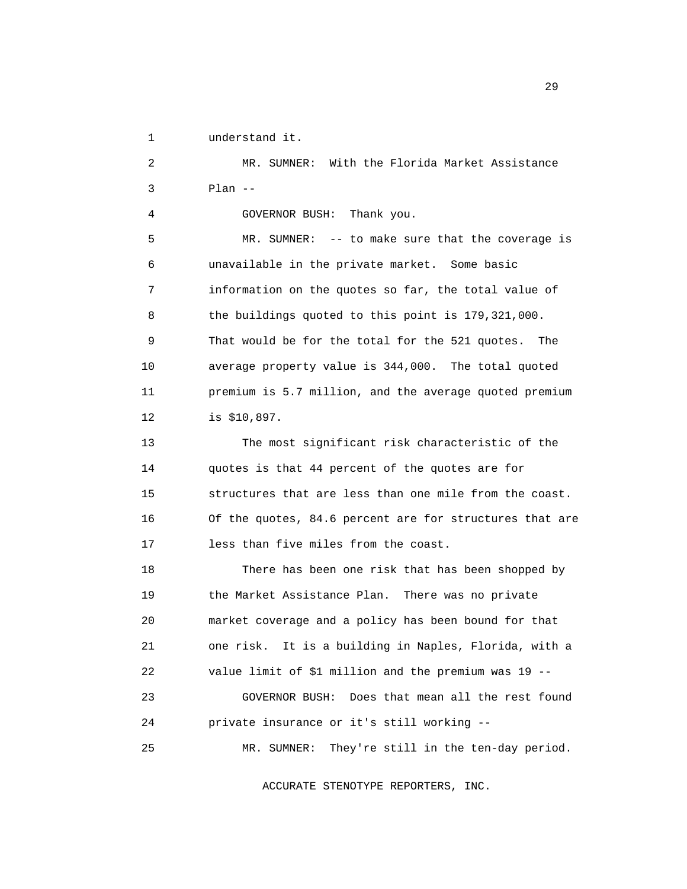understand it.

MR. SUMNER: With the Florida Market Assistance Plan --

GOVERNOR BUSH: Thank you.

MR. SUMNER: -- to make sure that the coverage is unavailable in the private market. Some basic information on the quotes so far, the total value of the buildings quoted to this point is 179,321,000. That would be for the total for the 521 quotes. The average property value is 344,000. The total quoted premium is 5.7 million, and the average quoted premium is $10,897.

The most significant risk characteristic of the quotes is that 44 percent of the quotes are for structures that are less than one mile from the coast. Of the quotes, 84.6 percent are for structures that are less than five miles from the coast.

There has been one risk that has been shopped by the Market Assistance Plan. There was no private market coverage and a policy has been bound for that one risk. It is a building in Naples, Florida, with a value limit of $1 million and the premium was 19 --

GOVERNOR BUSH: Does that mean all the rest found private insurance or it's still working --

MR. SUMNER: They're still in the ten-day period.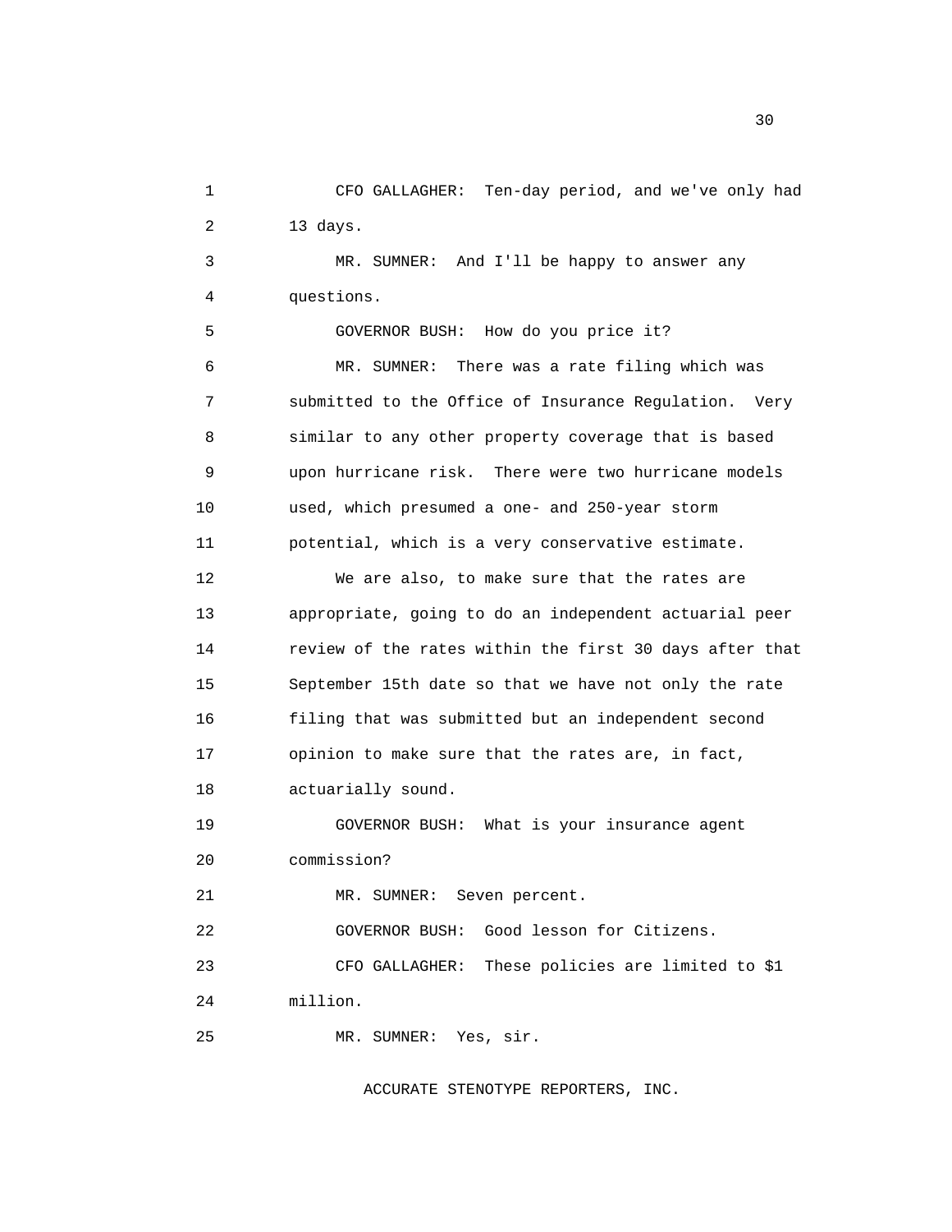CFO GALLAGHER: Ten-day period, and we've only had 13 days.

MR. SUMNER: And I'll be happy to answer any questions.

GOVERNOR BUSH: How do you price it?

MR. SUMNER: There was a rate filing which was submitted to the Office of Insurance Regulation. Very similar to any other property coverage that is based upon hurricane risk. There were two hurricane models used, which presumed a one- and 250-year storm potential, which is a very conservative estimate.

We are also, to make sure that the rates are appropriate, going to do an independent actuarial peer review of the rates within the first 30 days after that September 15th date so that we have not only the rate filing that was submitted but an independent second opinion to make sure that the rates are, in fact, actuarially sound.

GOVERNOR BUSH: What is your insurance agent commission?

MR. SUMNER: Seven percent.

GOVERNOR BUSH: Good lesson for Citizens.

CFO GALLAGHER: These policies are limited to $1 million.

MR. SUMNER: Yes, sir.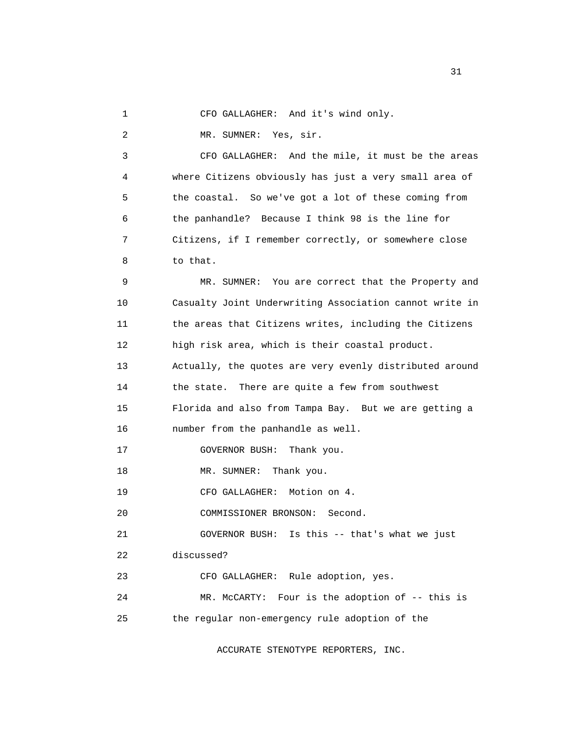CFO GALLAGHER: And it's wind only.

MR. SUMNER: Yes, sir.

CFO GALLAGHER: And the mile, it must be the areas where Citizens obviously has just a very small area of the coastal. So we've got a lot of these coming from the panhandle? Because I think 98 is the line for Citizens, if I remember correctly, or somewhere close to that.

MR. SUMNER: You are correct that the Property and Casualty Joint Underwriting Association cannot write in the areas that Citizens writes, including the Citizens high risk area, which is their coastal product. Actually, the quotes are very evenly distributed around the state. There are quite a few from southwest Florida and also from Tampa Bay. But we are getting a number from the panhandle as well.

GOVERNOR BUSH: Thank you.

MR. SUMNER: Thank you.

CFO GALLAGHER: Motion on 4.

COMMISSIONER BRONSON: Second.

GOVERNOR BUSH: Is this -- that's what we just discussed?

CFO GALLAGHER: Rule adoption, yes.

MR. McCARTY: Four is the adoption of -- this is the regular non-emergency rule adoption of the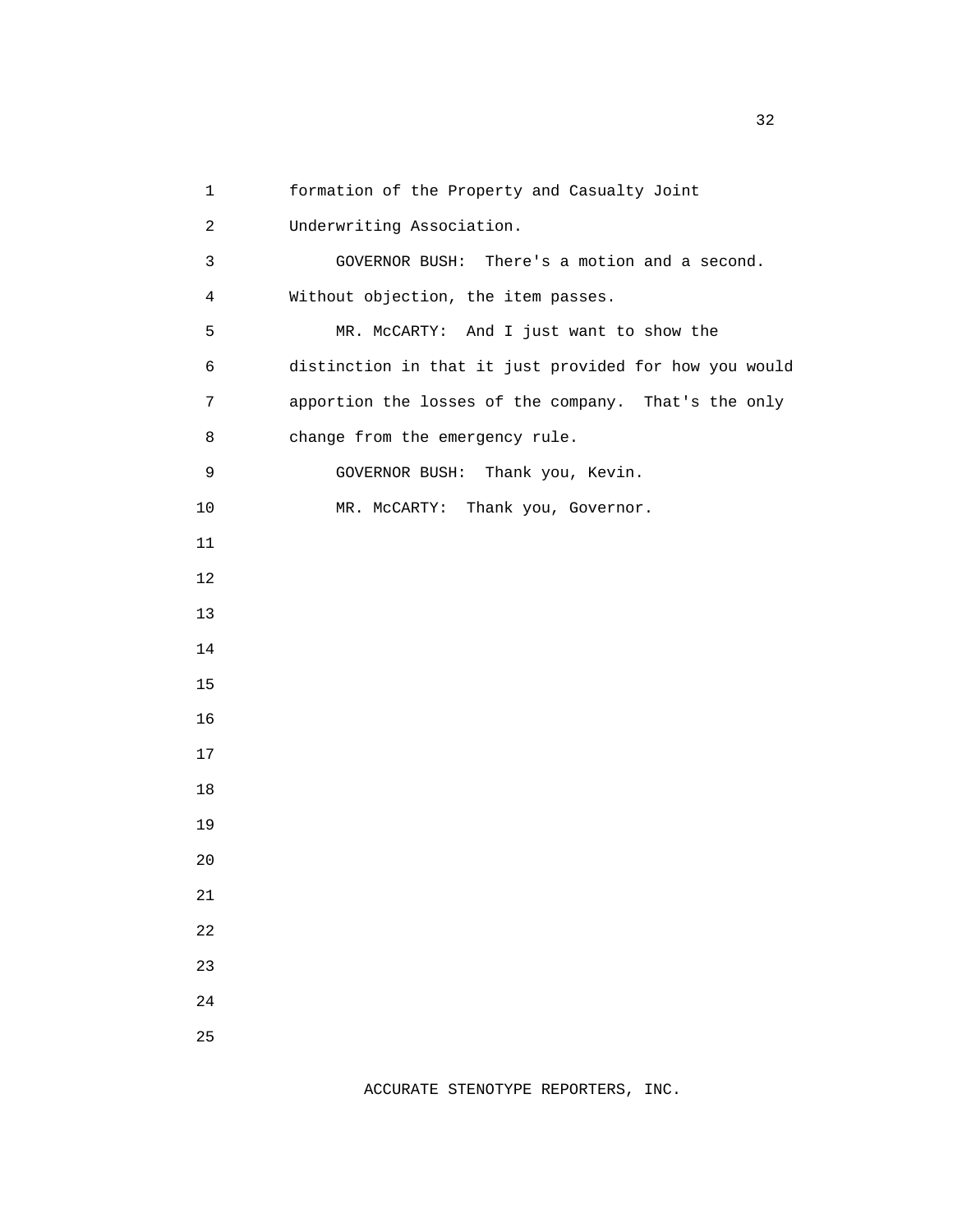formation of the Property and Casualty Joint Underwriting Association.

GOVERNOR BUSH: There's a motion and a second. Without objection, the item passes.

MR. McCARTY: And I just want to show the distinction in that it just provided for how you would apportion the losses of the company. That's the only change from the emergency rule.

GOVERNOR BUSH: Thank you, Kevin.

MR. McCARTY: Thank you, Governor.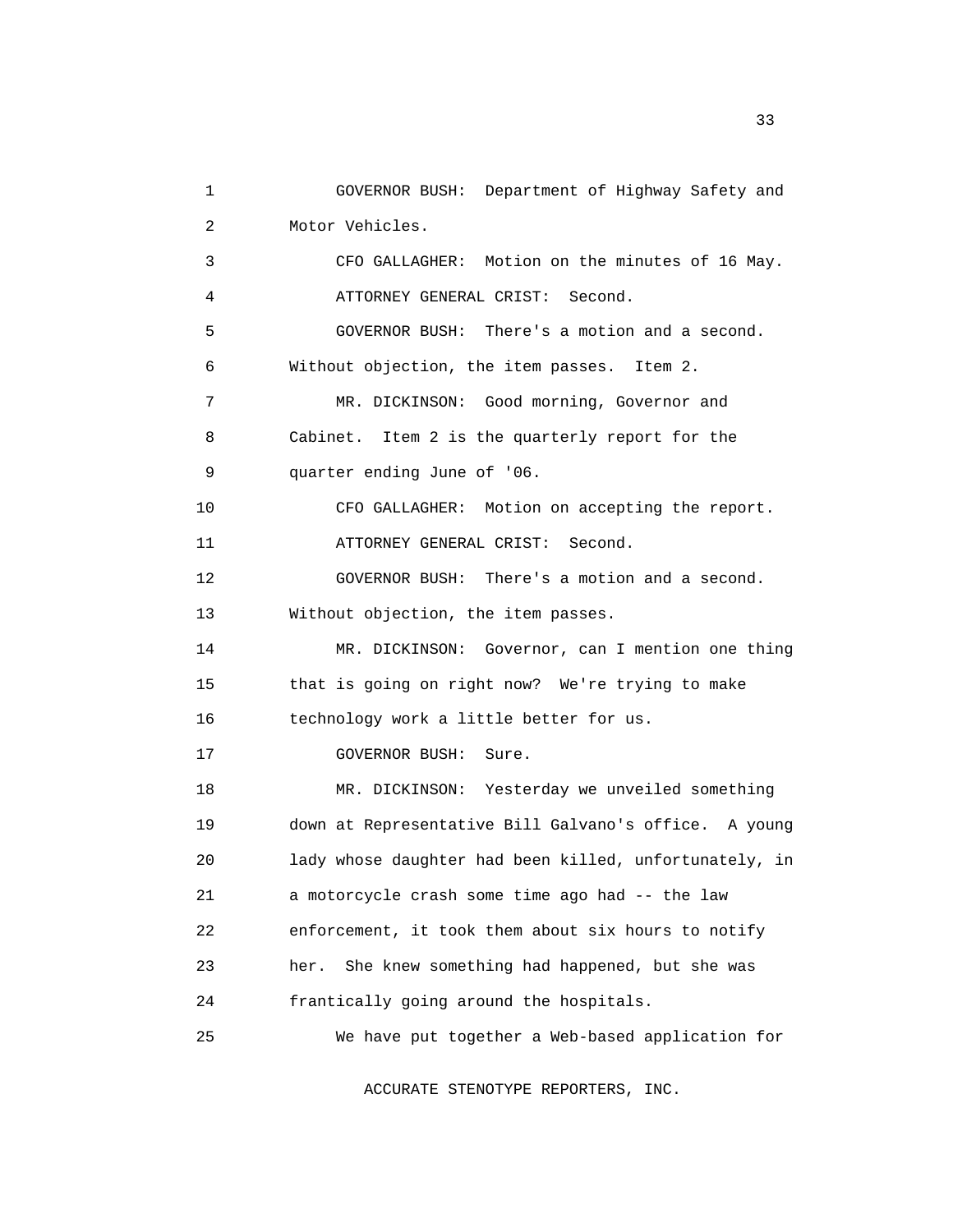GOVERNOR BUSH: Department of Highway Safety and Motor Vehicles.

CFO GALLAGHER: Motion on the minutes of 16 May.

ATTORNEY GENERAL CRIST: Second.

GOVERNOR BUSH: There's a motion and a second. Without objection, the item passes. Item 2.

MR. DICKINSON: Good morning, Governor and Cabinet. Item 2 is the quarterly report for the quarter ending June of '06.

CFO GALLAGHER: Motion on accepting the report.

ATTORNEY GENERAL CRIST: Second.

GOVERNOR BUSH: There's a motion and a second. Without objection, the item passes.

MR. DICKINSON: Governor, can I mention one thing that is going on right now? We're trying to make technology work a little better for us.

GOVERNOR BUSH: Sure.

MR. DICKINSON: Yesterday we unveiled something down at Representative Bill Galvano's office. A young lady whose daughter had been killed, unfortunately, in a motorcycle crash some time ago had -- the law enforcement, it took them about six hours to notify her. She knew something had happened, but she was frantically going around the hospitals.

We have put together a Web-based application for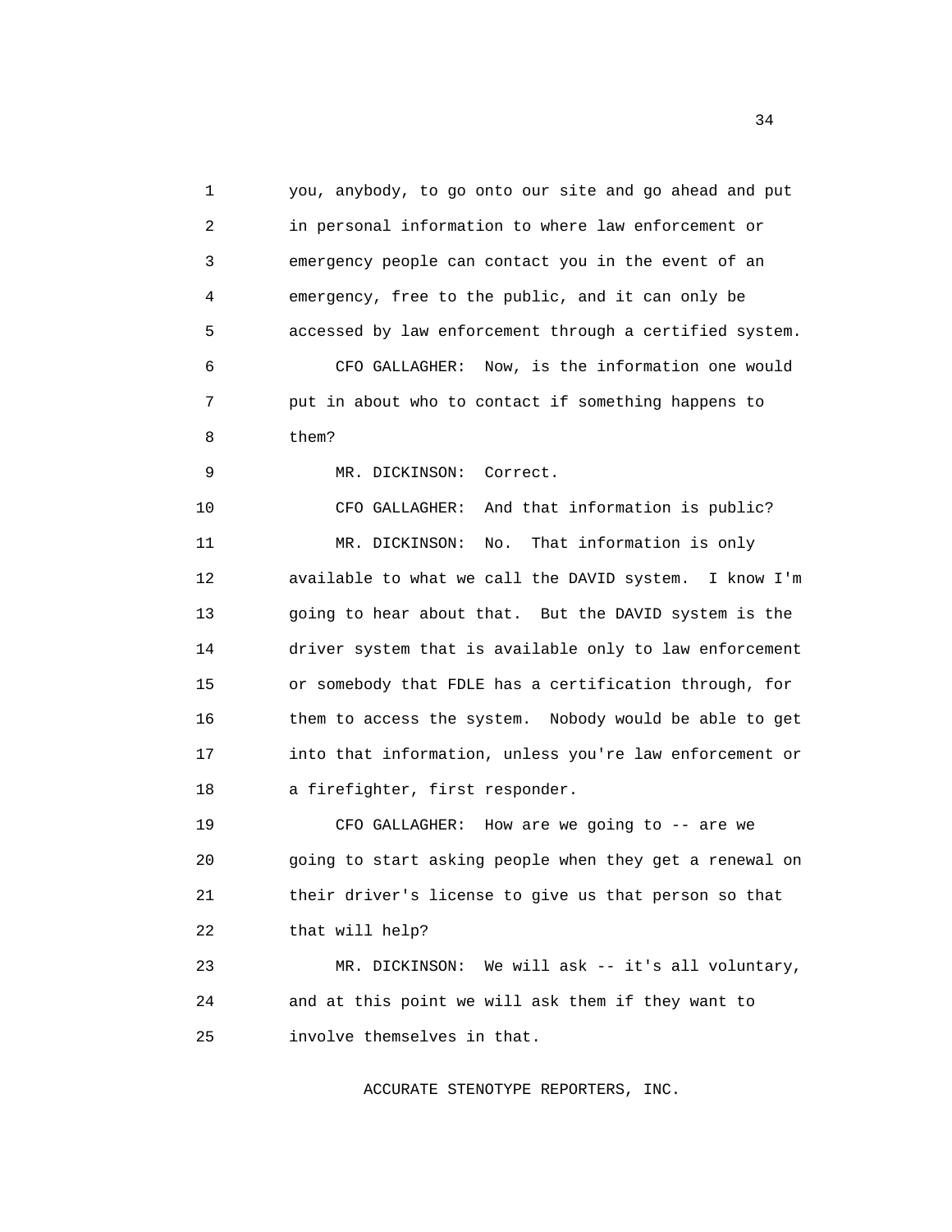you, anybody, to go onto our site and go ahead and put in personal information to where law enforcement or emergency people can contact you in the event of an emergency, free to the public, and it can only be accessed by law enforcement through a certified system.

CFO GALLAGHER: Now, is the information one would put in about who to contact if something happens to them?

MR. DICKINSON: Correct.

CFO GALLAGHER: And that information is public?

MR. DICKINSON: No. That information is only available to what we call the DAVID system. I know I'm going to hear about that. But the DAVID system is the driver system that is available only to law enforcement or somebody that FDLE has a certification through, for them to access the system. Nobody would be able to get into that information, unless you're law enforcement or a firefighter, first responder.

CFO GALLAGHER: How are we going to -- are we going to start asking people when they get a renewal on their driver's license to give us that person so that that will help?

MR. DICKINSON: We will ask -- it's all voluntary, and at this point we will ask them if they want to involve themselves in that.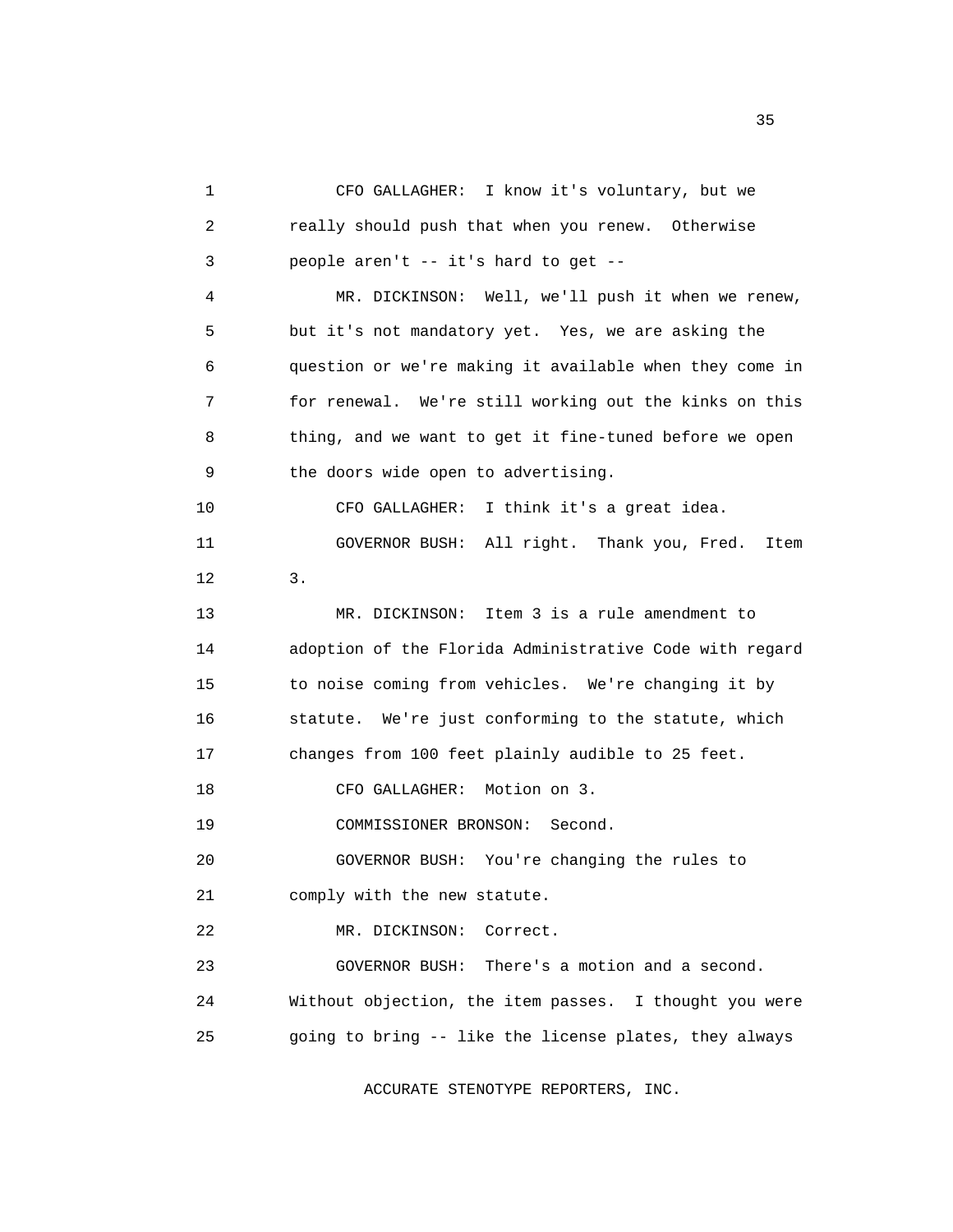CFO GALLAGHER: I know it's voluntary, but we really should push that when you renew. Otherwise people aren't -- it's hard to get --

MR. DICKINSON: Well, we'll push it when we renew, but it's not mandatory yet. Yes, we are asking the question or we're making it available when they come in for renewal. We're still working out the kinks on this thing, and we want to get it fine-tuned before we open the doors wide open to advertising.

CFO GALLAGHER: I think it's a great idea.

GOVERNOR BUSH: All right. Thank you, Fred. Item 3.

MR. DICKINSON: Item 3 is a rule amendment to adoption of the Florida Administrative Code with regard to noise coming from vehicles. We're changing it by statute. We're just conforming to the statute, which changes from 100 feet plainly audible to 25 feet.

CFO GALLAGHER: Motion on 3.

COMMISSIONER BRONSON: Second.

GOVERNOR BUSH: You're changing the rules to comply with the new statute.

MR. DICKINSON: Correct.

GOVERNOR BUSH: There's a motion and a second. Without objection, the item passes. I thought you were going to bring -- like the license plates, they always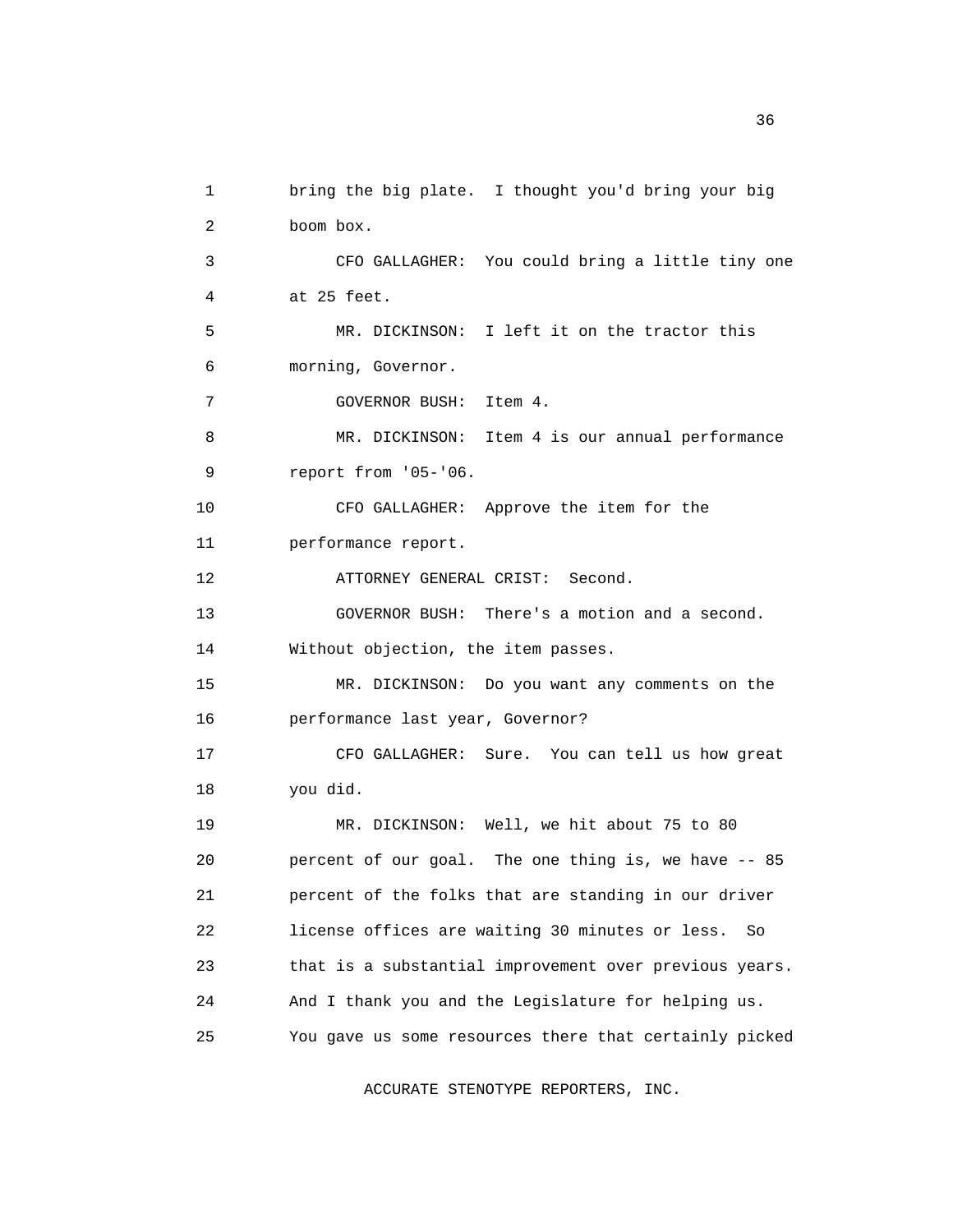bring the big plate. I thought you'd bring your big boom box.

CFO GALLAGHER: You could bring a little tiny one at 25 feet.

MR. DICKINSON: I left it on the tractor this morning, Governor.

GOVERNOR BUSH: Item 4.

MR. DICKINSON: Item 4 is our annual performance report from '05-'06.

CFO GALLAGHER: Approve the item for the performance report.

ATTORNEY GENERAL CRIST: Second.

GOVERNOR BUSH: There's a motion and a second. Without objection, the item passes.

MR. DICKINSON: Do you want any comments on the performance last year, Governor?

CFO GALLAGHER: Sure. You can tell us how great you did.

MR. DICKINSON: Well, we hit about 75 to 80 percent of our goal. The one thing is, we have -- 85 percent of the folks that are standing in our driver license offices are waiting 30 minutes or less. So that is a substantial improvement over previous years. And I thank you and the Legislature for helping us. You gave us some resources there that certainly picked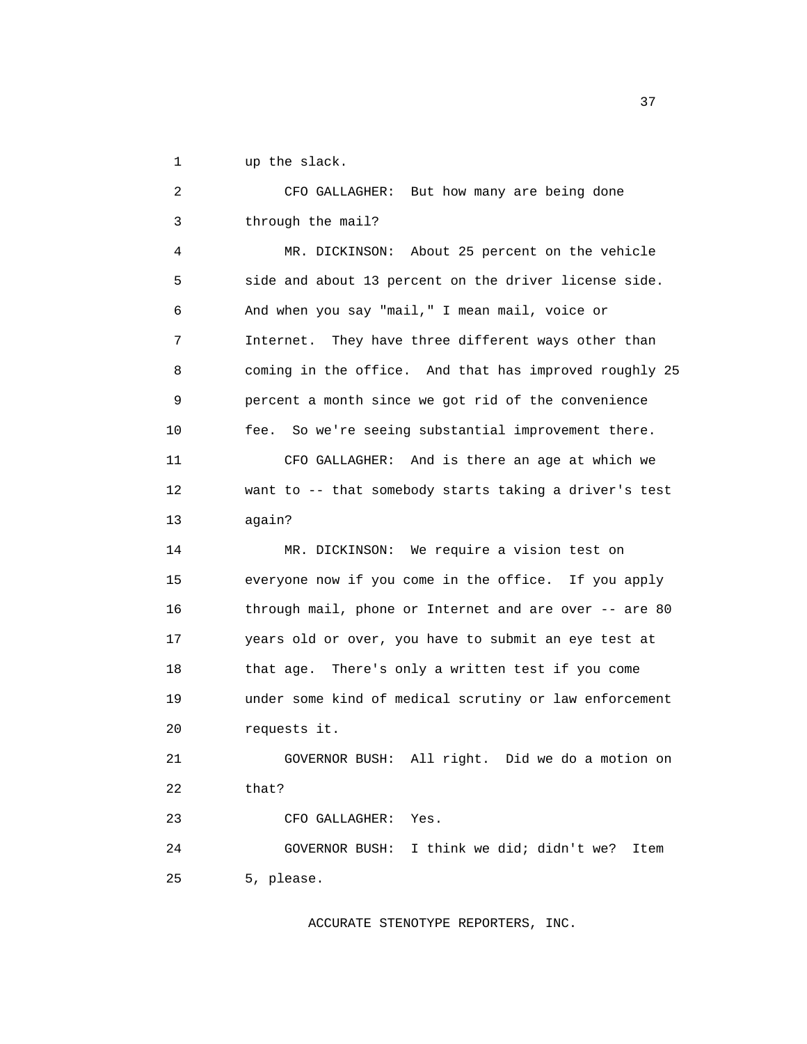up the slack.

CFO GALLAGHER: But how many are being done through the mail?

MR. DICKINSON: About 25 percent on the vehicle side and about 13 percent on the driver license side. And when you say "mail," I mean mail, voice or Internet. They have three different ways other than coming in the office. And that has improved roughly 25 percent a month since we got rid of the convenience fee. So we're seeing substantial improvement there.

CFO GALLAGHER: And is there an age at which we want to -- that somebody starts taking a driver's test again?

MR. DICKINSON: We require a vision test on everyone now if you come in the office. If you apply through mail, phone or Internet and are over -- are 80 years old or over, you have to submit an eye test at that age. There's only a written test if you come under some kind of medical scrutiny or law enforcement requests it.

GOVERNOR BUSH: All right. Did we do a motion on that?

CFO GALLAGHER: Yes.

GOVERNOR BUSH: I think we did; didn't we? Item 5, please.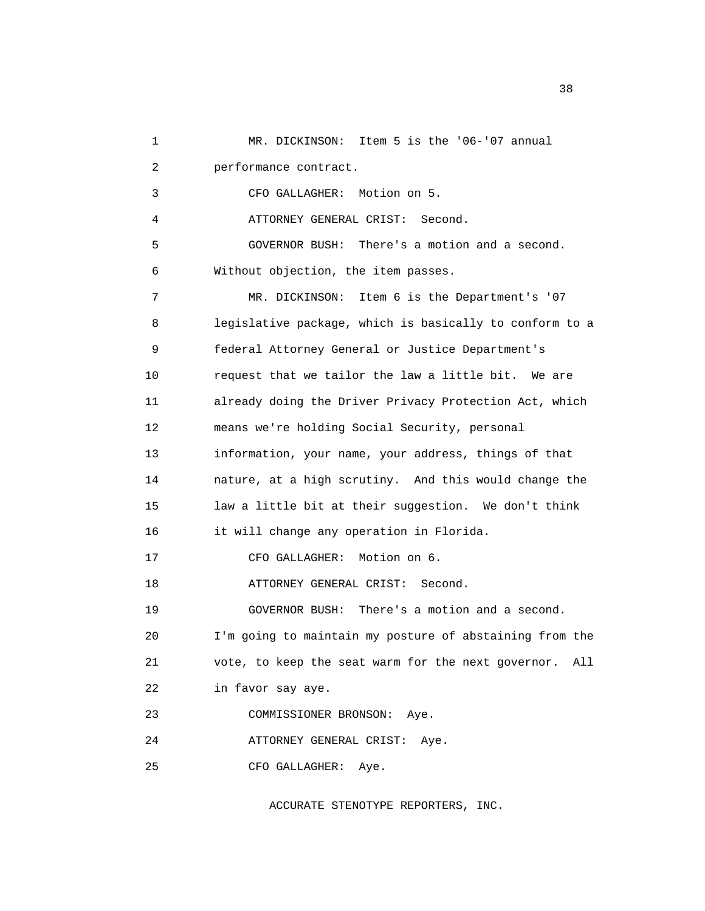MR. DICKINSON: Item 5 is the '06-'07 annual performance contract.

CFO GALLAGHER: Motion on 5.

ATTORNEY GENERAL CRIST: Second.

GOVERNOR BUSH: There's a motion and a second. Without objection, the item passes.

MR. DICKINSON: Item 6 is the Department's '07 legislative package, which is basically to conform to a federal Attorney General or Justice Department's request that we tailor the law a little bit. We are already doing the Driver Privacy Protection Act, which means we're holding Social Security, personal information, your name, your address, things of that nature, at a high scrutiny. And this would change the law a little bit at their suggestion. We don't think it will change any operation in Florida.

CFO GALLAGHER: Motion on 6.

ATTORNEY GENERAL CRIST: Second.

GOVERNOR BUSH: There's a motion and a second. I'm going to maintain my posture of abstaining from the vote, to keep the seat warm for the next governor. All in favor say aye.

COMMISSIONER BRONSON: Aye.

ATTORNEY GENERAL CRIST: Aye.

CFO GALLAGHER: Aye.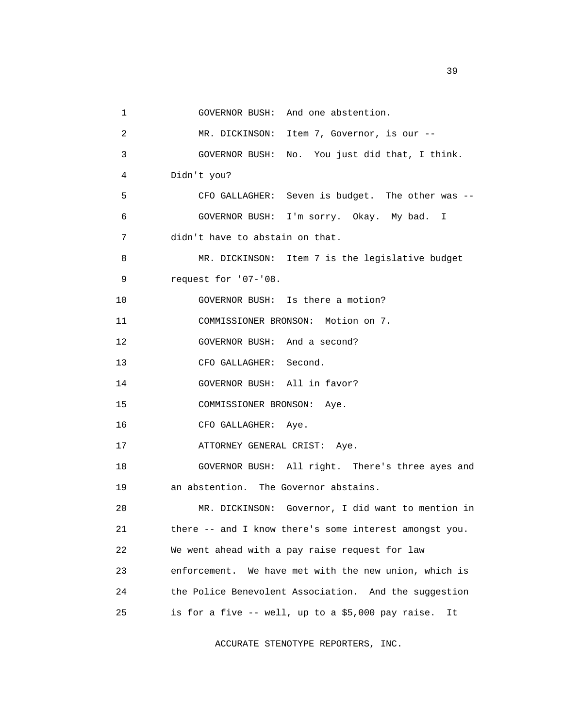1 GOVERNOR BUSH: And one abstention.

2 MR. DICKINSON: Item 7, Governor, is our --

3 GOVERNOR BUSH: No. You just did that, I think.

4 Didn't you?

5 CFO GALLAGHER: Seven is budget. The other was --

6 GOVERNOR BUSH: I'm sorry. Okay. My bad. I

7 didn't have to abstain on that.

8 MR. DICKINSON: Item 7 is the legislative budget

9 request for '07-'08.

10 GOVERNOR BUSH: Is there a motion?

11 COMMISSIONER BRONSON: Motion on 7.

12 GOVERNOR BUSH: And a second?

13 CFO GALLAGHER: Second.

14 GOVERNOR BUSH: All in favor?

15 COMMISSIONER BRONSON: Aye.

16 CFO GALLAGHER: Aye.

17 ATTORNEY GENERAL CRIST: Aye.

18 GOVERNOR BUSH: All right. There's three ayes and

19 an abstention. The Governor abstains.

20 MR. DICKINSON: Governor, I did want to mention in

21 there -- and I know there's some interest amongst you.

22 We went ahead with a pay raise request for law

23 enforcement. We have met with the new union, which is

24 the Police Benevolent Association. And the suggestion

25 is for a five -- well, up to a $5,000 pay raise. It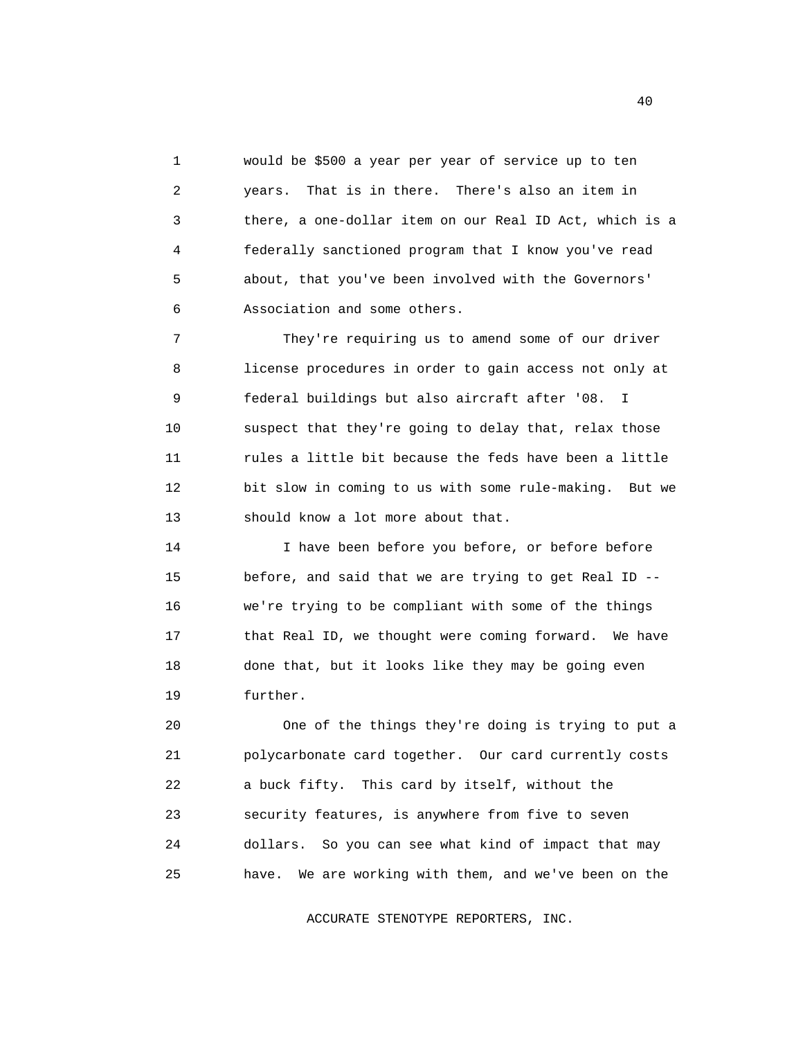would be $500 a year per year of service up to ten years. That is in there. There's also an item in there, a one-dollar item on our Real ID Act, which is a federally sanctioned program that I know you've read about, that you've been involved with the Governors' Association and some others.

They're requiring us to amend some of our driver license procedures in order to gain access not only at federal buildings but also aircraft after '08. I suspect that they're going to delay that, relax those rules a little bit because the feds have been a little bit slow in coming to us with some rule-making. But we should know a lot more about that.

I have been before you before, or before before before, and said that we are trying to get Real ID -- we're trying to be compliant with some of the things that Real ID, we thought were coming forward. We have done that, but it looks like they may be going even further.

One of the things they're doing is trying to put a polycarbonate card together. Our card currently costs a buck fifty. This card by itself, without the security features, is anywhere from five to seven dollars. So you can see what kind of impact that may have. We are working with them, and we've been on the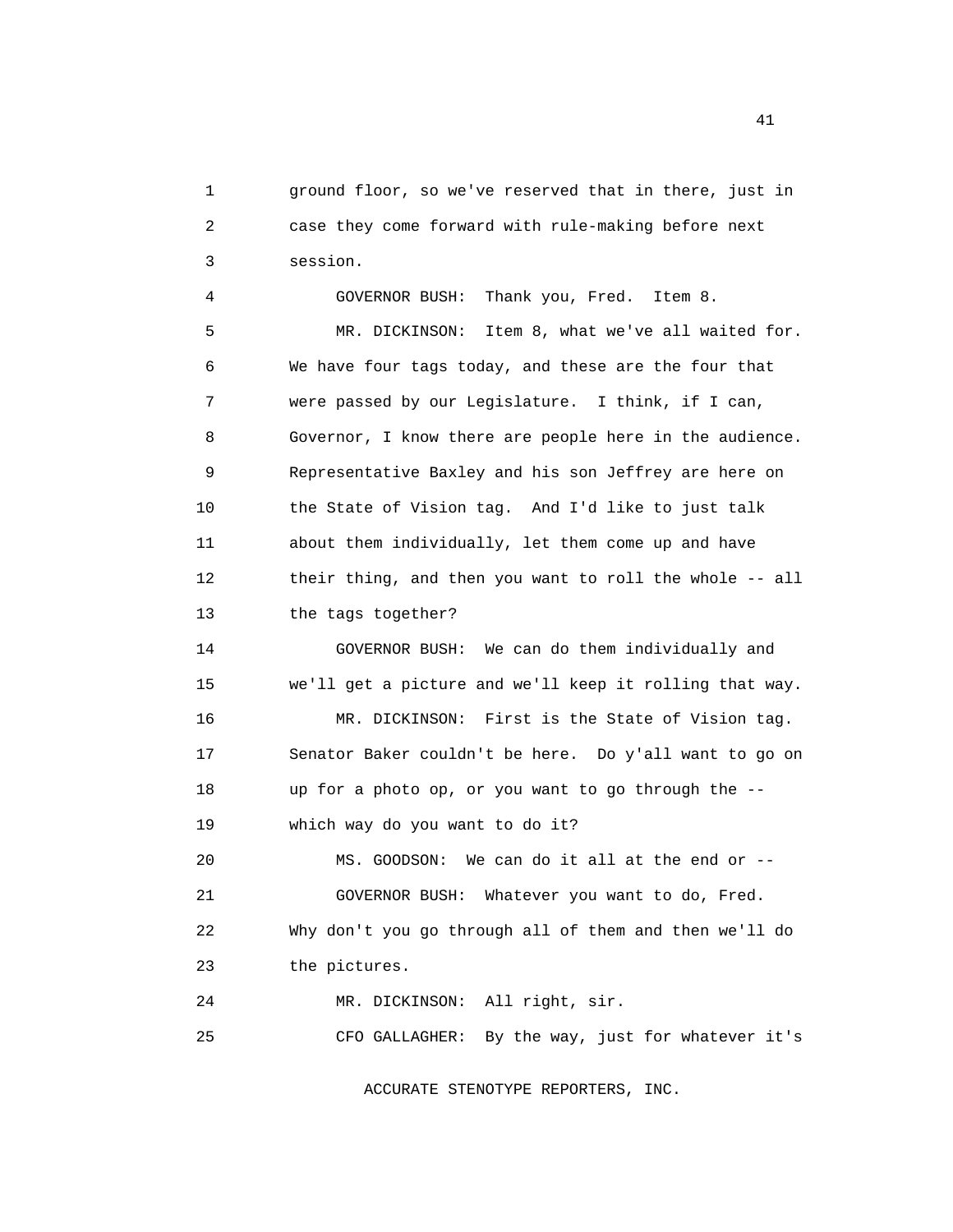1 ground floor, so we've reserved that in there, just in
2 case they come forward with rule-making before next
3 session.

4 GOVERNOR BUSH: Thank you, Fred. Item 8.

5 MR. DICKINSON: Item 8, what we've all waited for.
6 We have four tags today, and these are the four that
7 were passed by our Legislature. I think, if I can,
8 Governor, I know there are people here in the audience.
9 Representative Baxley and his son Jeffrey are here on
10 the State of Vision tag. And I'd like to just talk
11 about them individually, let them come up and have
12 their thing, and then you want to roll the whole -- all
13 the tags together?

14 GOVERNOR BUSH: We can do them individually and
15 we'll get a picture and we'll keep it rolling that way.

16 MR. DICKINSON: First is the State of Vision tag.
17 Senator Baker couldn't be here. Do y'all want to go on
18 up for a photo op, or you want to go through the --
19 which way do you want to do it?

20 MS. GOODSON: We can do it all at the end or --

21 GOVERNOR BUSH: Whatever you want to do, Fred.
22 Why don't you go through all of them and then we'll do
23 the pictures.

24 MR. DICKINSON: All right, sir.

25 CFO GALLAGHER: By the way, just for whatever it's

ACCURATE STENOTYPE REPORTERS, INC.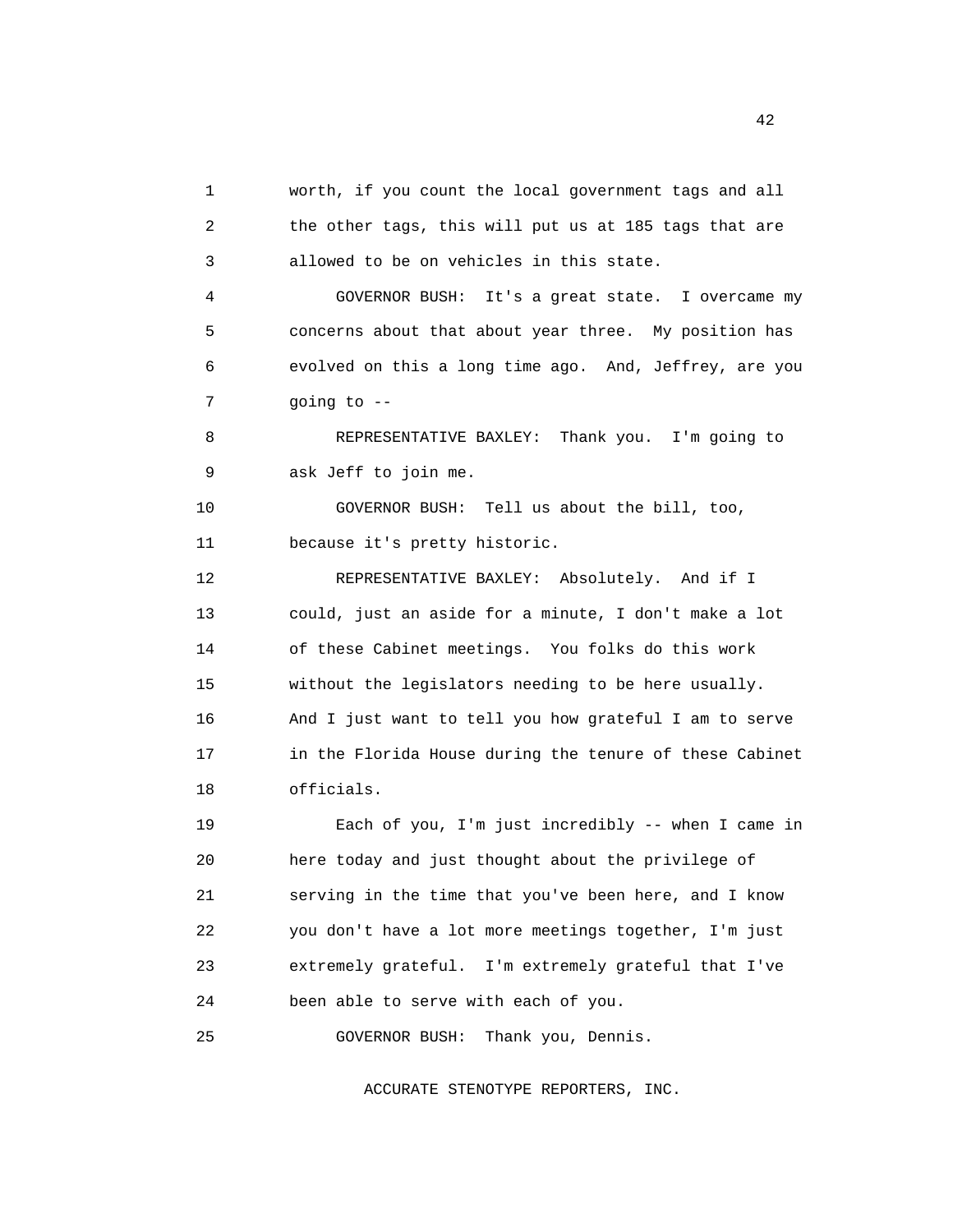worth, if you count the local government tags and all the other tags, this will put us at 185 tags that are allowed to be on vehicles in this state.

GOVERNOR BUSH: It's a great state. I overcame my concerns about that about year three. My position has evolved on this a long time ago. And, Jeffrey, are you going to --

REPRESENTATIVE BAXLEY: Thank you. I'm going to ask Jeff to join me.

GOVERNOR BUSH: Tell us about the bill, too, because it's pretty historic.

REPRESENTATIVE BAXLEY: Absolutely. And if I could, just an aside for a minute, I don't make a lot of these Cabinet meetings. You folks do this work without the legislators needing to be here usually. And I just want to tell you how grateful I am to serve in the Florida House during the tenure of these Cabinet officials.

Each of you, I'm just incredibly -- when I came in here today and just thought about the privilege of serving in the time that you've been here, and I know you don't have a lot more meetings together, I'm just extremely grateful. I'm extremely grateful that I've been able to serve with each of you.

GOVERNOR BUSH: Thank you, Dennis.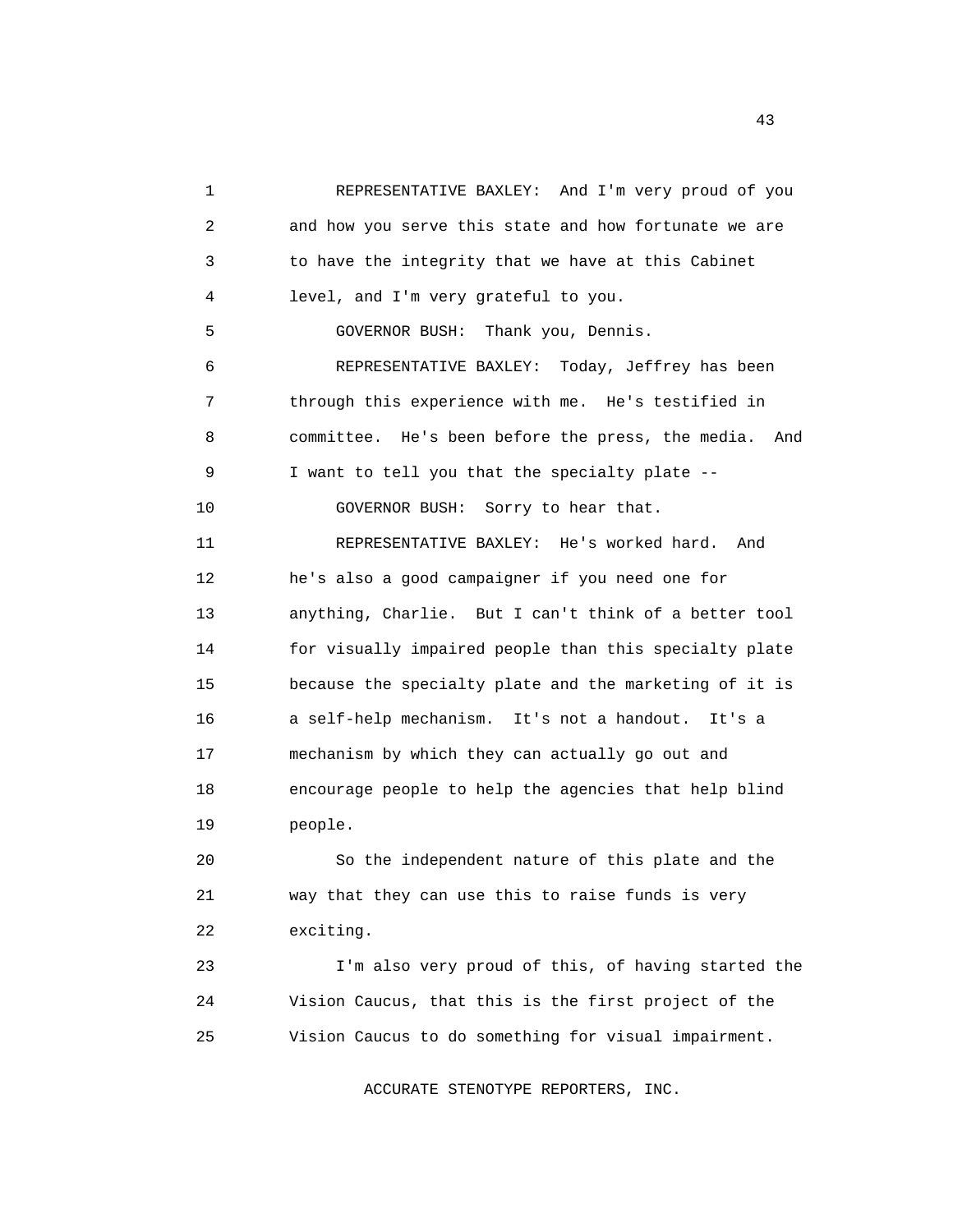REPRESENTATIVE BAXLEY: And I'm very proud of you and how you serve this state and how fortunate we are to have the integrity that we have at this Cabinet level, and I'm very grateful to you.

GOVERNOR BUSH: Thank you, Dennis.

REPRESENTATIVE BAXLEY: Today, Jeffrey has been through this experience with me. He's testified in committee. He's been before the press, the media. And I want to tell you that the specialty plate --

GOVERNOR BUSH: Sorry to hear that.

REPRESENTATIVE BAXLEY: He's worked hard. And he's also a good campaigner if you need one for anything, Charlie. But I can't think of a better tool for visually impaired people than this specialty plate because the specialty plate and the marketing of it is a self-help mechanism. It's not a handout. It's a mechanism by which they can actually go out and encourage people to help the agencies that help blind people.

So the independent nature of this plate and the way that they can use this to raise funds is very exciting.

I'm also very proud of this, of having started the Vision Caucus, that this is the first project of the Vision Caucus to do something for visual impairment.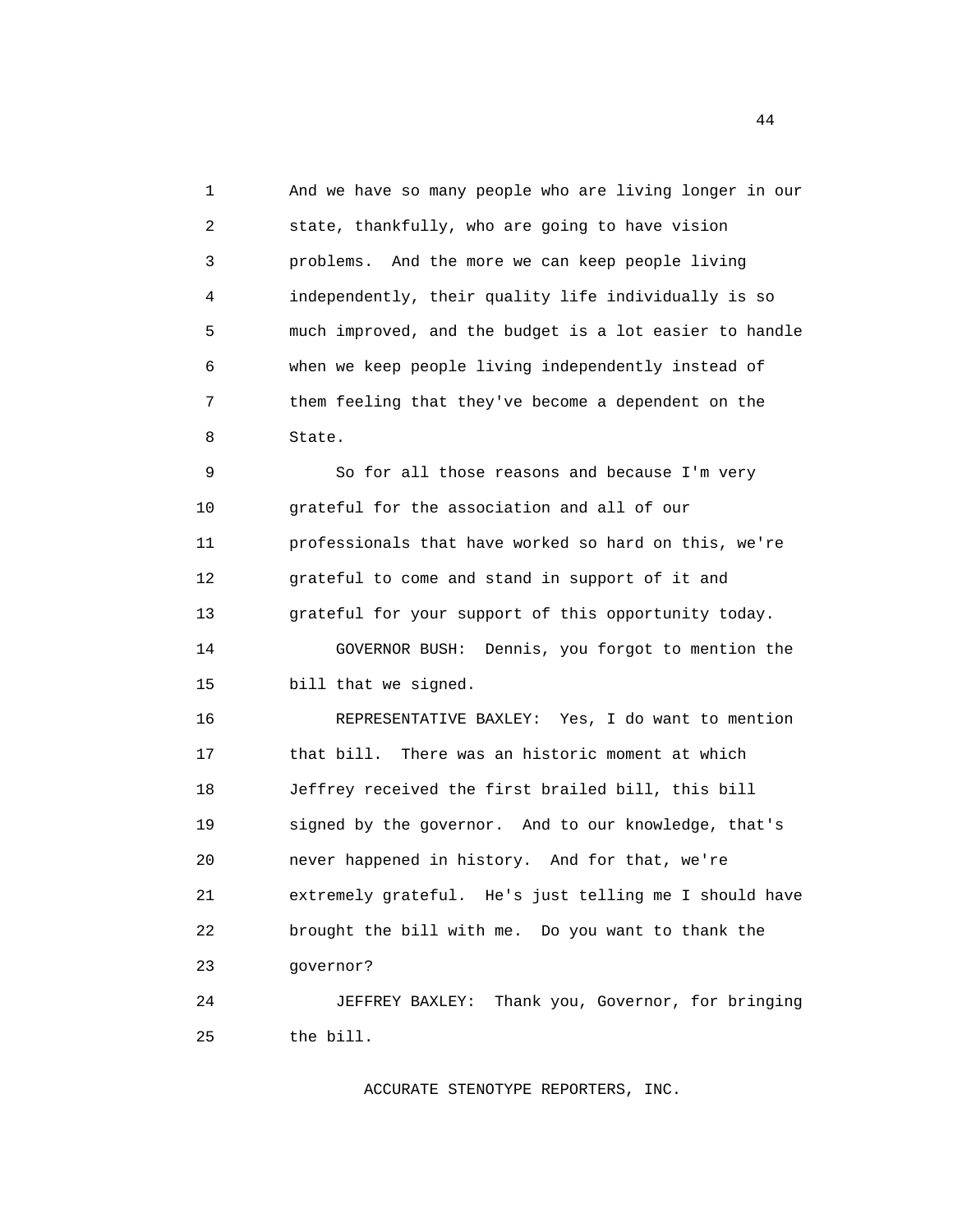And we have so many people who are living longer in our state, thankfully, who are going to have vision problems. And the more we can keep people living independently, their quality life individually is so much improved, and the budget is a lot easier to handle when we keep people living independently instead of them feeling that they've become a dependent on the State.

So for all those reasons and because I'm very grateful for the association and all of our professionals that have worked so hard on this, we're grateful to come and stand in support of it and grateful for your support of this opportunity today.

GOVERNOR BUSH: Dennis, you forgot to mention the bill that we signed.

REPRESENTATIVE BAXLEY: Yes, I do want to mention that bill. There was an historic moment at which Jeffrey received the first brailed bill, this bill signed by the governor. And to our knowledge, that's never happened in history. And for that, we're extremely grateful. He's just telling me I should have brought the bill with me. Do you want to thank the governor?

JEFFREY BAXLEY: Thank you, Governor, for bringing the bill.

ACCURATE STENOTYPE REPORTERS, INC.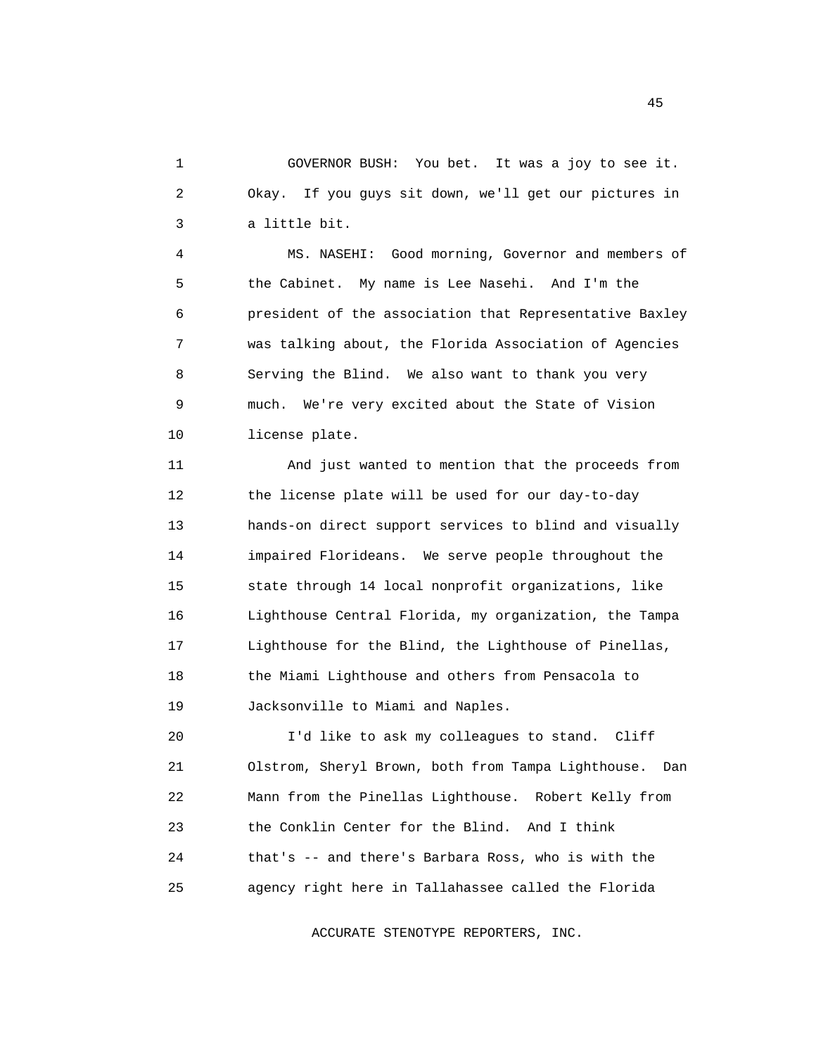GOVERNOR BUSH: You bet. It was a joy to see it. Okay. If you guys sit down, we'll get our pictures in a little bit.

MS. NASEHI: Good morning, Governor and members of the Cabinet. My name is Lee Nasehi. And I'm the president of the association that Representative Baxley was talking about, the Florida Association of Agencies Serving the Blind. We also want to thank you very much. We're very excited about the State of Vision license plate.

And just wanted to mention that the proceeds from the license plate will be used for our day-to-day hands-on direct support services to blind and visually impaired Florideans. We serve people throughout the state through 14 local nonprofit organizations, like Lighthouse Central Florida, my organization, the Tampa Lighthouse for the Blind, the Lighthouse of Pinellas, the Miami Lighthouse and others from Pensacola to Jacksonville to Miami and Naples.

I'd like to ask my colleagues to stand. Cliff Olstrom, Sheryl Brown, both from Tampa Lighthouse. Dan Mann from the Pinellas Lighthouse. Robert Kelly from the Conklin Center for the Blind. And I think that's -- and there's Barbara Ross, who is with the agency right here in Tallahassee called the Florida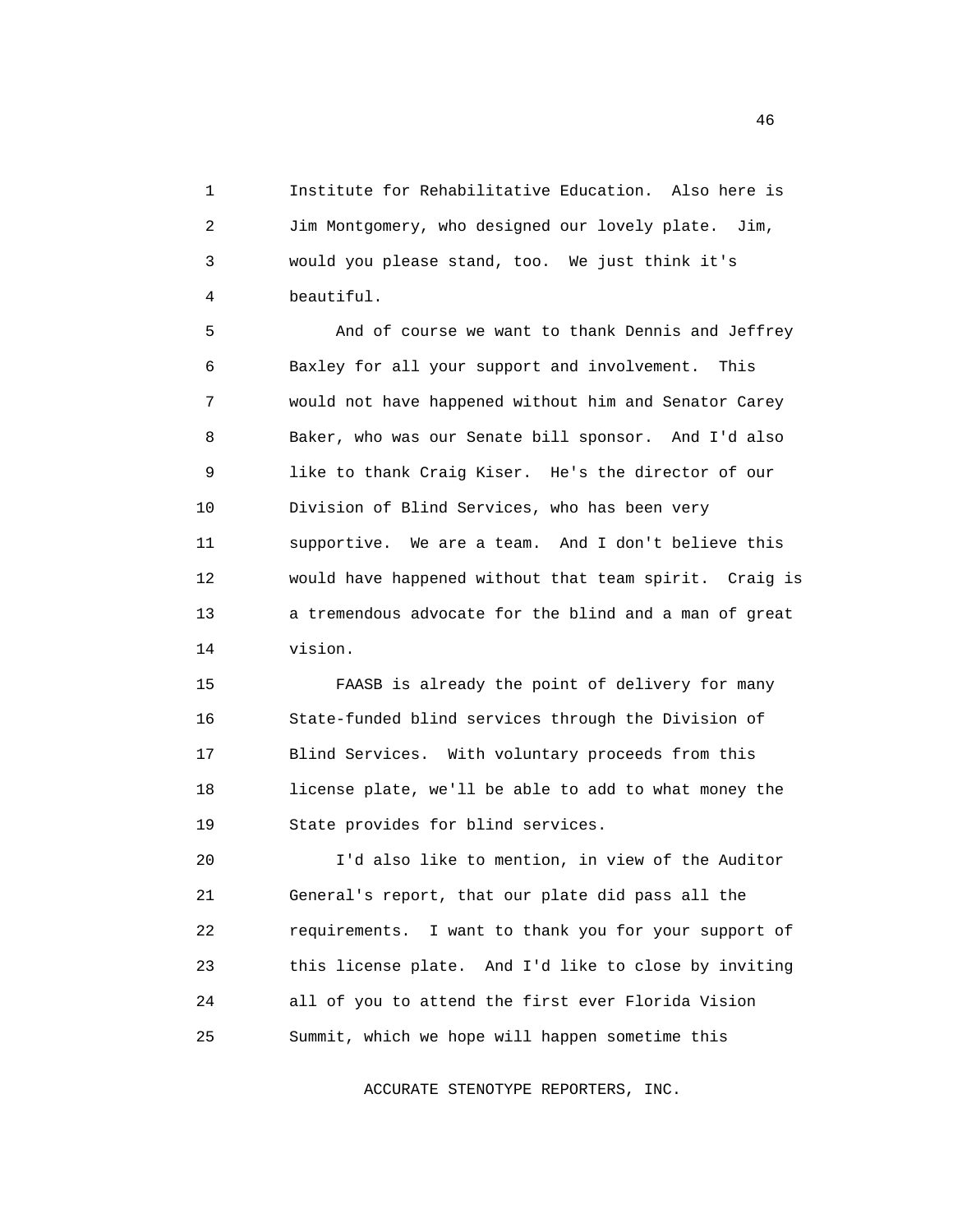Institute for Rehabilitative Education. Also here is Jim Montgomery, who designed our lovely plate. Jim, would you please stand, too. We just think it's beautiful.

And of course we want to thank Dennis and Jeffrey Baxley for all your support and involvement. This would not have happened without him and Senator Carey Baker, who was our Senate bill sponsor. And I'd also like to thank Craig Kiser. He's the director of our Division of Blind Services, who has been very supportive. We are a team. And I don't believe this would have happened without that team spirit. Craig is a tremendous advocate for the blind and a man of great vision.

FAASB is already the point of delivery for many State-funded blind services through the Division of Blind Services. With voluntary proceeds from this license plate, we'll be able to add to what money the State provides for blind services.

I'd also like to mention, in view of the Auditor General's report, that our plate did pass all the requirements. I want to thank you for your support of this license plate. And I'd like to close by inviting all of you to attend the first ever Florida Vision Summit, which we hope will happen sometime this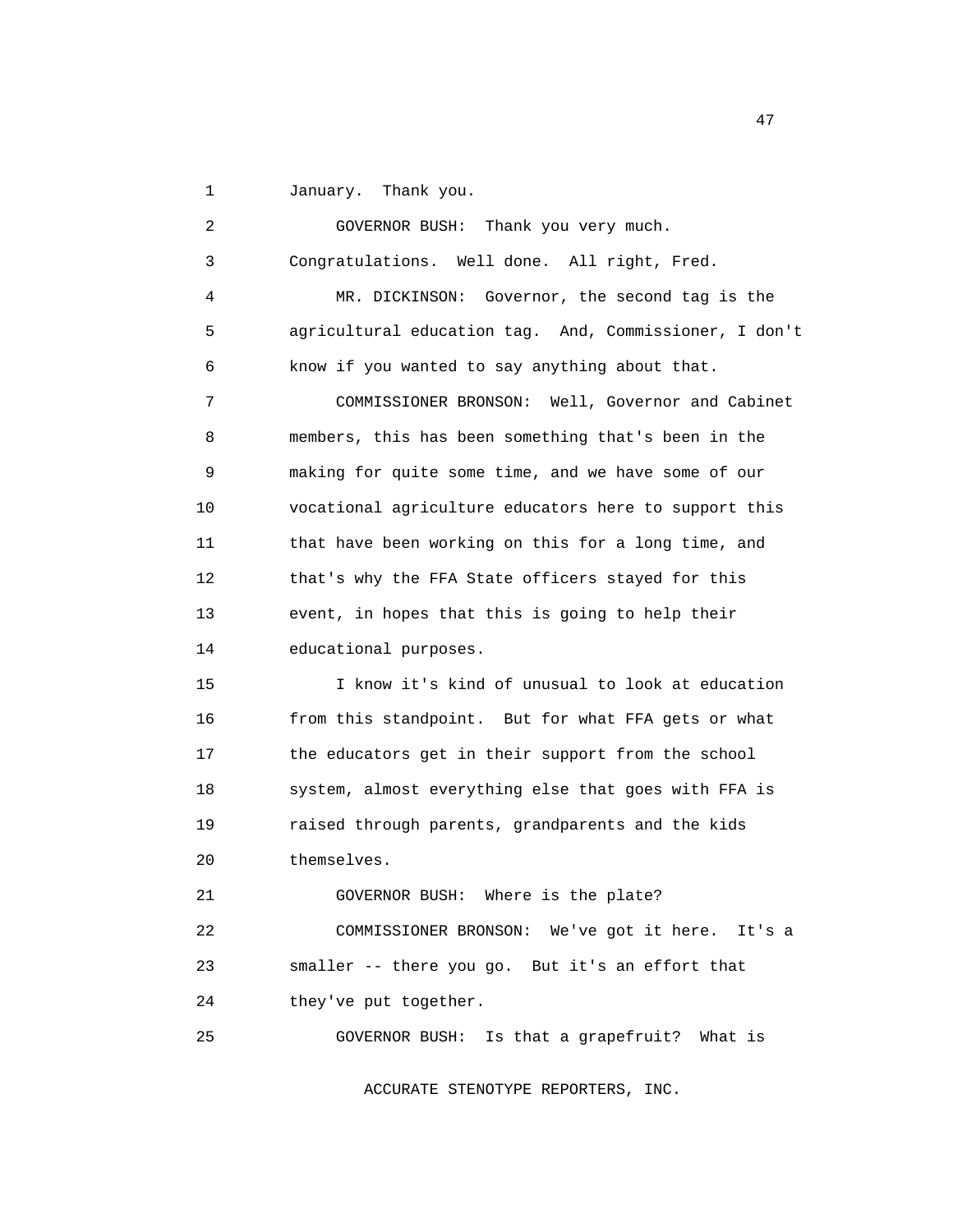January. Thank you.

GOVERNOR BUSH: Thank you very much. Congratulations. Well done. All right, Fred.

MR. DICKINSON: Governor, the second tag is the agricultural education tag. And, Commissioner, I don't know if you wanted to say anything about that.

COMMISSIONER BRONSON: Well, Governor and Cabinet members, this has been something that's been in the making for quite some time, and we have some of our vocational agriculture educators here to support this that have been working on this for a long time, and that's why the FFA State officers stayed for this event, in hopes that this is going to help their educational purposes.

I know it's kind of unusual to look at education from this standpoint. But for what FFA gets or what the educators get in their support from the school system, almost everything else that goes with FFA is raised through parents, grandparents and the kids themselves.

GOVERNOR BUSH: Where is the plate?

COMMISSIONER BRONSON: We've got it here. It's a smaller -- there you go. But it's an effort that they've put together.

GOVERNOR BUSH: Is that a grapefruit? What is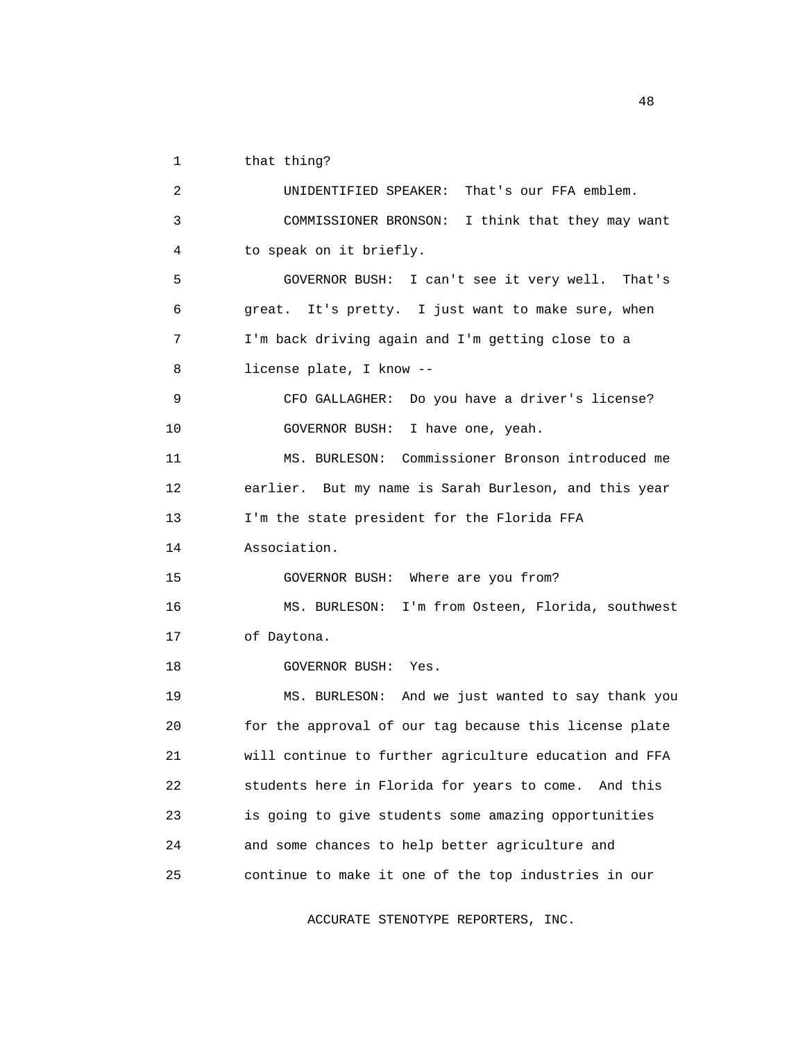that thing?

UNIDENTIFIED SPEAKER: That's our FFA emblem.

COMMISSIONER BRONSON: I think that they may want to speak on it briefly.

GOVERNOR BUSH: I can't see it very well. That's great. It's pretty. I just want to make sure, when I'm back driving again and I'm getting close to a license plate, I know --

CFO GALLAGHER: Do you have a driver's license?

GOVERNOR BUSH: I have one, yeah.

MS. BURLESON: Commissioner Bronson introduced me earlier. But my name is Sarah Burleson, and this year I'm the state president for the Florida FFA Association.

GOVERNOR BUSH: Where are you from?

MS. BURLESON: I'm from Osteen, Florida, southwest of Daytona.

GOVERNOR BUSH: Yes.

MS. BURLESON: And we just wanted to say thank you for the approval of our tag because this license plate will continue to further agriculture education and FFA students here in Florida for years to come. And this is going to give students some amazing opportunities and some chances to help better agriculture and continue to make it one of the top industries in our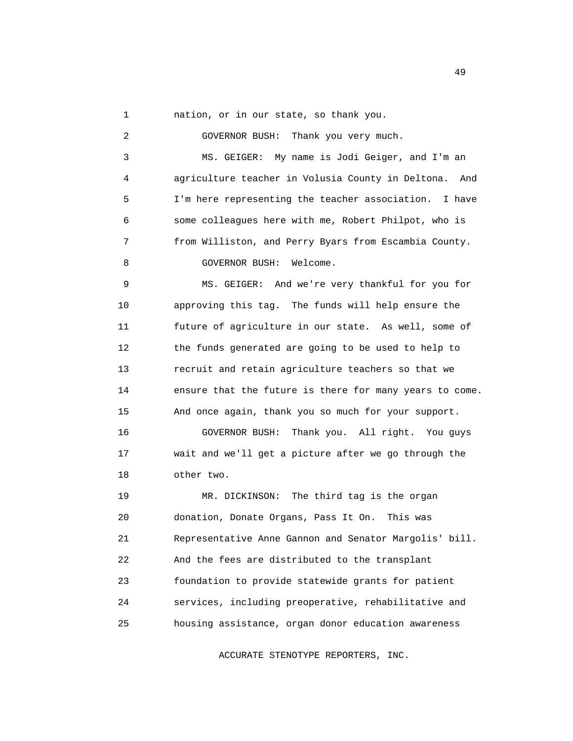nation, or in our state, so thank you.

GOVERNOR BUSH: Thank you very much.

MS. GEIGER: My name is Jodi Geiger, and I'm an agriculture teacher in Volusia County in Deltona. And I'm here representing the teacher association. I have some colleagues here with me, Robert Philpot, who is from Williston, and Perry Byars from Escambia County.

GOVERNOR BUSH: Welcome.

MS. GEIGER: And we're very thankful for you for approving this tag. The funds will help ensure the future of agriculture in our state. As well, some of the funds generated are going to be used to help to recruit and retain agriculture teachers so that we ensure that the future is there for many years to come. And once again, thank you so much for your support.

GOVERNOR BUSH: Thank you. All right. You guys wait and we'll get a picture after we go through the other two.

MR. DICKINSON: The third tag is the organ donation, Donate Organs, Pass It On. This was Representative Anne Gannon and Senator Margolis' bill. And the fees are distributed to the transplant foundation to provide statewide grants for patient services, including preoperative, rehabilitative and housing assistance, organ donor education awareness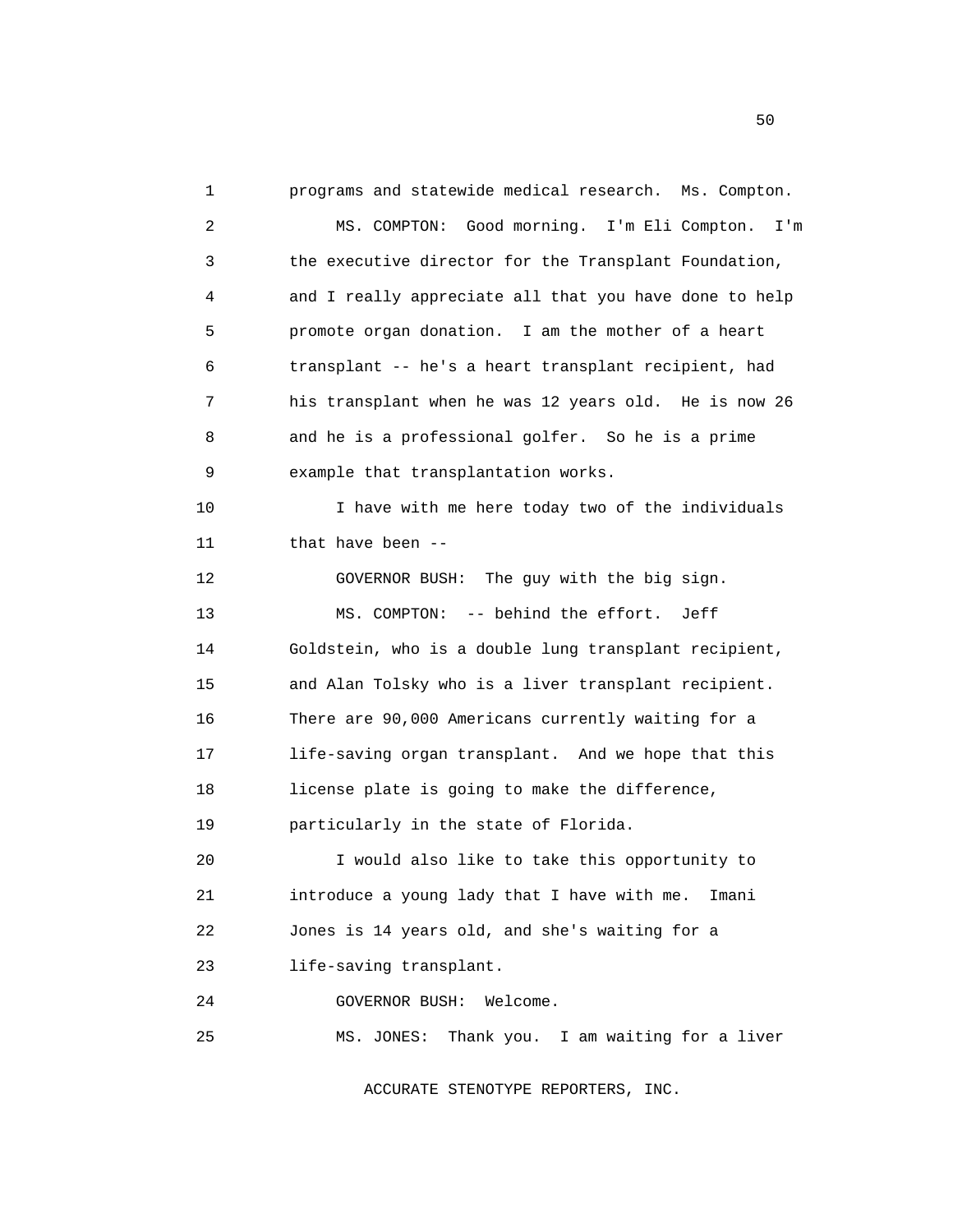programs and statewide medical research. Ms. Compton.

MS. COMPTON: Good morning. I'm Eli Compton. I'm the executive director for the Transplant Foundation, and I really appreciate all that you have done to help promote organ donation. I am the mother of a heart transplant -- he's a heart transplant recipient, had his transplant when he was 12 years old. He is now 26 and he is a professional golfer. So he is a prime example that transplantation works.

I have with me here today two of the individuals that have been --

GOVERNOR BUSH: The guy with the big sign.

MS. COMPTON: -- behind the effort. Jeff Goldstein, who is a double lung transplant recipient, and Alan Tolsky who is a liver transplant recipient. There are 90,000 Americans currently waiting for a life-saving organ transplant. And we hope that this license plate is going to make the difference, particularly in the state of Florida.

I would also like to take this opportunity to introduce a young lady that I have with me. Imani Jones is 14 years old, and she's waiting for a life-saving transplant.

GOVERNOR BUSH: Welcome.

MS. JONES: Thank you. I am waiting for a liver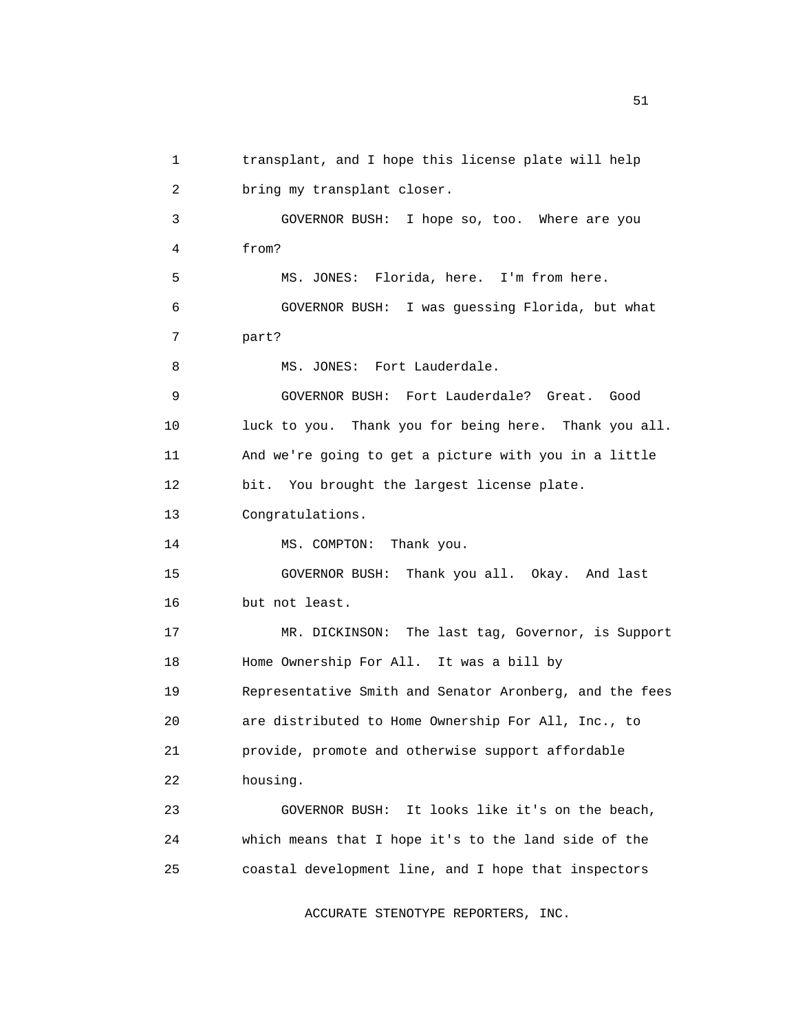transplant, and I hope this license plate will help bring my transplant closer.

GOVERNOR BUSH: I hope so, too. Where are you from?

MS. JONES: Florida, here. I'm from here.

GOVERNOR BUSH: I was guessing Florida, but what part?

MS. JONES: Fort Lauderdale.

GOVERNOR BUSH: Fort Lauderdale? Great. Good luck to you. Thank you for being here. Thank you all. And we're going to get a picture with you in a little bit. You brought the largest license plate. Congratulations.

MS. COMPTON: Thank you.

GOVERNOR BUSH: Thank you all. Okay. And last but not least.

MR. DICKINSON: The last tag, Governor, is Support Home Ownership For All. It was a bill by Representative Smith and Senator Aronberg, and the fees are distributed to Home Ownership For All, Inc., to provide, promote and otherwise support affordable housing.

GOVERNOR BUSH: It looks like it's on the beach, which means that I hope it's to the land side of the coastal development line, and I hope that inspectors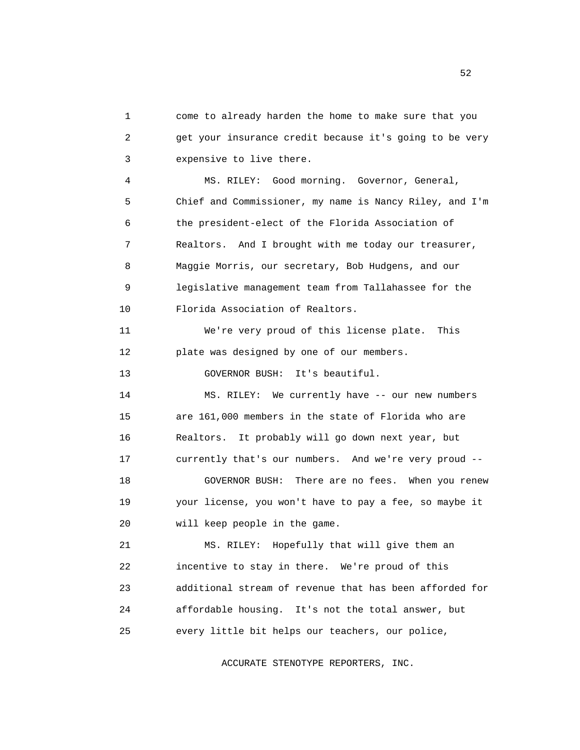come to already harden the home to make sure that you get your insurance credit because it's going to be very expensive to live there.

MS. RILEY: Good morning. Governor, General, Chief and Commissioner, my name is Nancy Riley, and I'm the president-elect of the Florida Association of Realtors. And I brought with me today our treasurer, Maggie Morris, our secretary, Bob Hudgens, and our legislative management team from Tallahassee for the Florida Association of Realtors.

We're very proud of this license plate. This plate was designed by one of our members.

GOVERNOR BUSH: It's beautiful.

MS. RILEY: We currently have -- our new numbers are 161,000 members in the state of Florida who are Realtors. It probably will go down next year, but currently that's our numbers. And we're very proud --

GOVERNOR BUSH: There are no fees. When you renew your license, you won't have to pay a fee, so maybe it will keep people in the game.

MS. RILEY: Hopefully that will give them an incentive to stay in there. We're proud of this additional stream of revenue that has been afforded for affordable housing. It's not the total answer, but every little bit helps our teachers, our police,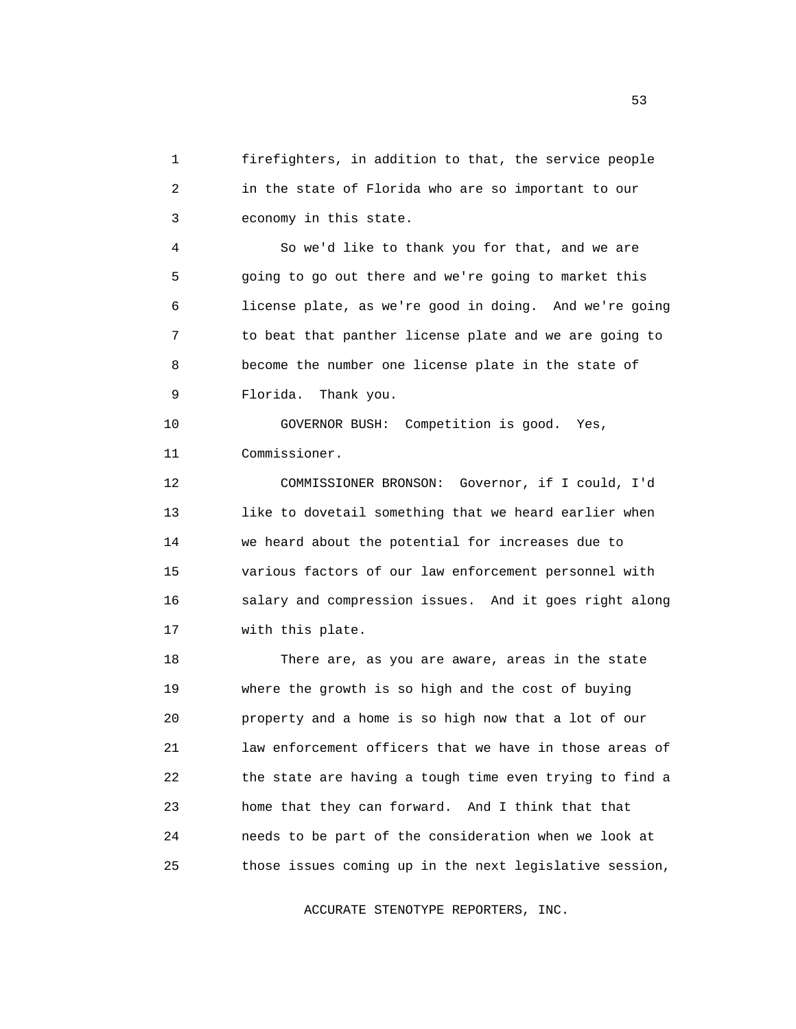firefighters, in addition to that, the service people in the state of Florida who are so important to our economy in this state.

So we'd like to thank you for that, and we are going to go out there and we're going to market this license plate, as we're good in doing. And we're going to beat that panther license plate and we are going to become the number one license plate in the state of Florida. Thank you.

GOVERNOR BUSH: Competition is good. Yes, Commissioner.

COMMISSIONER BRONSON: Governor, if I could, I'd like to dovetail something that we heard earlier when we heard about the potential for increases due to various factors of our law enforcement personnel with salary and compression issues. And it goes right along with this plate.

There are, as you are aware, areas in the state where the growth is so high and the cost of buying property and a home is so high now that a lot of our law enforcement officers that we have in those areas of the state are having a tough time even trying to find a home that they can forward. And I think that that needs to be part of the consideration when we look at those issues coming up in the next legislative session,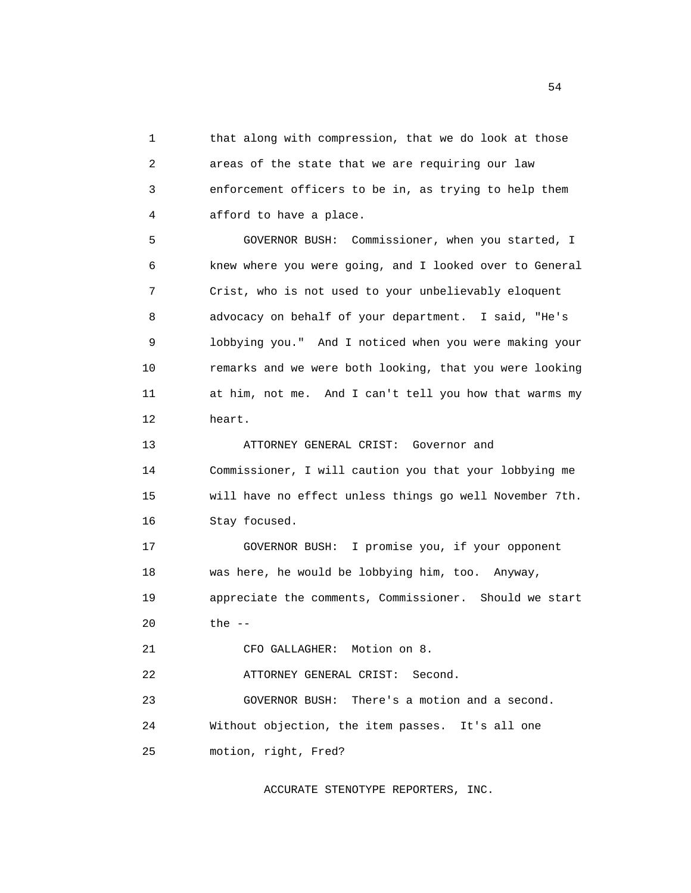that along with compression, that we do look at those areas of the state that we are requiring our law enforcement officers to be in, as trying to help them afford to have a place.

GOVERNOR BUSH: Commissioner, when you started, I knew where you were going, and I looked over to General Crist, who is not used to your unbelievably eloquent advocacy on behalf of your department. I said, "He's lobbying you." And I noticed when you were making your remarks and we were both looking, that you were looking at him, not me. And I can't tell you how that warms my heart.

ATTORNEY GENERAL CRIST: Governor and Commissioner, I will caution you that your lobbying me will have no effect unless things go well November 7th. Stay focused.

GOVERNOR BUSH: I promise you, if your opponent was here, he would be lobbying him, too. Anyway, appreciate the comments, Commissioner. Should we start the --

CFO GALLAGHER: Motion on 8.

ATTORNEY GENERAL CRIST: Second.

GOVERNOR BUSH: There's a motion and a second. Without objection, the item passes. It's all one motion, right, Fred?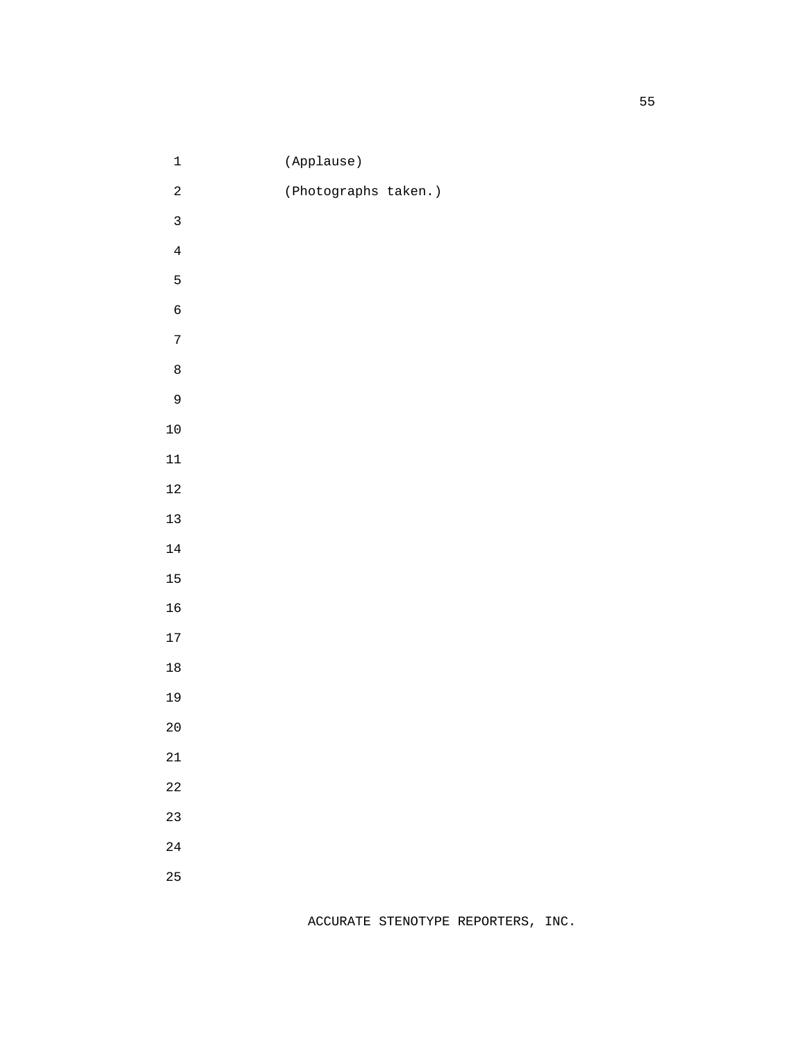(Applause)

(Photographs taken.)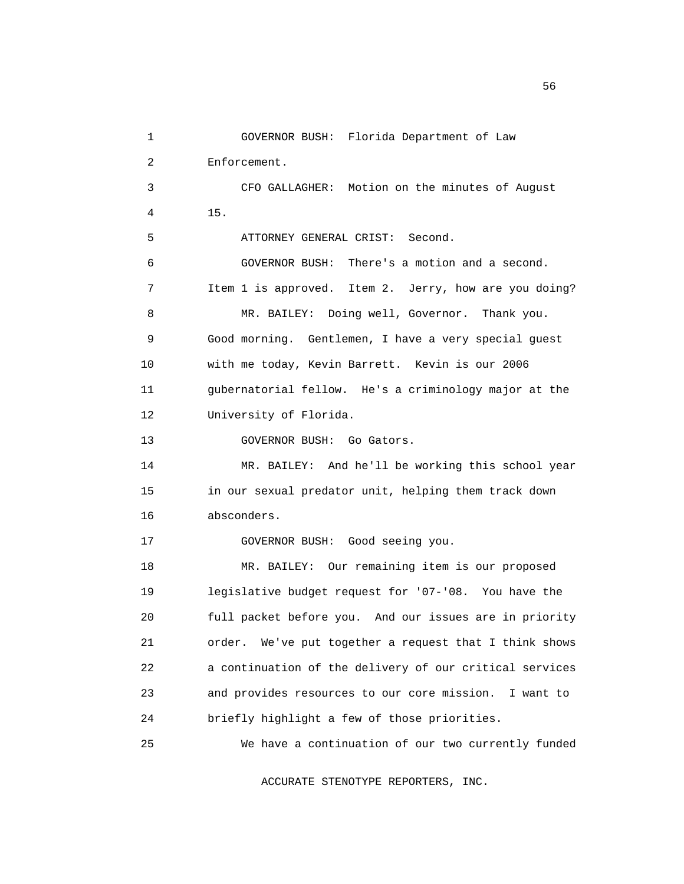GOVERNOR BUSH: Florida Department of Law Enforcement.

CFO GALLAGHER: Motion on the minutes of August 15.

ATTORNEY GENERAL CRIST: Second.

GOVERNOR BUSH: There's a motion and a second. Item 1 is approved. Item 2. Jerry, how are you doing?

MR. BAILEY: Doing well, Governor. Thank you. Good morning. Gentlemen, I have a very special guest with me today, Kevin Barrett. Kevin is our 2006 gubernatorial fellow. He's a criminology major at the University of Florida.

GOVERNOR BUSH: Go Gators.

MR. BAILEY: And he'll be working this school year in our sexual predator unit, helping them track down absconders.

GOVERNOR BUSH: Good seeing you.

MR. BAILEY: Our remaining item is our proposed legislative budget request for '07-'08. You have the full packet before you. And our issues are in priority order. We've put together a request that I think shows a continuation of the delivery of our critical services and provides resources to our core mission. I want to briefly highlight a few of those priorities.

We have a continuation of our two currently funded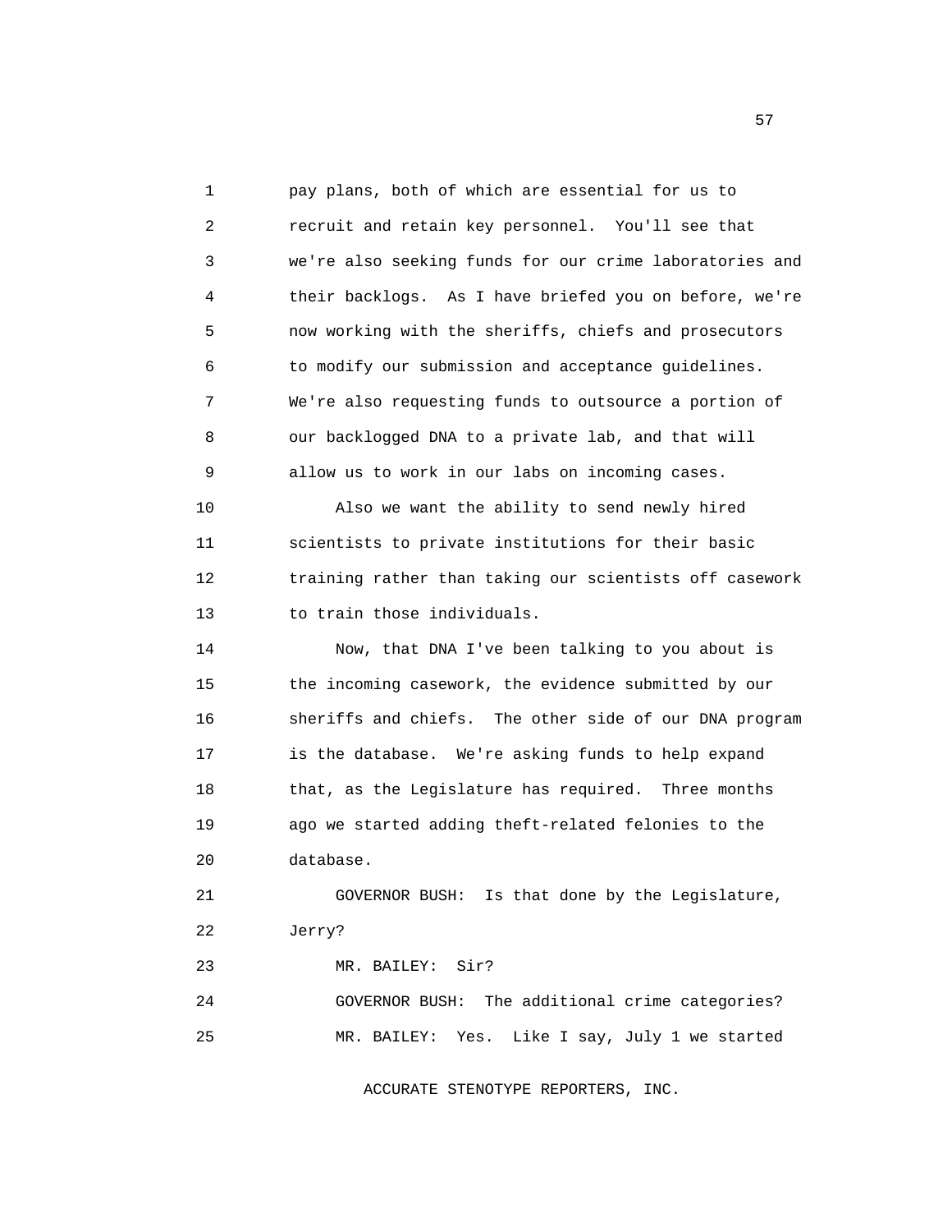pay plans, both of which are essential for us to recruit and retain key personnel. You'll see that we're also seeking funds for our crime laboratories and their backlogs. As I have briefed you on before, we're now working with the sheriffs, chiefs and prosecutors to modify our submission and acceptance guidelines. We're also requesting funds to outsource a portion of our backlogged DNA to a private lab, and that will allow us to work in our labs on incoming cases.

Also we want the ability to send newly hired scientists to private institutions for their basic training rather than taking our scientists off casework to train those individuals.

Now, that DNA I've been talking to you about is the incoming casework, the evidence submitted by our sheriffs and chiefs. The other side of our DNA program is the database. We're asking funds to help expand that, as the Legislature has required. Three months ago we started adding theft-related felonies to the database.

GOVERNOR BUSH: Is that done by the Legislature, Jerry?

MR. BAILEY: Sir?

GOVERNOR BUSH: The additional crime categories?

MR. BAILEY: Yes. Like I say, July 1 we started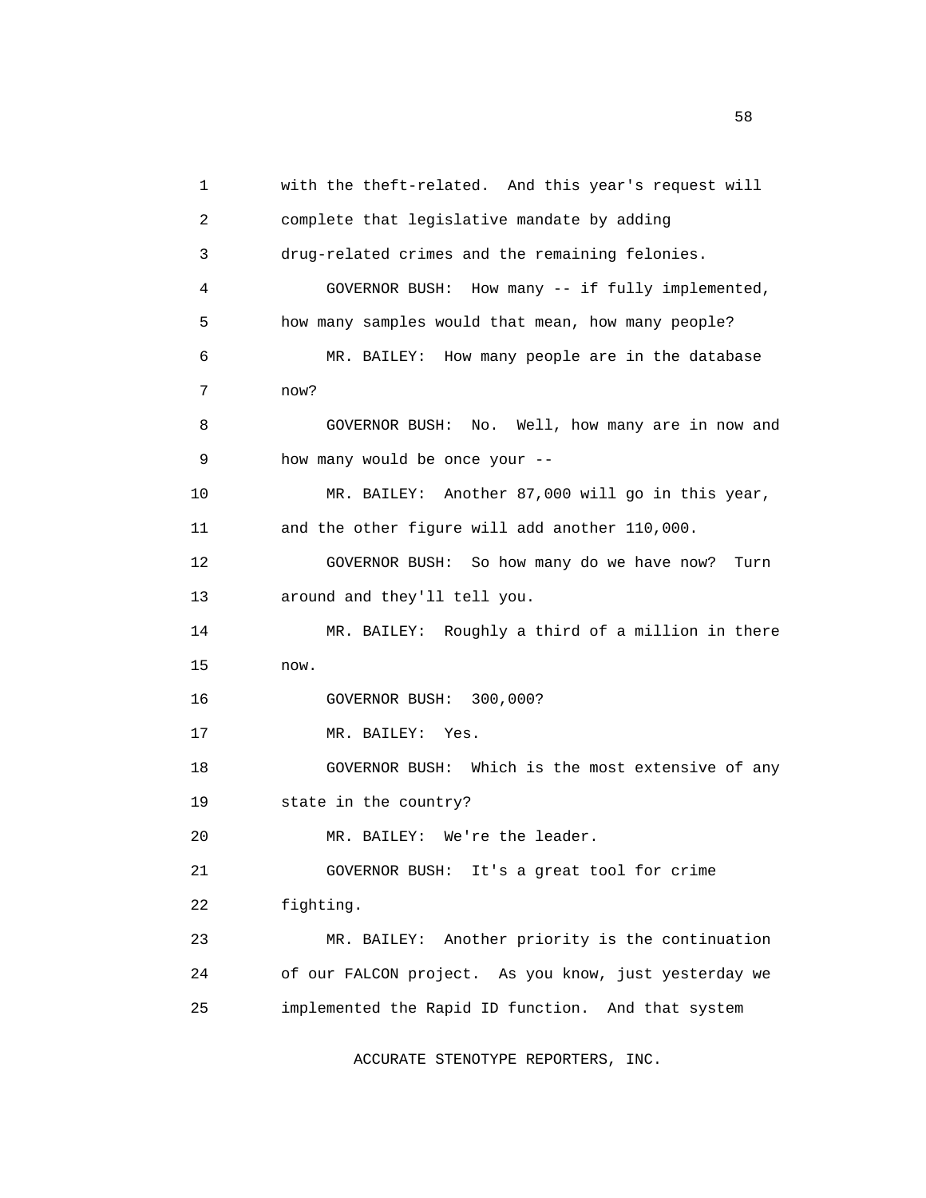with the theft-related. And this year's request will complete that legislative mandate by adding drug-related crimes and the remaining felonies.

GOVERNOR BUSH: How many -- if fully implemented, how many samples would that mean, how many people?

MR. BAILEY: How many people are in the database now?

GOVERNOR BUSH: No. Well, how many are in now and how many would be once your --

MR. BAILEY: Another 87,000 will go in this year, and the other figure will add another 110,000.

GOVERNOR BUSH: So how many do we have now? Turn around and they'll tell you.

MR. BAILEY: Roughly a third of a million in there now.

GOVERNOR BUSH: 300,000?

MR. BAILEY: Yes.

GOVERNOR BUSH: Which is the most extensive of any state in the country?

MR. BAILEY: We're the leader.

GOVERNOR BUSH: It's a great tool for crime fighting.

MR. BAILEY: Another priority is the continuation of our FALCON project. As you know, just yesterday we implemented the Rapid ID function. And that system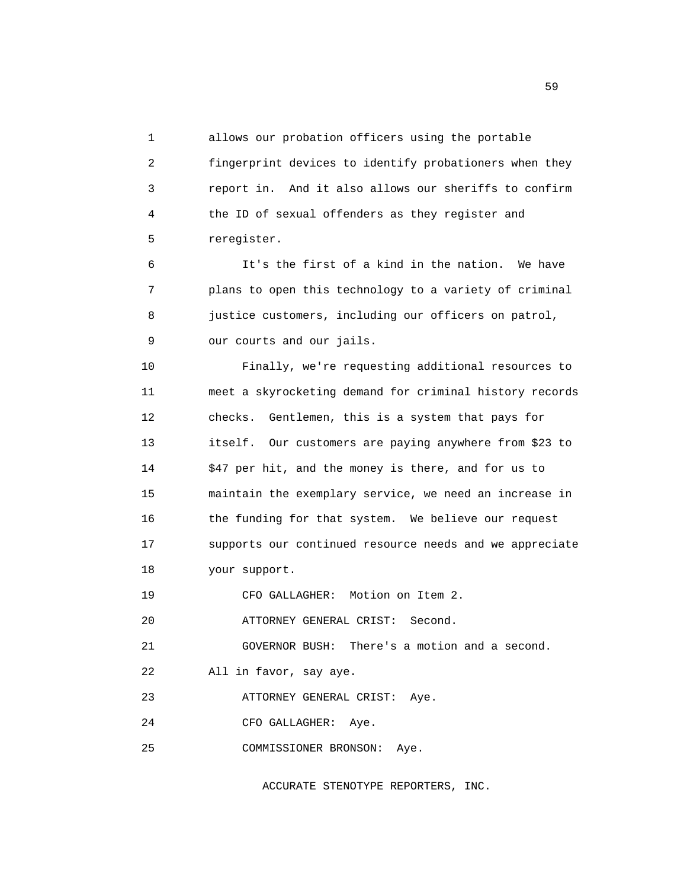allows our probation officers using the portable fingerprint devices to identify probationers when they report in. And it also allows our sheriffs to confirm the ID of sexual offenders as they register and reregister.

It's the first of a kind in the nation. We have plans to open this technology to a variety of criminal justice customers, including our officers on patrol, our courts and our jails.

Finally, we're requesting additional resources to meet a skyrocketing demand for criminal history records checks. Gentlemen, this is a system that pays for itself. Our customers are paying anywhere from $23 to $47 per hit, and the money is there, and for us to maintain the exemplary service, we need an increase in the funding for that system. We believe our request supports our continued resource needs and we appreciate your support.

CFO GALLAGHER: Motion on Item 2.

ATTORNEY GENERAL CRIST: Second.

GOVERNOR BUSH: There's a motion and a second. All in favor, say aye.

ATTORNEY GENERAL CRIST: Aye.

CFO GALLAGHER: Aye.

COMMISSIONER BRONSON: Aye.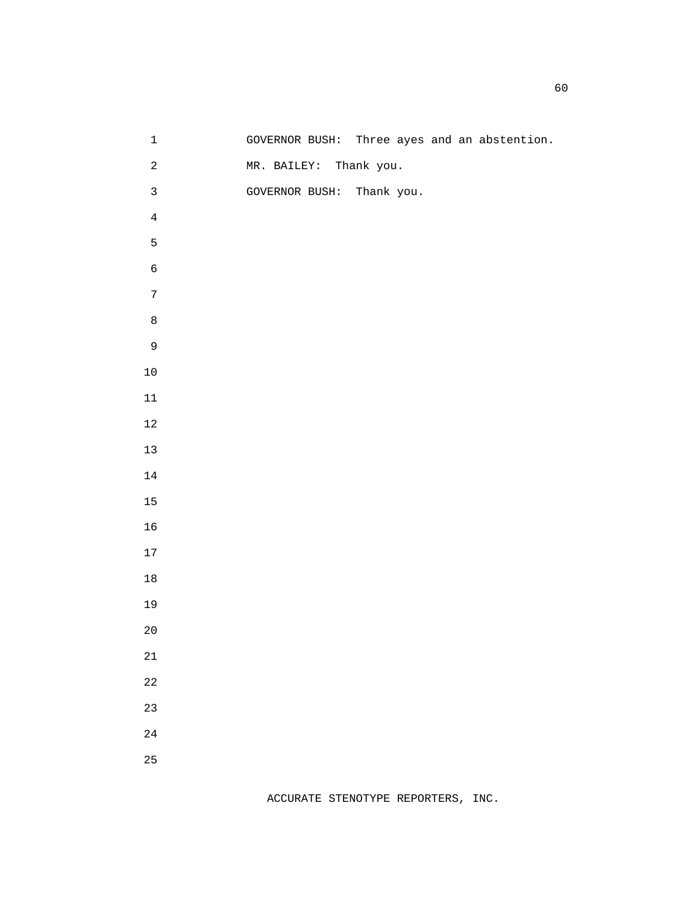GOVERNOR BUSH: Three ayes and an abstention.

MR. BAILEY: Thank you.

GOVERNOR BUSH: Thank you.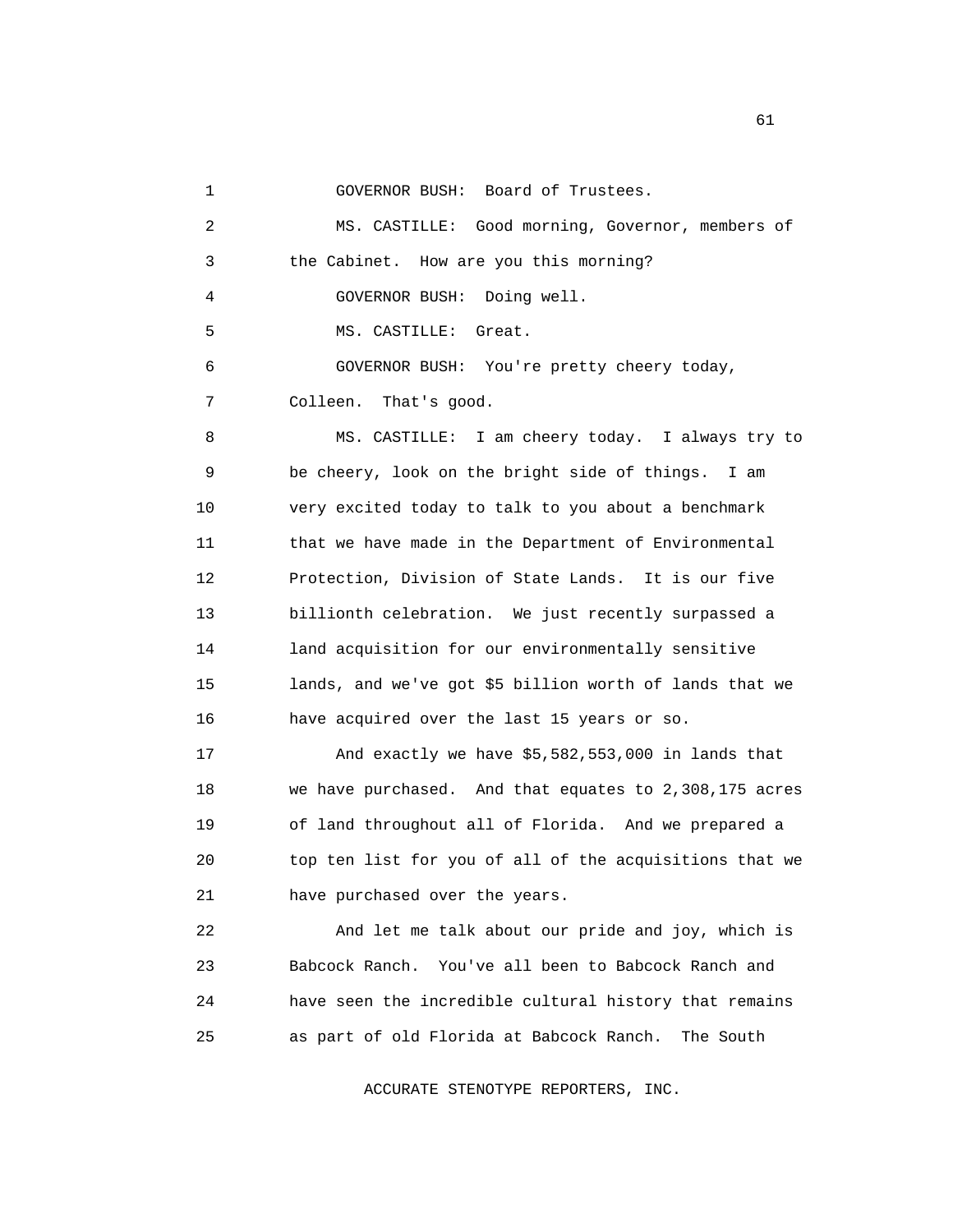GOVERNOR BUSH: Board of Trustees.

MS. CASTILLE: Good morning, Governor, members of the Cabinet. How are you this morning?

GOVERNOR BUSH: Doing well.

MS. CASTILLE: Great.

GOVERNOR BUSH: You're pretty cheery today, Colleen. That's good.

MS. CASTILLE: I am cheery today. I always try to be cheery, look on the bright side of things. I am very excited today to talk to you about a benchmark that we have made in the Department of Environmental Protection, Division of State Lands. It is our five billionth celebration. We just recently surpassed a land acquisition for our environmentally sensitive lands, and we've got $5 billion worth of lands that we have acquired over the last 15 years or so.

And exactly we have $5,582,553,000 in lands that we have purchased. And that equates to 2,308,175 acres of land throughout all of Florida. And we prepared a top ten list for you of all of the acquisitions that we have purchased over the years.

And let me talk about our pride and joy, which is Babcock Ranch. You've all been to Babcock Ranch and have seen the incredible cultural history that remains as part of old Florida at Babcock Ranch. The South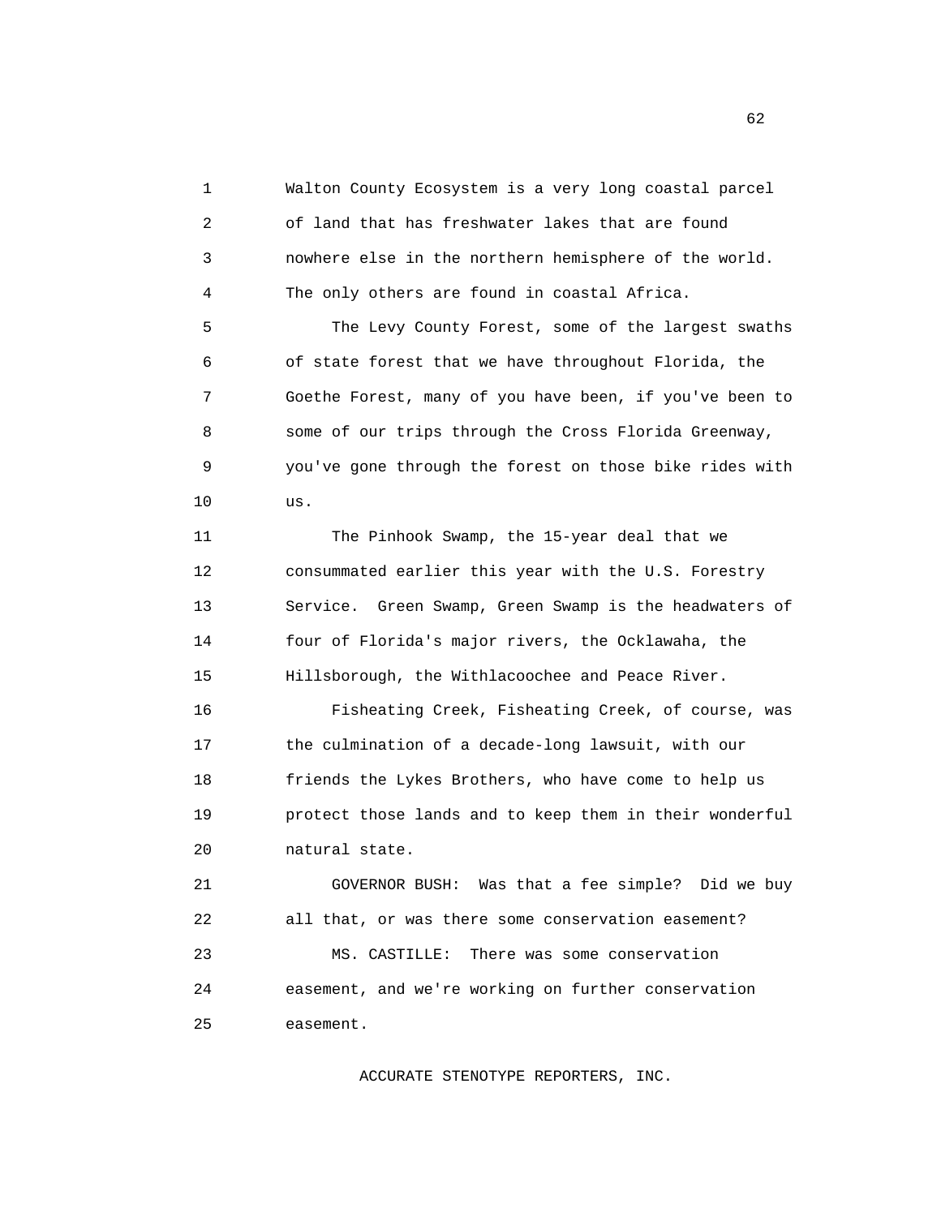Walton County Ecosystem is a very long coastal parcel of land that has freshwater lakes that are found nowhere else in the northern hemisphere of the world. The only others are found in coastal Africa.

The Levy County Forest, some of the largest swaths of state forest that we have throughout Florida, the Goethe Forest, many of you have been, if you've been to some of our trips through the Cross Florida Greenway, you've gone through the forest on those bike rides with us.

The Pinhook Swamp, the 15-year deal that we consummated earlier this year with the U.S. Forestry Service. Green Swamp, Green Swamp is the headwaters of four of Florida's major rivers, the Ocklawaha, the Hillsborough, the Withlacoochee and Peace River.

Fisheating Creek, Fisheating Creek, of course, was the culmination of a decade-long lawsuit, with our friends the Lykes Brothers, who have come to help us protect those lands and to keep them in their wonderful natural state.

GOVERNOR BUSH: Was that a fee simple? Did we buy all that, or was there some conservation easement?

MS. CASTILLE: There was some conservation easement, and we're working on further conservation easement.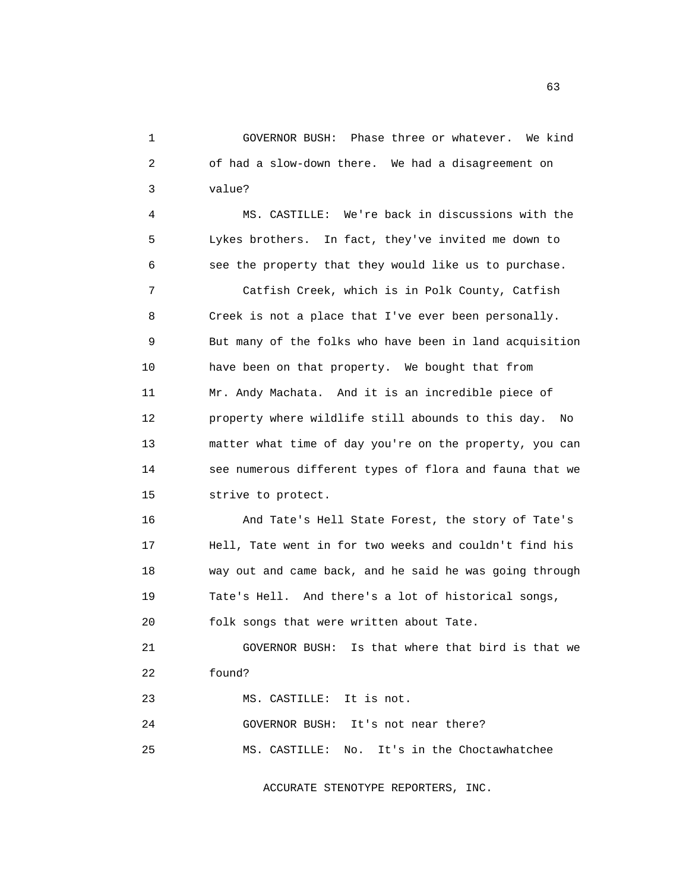GOVERNOR BUSH: Phase three or whatever. We kind of had a slow-down there. We had a disagreement on value?

MS. CASTILLE: We're back in discussions with the Lykes brothers. In fact, they've invited me down to see the property that they would like us to purchase.

Catfish Creek, which is in Polk County, Catfish Creek is not a place that I've ever been personally. But many of the folks who have been in land acquisition have been on that property. We bought that from Mr. Andy Machata. And it is an incredible piece of property where wildlife still abounds to this day. No matter what time of day you're on the property, you can see numerous different types of flora and fauna that we strive to protect.

And Tate's Hell State Forest, the story of Tate's Hell, Tate went in for two weeks and couldn't find his way out and came back, and he said he was going through Tate's Hell. And there's a lot of historical songs, folk songs that were written about Tate.

GOVERNOR BUSH: Is that where that bird is that we found?

MS. CASTILLE: It is not.

GOVERNOR BUSH: It's not near there?

MS. CASTILLE: No. It's in the Choctawhatchee

ACCURATE STENOTYPE REPORTERS, INC.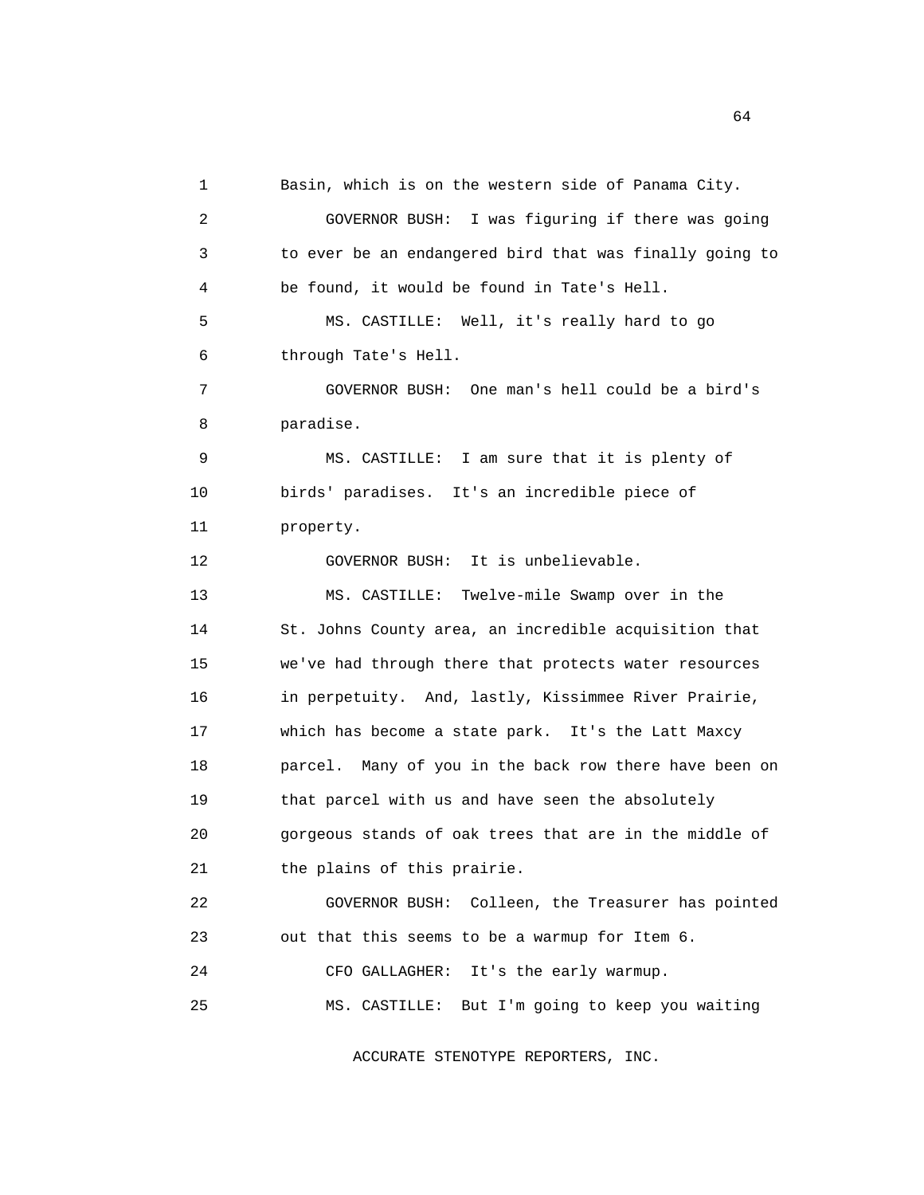Basin, which is on the western side of Panama City.

GOVERNOR BUSH: I was figuring if there was going to ever be an endangered bird that was finally going to be found, it would be found in Tate's Hell.

MS. CASTILLE: Well, it's really hard to go through Tate's Hell.

GOVERNOR BUSH: One man's hell could be a bird's paradise.

MS. CASTILLE: I am sure that it is plenty of birds' paradises. It's an incredible piece of property.

GOVERNOR BUSH: It is unbelievable.

MS. CASTILLE: Twelve-mile Swamp over in the St. Johns County area, an incredible acquisition that we've had through there that protects water resources in perpetuity. And, lastly, Kissimmee River Prairie, which has become a state park. It's the Latt Maxcy parcel. Many of you in the back row there have been on that parcel with us and have seen the absolutely gorgeous stands of oak trees that are in the middle of the plains of this prairie.

GOVERNOR BUSH: Colleen, the Treasurer has pointed out that this seems to be a warmup for Item 6.

CFO GALLAGHER: It's the early warmup.

MS. CASTILLE: But I'm going to keep you waiting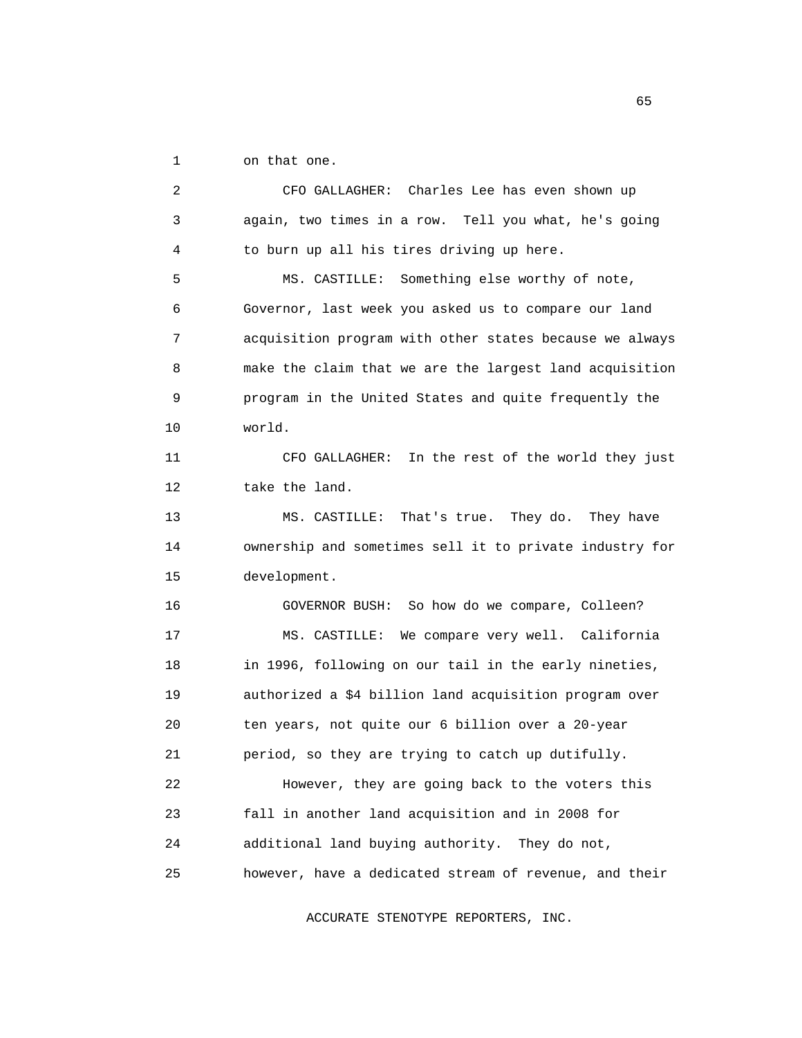on that one.

CFO GALLAGHER: Charles Lee has even shown up again, two times in a row. Tell you what, he's going to burn up all his tires driving up here.

MS. CASTILLE: Something else worthy of note, Governor, last week you asked us to compare our land acquisition program with other states because we always make the claim that we are the largest land acquisition program in the United States and quite frequently the world.

CFO GALLAGHER: In the rest of the world they just take the land.

MS. CASTILLE: That's true. They do. They have ownership and sometimes sell it to private industry for development.

GOVERNOR BUSH: So how do we compare, Colleen?

MS. CASTILLE: We compare very well. California in 1996, following on our tail in the early nineties, authorized a $4 billion land acquisition program over ten years, not quite our 6 billion over a 20-year period, so they are trying to catch up dutifully.

However, they are going back to the voters this fall in another land acquisition and in 2008 for additional land buying authority. They do not, however, have a dedicated stream of revenue, and their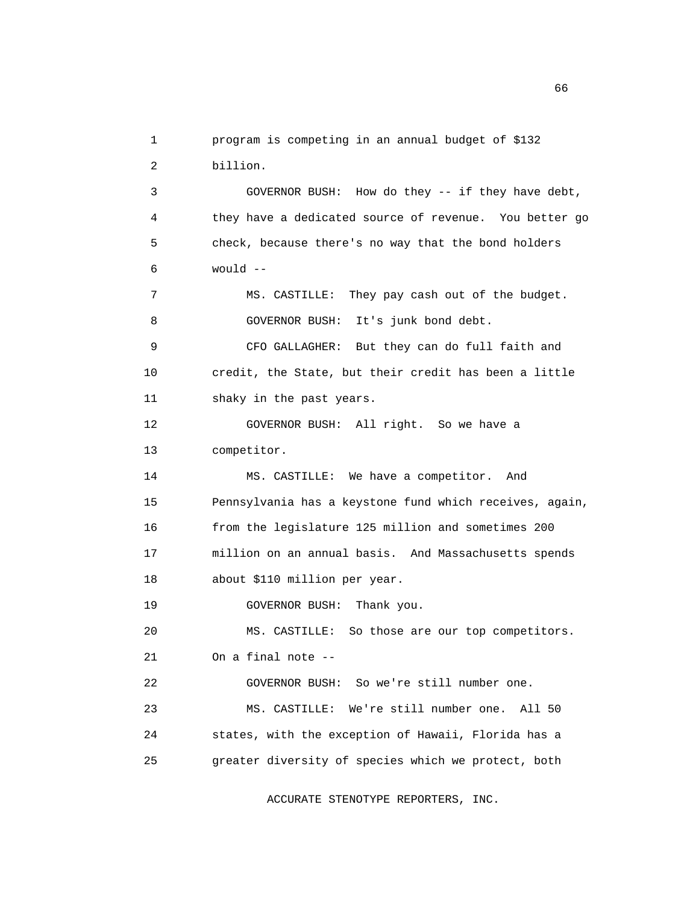program is competing in an annual budget of $132 billion.

GOVERNOR BUSH: How do they -- if they have debt, they have a dedicated source of revenue. You better go check, because there's no way that the bond holders would --

MS. CASTILLE: They pay cash out of the budget.

GOVERNOR BUSH: It's junk bond debt.

CFO GALLAGHER: But they can do full faith and credit, the State, but their credit has been a little shaky in the past years.

GOVERNOR BUSH: All right. So we have a competitor.

MS. CASTILLE: We have a competitor. And Pennsylvania has a keystone fund which receives, again, from the legislature 125 million and sometimes 200 million on an annual basis. And Massachusetts spends about $110 million per year.

GOVERNOR BUSH: Thank you.

MS. CASTILLE: So those are our top competitors. On a final note --

GOVERNOR BUSH: So we're still number one.

MS. CASTILLE: We're still number one. All 50 states, with the exception of Hawaii, Florida has a greater diversity of species which we protect, both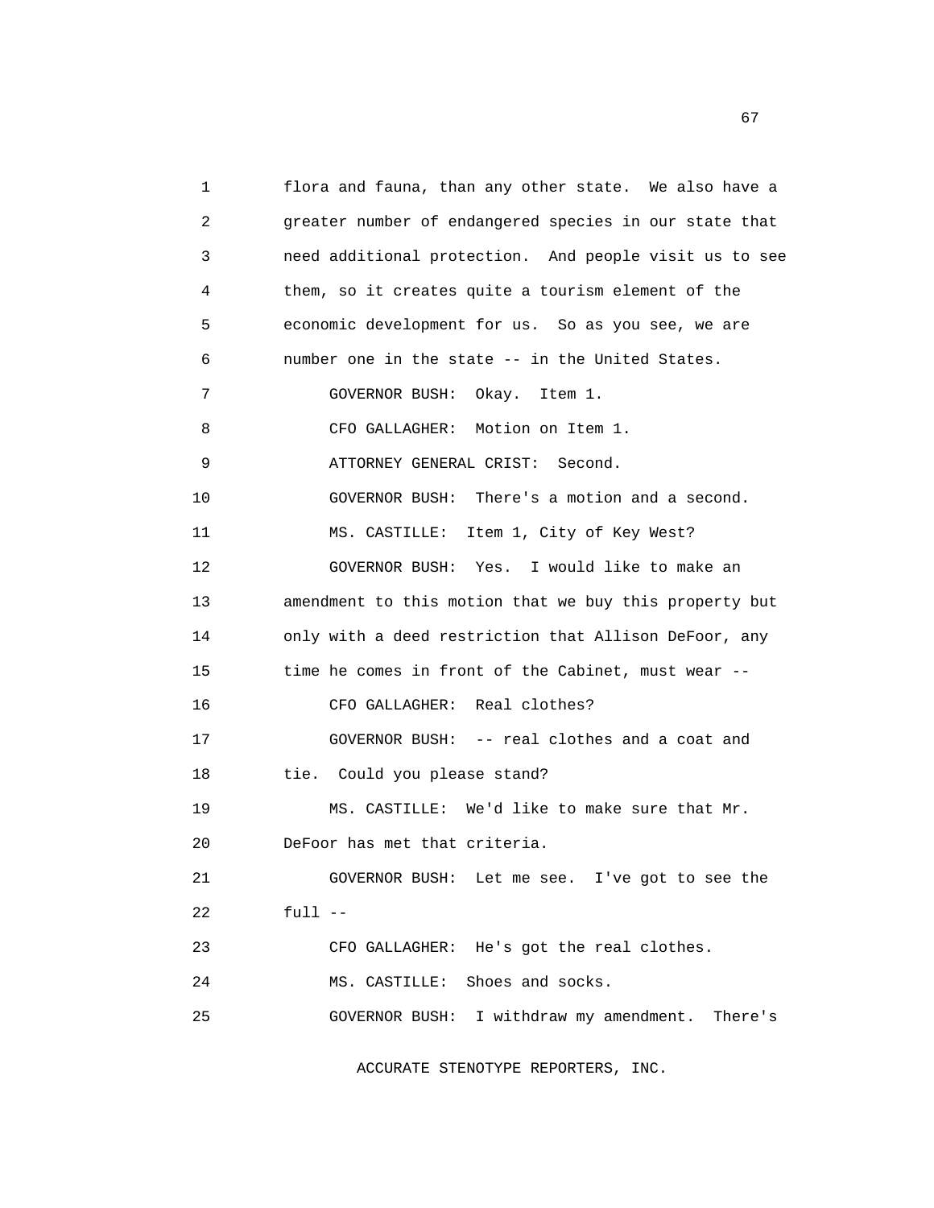flora and fauna, than any other state. We also have a greater number of endangered species in our state that need additional protection. And people visit us to see them, so it creates quite a tourism element of the economic development for us. So as you see, we are number one in the state -- in the United States.

GOVERNOR BUSH: Okay. Item 1.

CFO GALLAGHER: Motion on Item 1.

ATTORNEY GENERAL CRIST: Second.

GOVERNOR BUSH: There's a motion and a second.

MS. CASTILLE: Item 1, City of Key West?

GOVERNOR BUSH: Yes. I would like to make an amendment to this motion that we buy this property but only with a deed restriction that Allison DeFoor, any time he comes in front of the Cabinet, must wear --

CFO GALLAGHER: Real clothes?

GOVERNOR BUSH: -- real clothes and a coat and tie. Could you please stand?

MS. CASTILLE: We'd like to make sure that Mr. DeFoor has met that criteria.

GOVERNOR BUSH: Let me see. I've got to see the full --

CFO GALLAGHER: He's got the real clothes.

MS. CASTILLE: Shoes and socks.

GOVERNOR BUSH: I withdraw my amendment. There's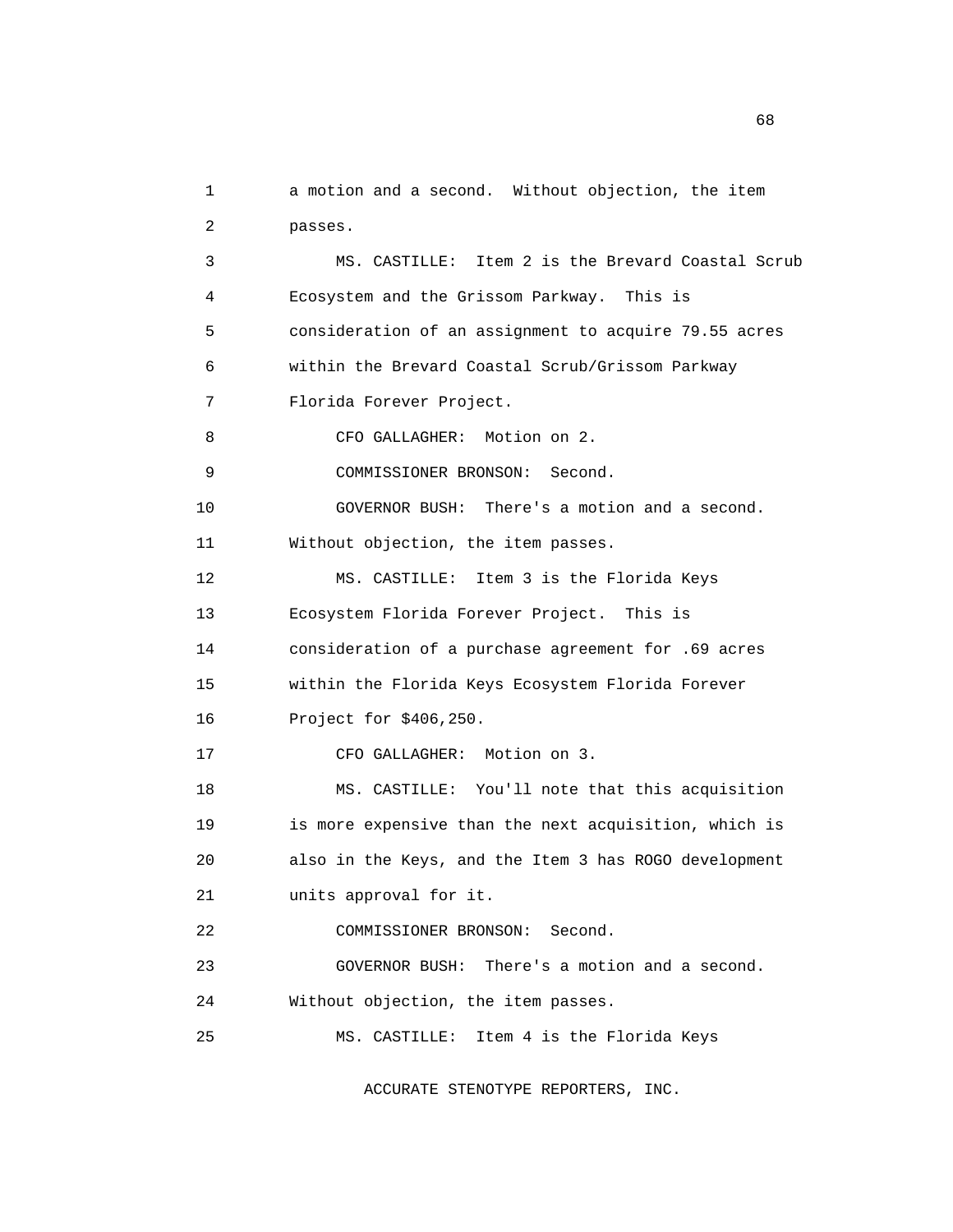a motion and a second. Without objection, the item passes.

MS. CASTILLE: Item 2 is the Brevard Coastal Scrub Ecosystem and the Grissom Parkway. This is consideration of an assignment to acquire 79.55 acres within the Brevard Coastal Scrub/Grissom Parkway Florida Forever Project.

CFO GALLAGHER: Motion on 2.

COMMISSIONER BRONSON: Second.

GOVERNOR BUSH: There's a motion and a second. Without objection, the item passes.

MS. CASTILLE: Item 3 is the Florida Keys Ecosystem Florida Forever Project. This is consideration of a purchase agreement for .69 acres within the Florida Keys Ecosystem Florida Forever Project for $406,250.

CFO GALLAGHER: Motion on 3.

MS. CASTILLE: You'll note that this acquisition is more expensive than the next acquisition, which is also in the Keys, and the Item 3 has ROGO development units approval for it.

COMMISSIONER BRONSON: Second.

GOVERNOR BUSH: There's a motion and a second. Without objection, the item passes.

MS. CASTILLE: Item 4 is the Florida Keys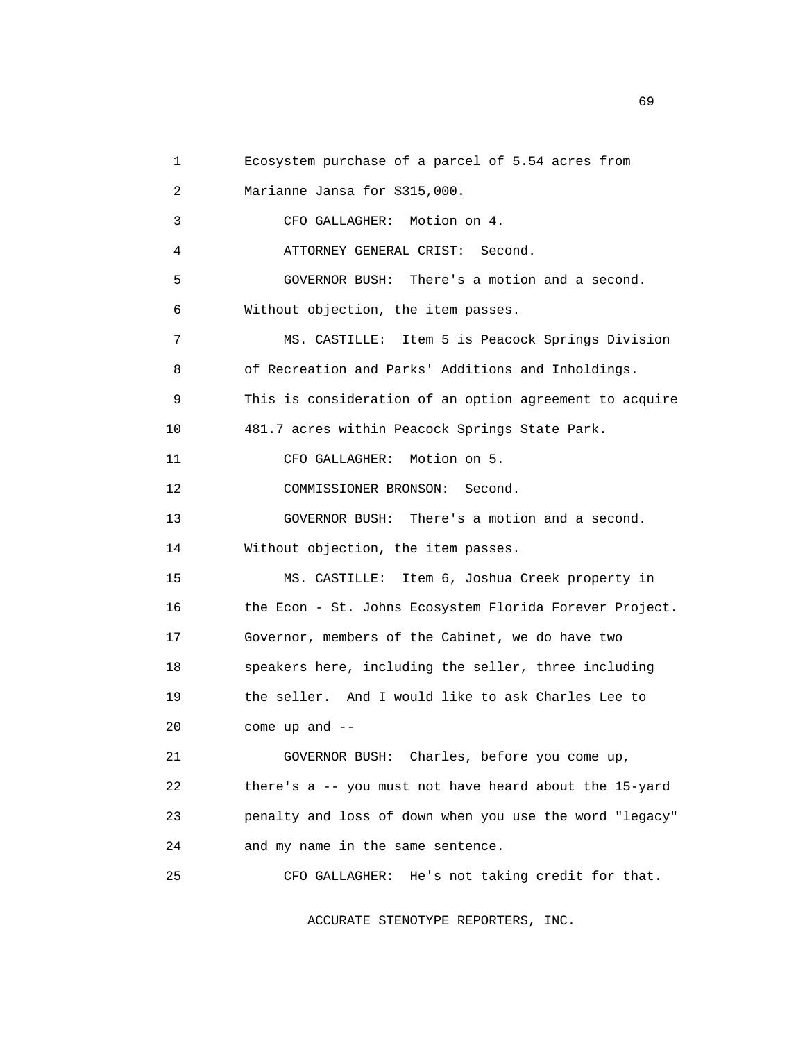Ecosystem purchase of a parcel of 5.54 acres from Marianne Jansa for $315,000.

CFO GALLAGHER: Motion on 4.

ATTORNEY GENERAL CRIST: Second.

GOVERNOR BUSH: There's a motion and a second. Without objection, the item passes.

MS. CASTILLE: Item 5 is Peacock Springs Division of Recreation and Parks' Additions and Inholdings. This is consideration of an option agreement to acquire 481.7 acres within Peacock Springs State Park.

CFO GALLAGHER: Motion on 5.

COMMISSIONER BRONSON: Second.

GOVERNOR BUSH: There's a motion and a second. Without objection, the item passes.

MS. CASTILLE: Item 6, Joshua Creek property in the Econ - St. Johns Ecosystem Florida Forever Project. Governor, members of the Cabinet, we do have two speakers here, including the seller, three including the seller. And I would like to ask Charles Lee to come up and --

GOVERNOR BUSH: Charles, before you come up, there's a -- you must not have heard about the 15-yard penalty and loss of down when you use the word "legacy" and my name in the same sentence.

CFO GALLAGHER: He's not taking credit for that.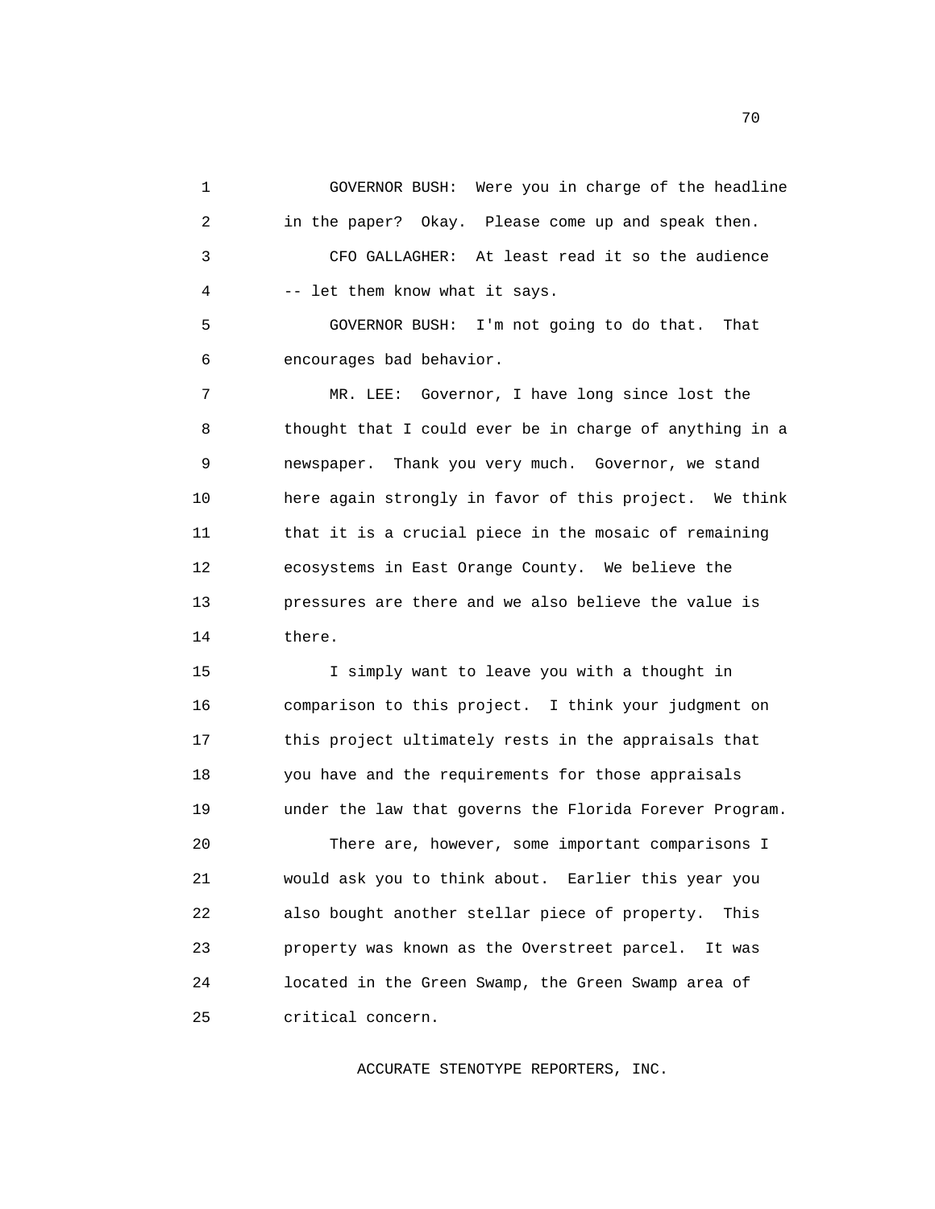GOVERNOR BUSH: Were you in charge of the headline in the paper? Okay. Please come up and speak then.

CFO GALLAGHER: At least read it so the audience -- let them know what it says.

GOVERNOR BUSH: I'm not going to do that. That encourages bad behavior.

MR. LEE: Governor, I have long since lost the thought that I could ever be in charge of anything in a newspaper. Thank you very much. Governor, we stand here again strongly in favor of this project. We think that it is a crucial piece in the mosaic of remaining ecosystems in East Orange County. We believe the pressures are there and we also believe the value is there.

I simply want to leave you with a thought in comparison to this project. I think your judgment on this project ultimately rests in the appraisals that you have and the requirements for those appraisals under the law that governs the Florida Forever Program.

There are, however, some important comparisons I would ask you to think about. Earlier this year you also bought another stellar piece of property. This property was known as the Overstreet parcel. It was located in the Green Swamp, the Green Swamp area of critical concern.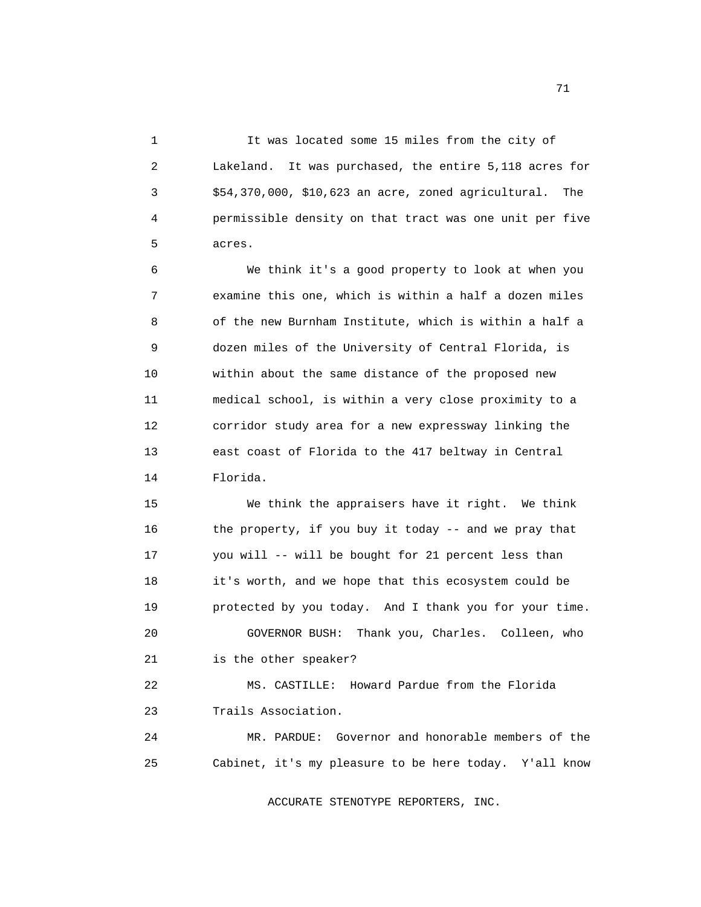It was located some 15 miles from the city of Lakeland. It was purchased, the entire 5,118 acres for $54,370,000, $10,623 an acre, zoned agricultural. The permissible density on that tract was one unit per five acres.

We think it's a good property to look at when you examine this one, which is within a half a dozen miles of the new Burnham Institute, which is within a half a dozen miles of the University of Central Florida, is within about the same distance of the proposed new medical school, is within a very close proximity to a corridor study area for a new expressway linking the east coast of Florida to the 417 beltway in Central Florida.

We think the appraisers have it right. We think the property, if you buy it today -- and we pray that you will -- will be bought for 21 percent less than it's worth, and we hope that this ecosystem could be protected by you today. And I thank you for your time.

GOVERNOR BUSH: Thank you, Charles. Colleen, who is the other speaker?

MS. CASTILLE: Howard Pardue from the Florida Trails Association.

MR. PARDUE: Governor and honorable members of the Cabinet, it's my pleasure to be here today. Y'all know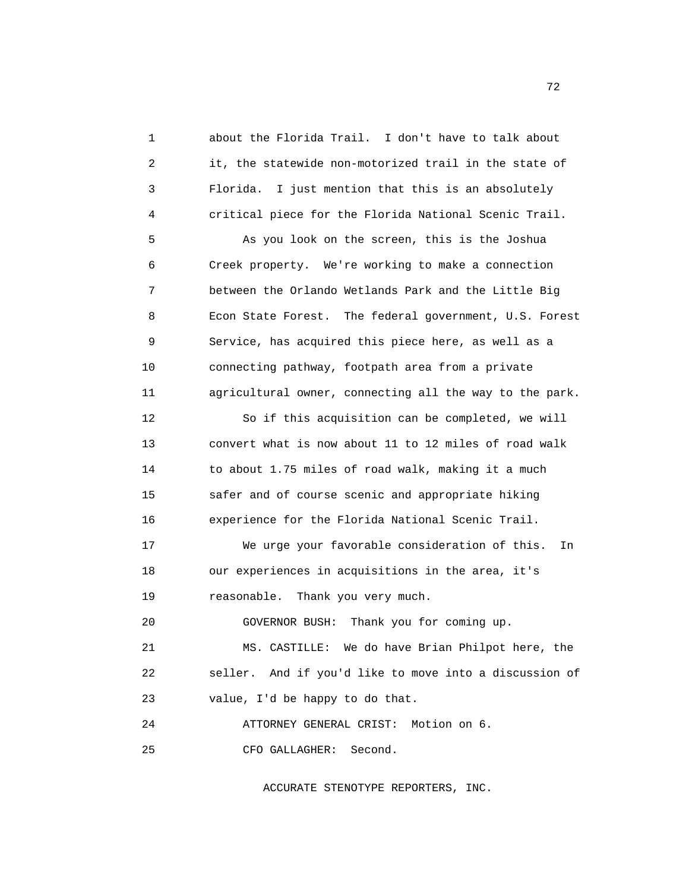about the Florida Trail. I don't have to talk about it, the statewide non-motorized trail in the state of Florida. I just mention that this is an absolutely critical piece for the Florida National Scenic Trail.

As you look on the screen, this is the Joshua Creek property. We're working to make a connection between the Orlando Wetlands Park and the Little Big Econ State Forest. The federal government, U.S. Forest Service, has acquired this piece here, as well as a connecting pathway, footpath area from a private agricultural owner, connecting all the way to the park.

So if this acquisition can be completed, we will convert what is now about 11 to 12 miles of road walk to about 1.75 miles of road walk, making it a much safer and of course scenic and appropriate hiking experience for the Florida National Scenic Trail.

We urge your favorable consideration of this. In our experiences in acquisitions in the area, it's reasonable. Thank you very much.

GOVERNOR BUSH: Thank you for coming up.

MS. CASTILLE: We do have Brian Philpot here, the seller. And if you'd like to move into a discussion of value, I'd be happy to do that.

ATTORNEY GENERAL CRIST: Motion on 6.

CFO GALLAGHER: Second.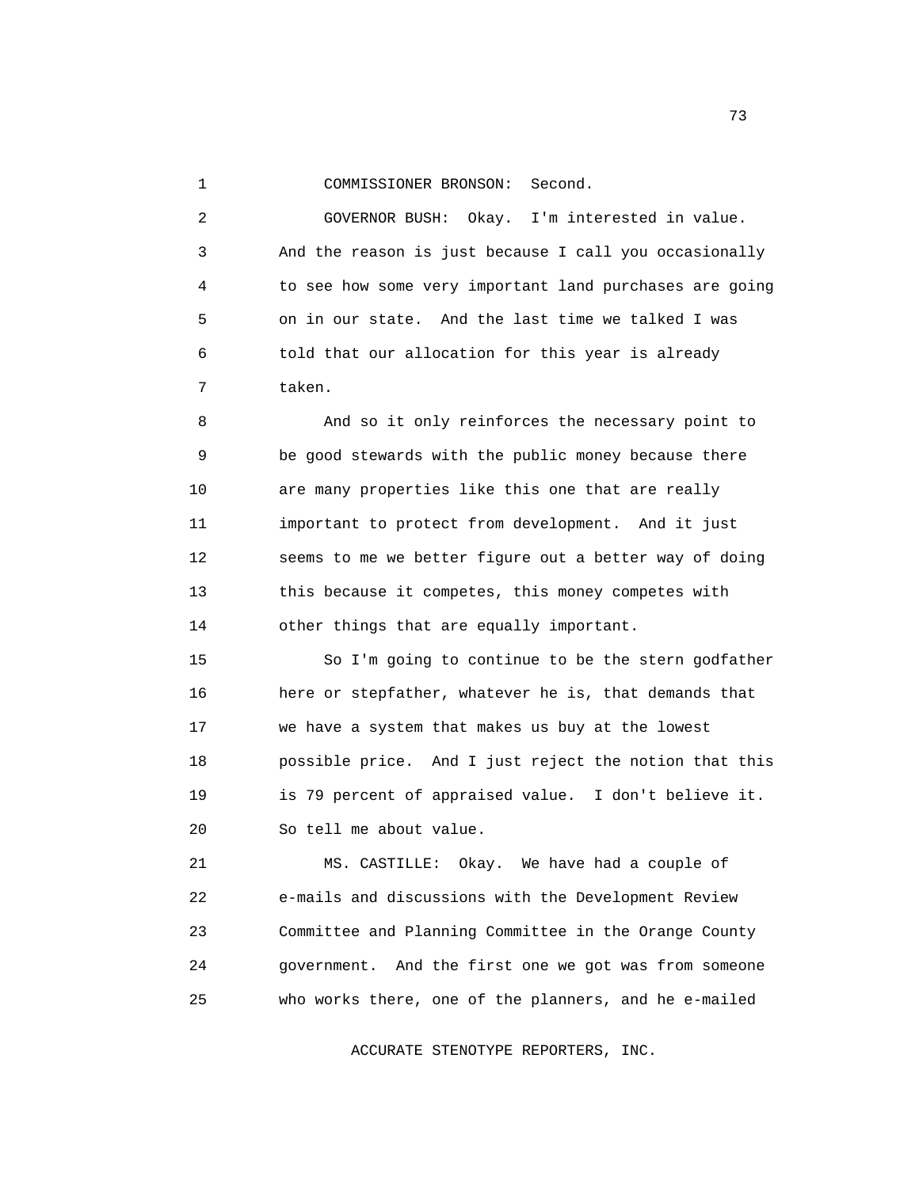COMMISSIONER BRONSON: Second.

GOVERNOR BUSH: Okay. I'm interested in value. And the reason is just because I call you occasionally to see how some very important land purchases are going on in our state. And the last time we talked I was told that our allocation for this year is already taken.

And so it only reinforces the necessary point to be good stewards with the public money because there are many properties like this one that are really important to protect from development. And it just seems to me we better figure out a better way of doing this because it competes, this money competes with other things that are equally important.

So I'm going to continue to be the stern godfather here or stepfather, whatever he is, that demands that we have a system that makes us buy at the lowest possible price. And I just reject the notion that this is 79 percent of appraised value. I don't believe it. So tell me about value.

MS. CASTILLE: Okay. We have had a couple of e-mails and discussions with the Development Review Committee and Planning Committee in the Orange County government. And the first one we got was from someone who works there, one of the planners, and he e-mailed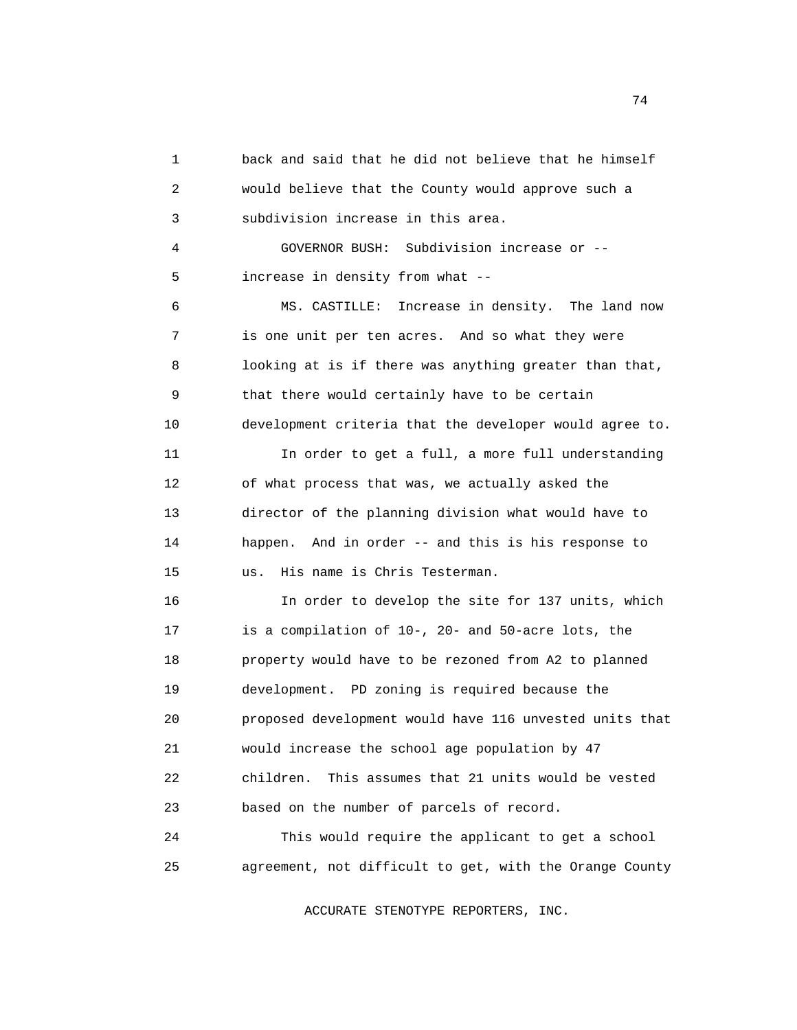back and said that he did not believe that he himself would believe that the County would approve such a subdivision increase in this area.

GOVERNOR BUSH: Subdivision increase or -- increase in density from what --

MS. CASTILLE: Increase in density. The land now is one unit per ten acres. And so what they were looking at is if there was anything greater than that, that there would certainly have to be certain development criteria that the developer would agree to.

In order to get a full, a more full understanding of what process that was, we actually asked the director of the planning division what would have to happen. And in order -- and this is his response to us. His name is Chris Testerman.

In order to develop the site for 137 units, which is a compilation of 10-, 20- and 50-acre lots, the property would have to be rezoned from A2 to planned development. PD zoning is required because the proposed development would have 116 unvested units that would increase the school age population by 47 children. This assumes that 21 units would be vested based on the number of parcels of record.

This would require the applicant to get a school agreement, not difficult to get, with the Orange County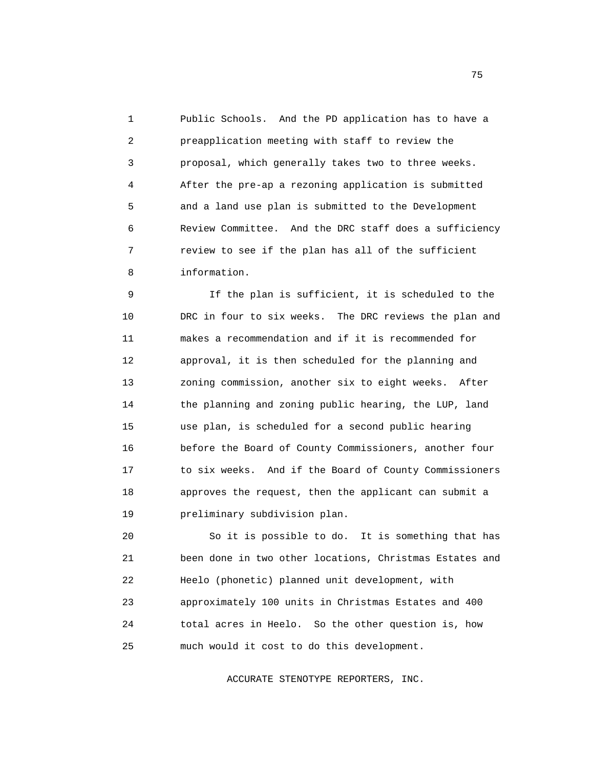Public Schools. And the PD application has to have a preapplication meeting with staff to review the proposal, which generally takes two to three weeks. After the pre-ap a rezoning application is submitted and a land use plan is submitted to the Development Review Committee. And the DRC staff does a sufficiency review to see if the plan has all of the sufficient information.

If the plan is sufficient, it is scheduled to the DRC in four to six weeks. The DRC reviews the plan and makes a recommendation and if it is recommended for approval, it is then scheduled for the planning and zoning commission, another six to eight weeks. After the planning and zoning public hearing, the LUP, land use plan, is scheduled for a second public hearing before the Board of County Commissioners, another four to six weeks. And if the Board of County Commissioners approves the request, then the applicant can submit a preliminary subdivision plan.

So it is possible to do. It is something that has been done in two other locations, Christmas Estates and Heelo (phonetic) planned unit development, with approximately 100 units in Christmas Estates and 400 total acres in Heelo. So the other question is, how much would it cost to do this development.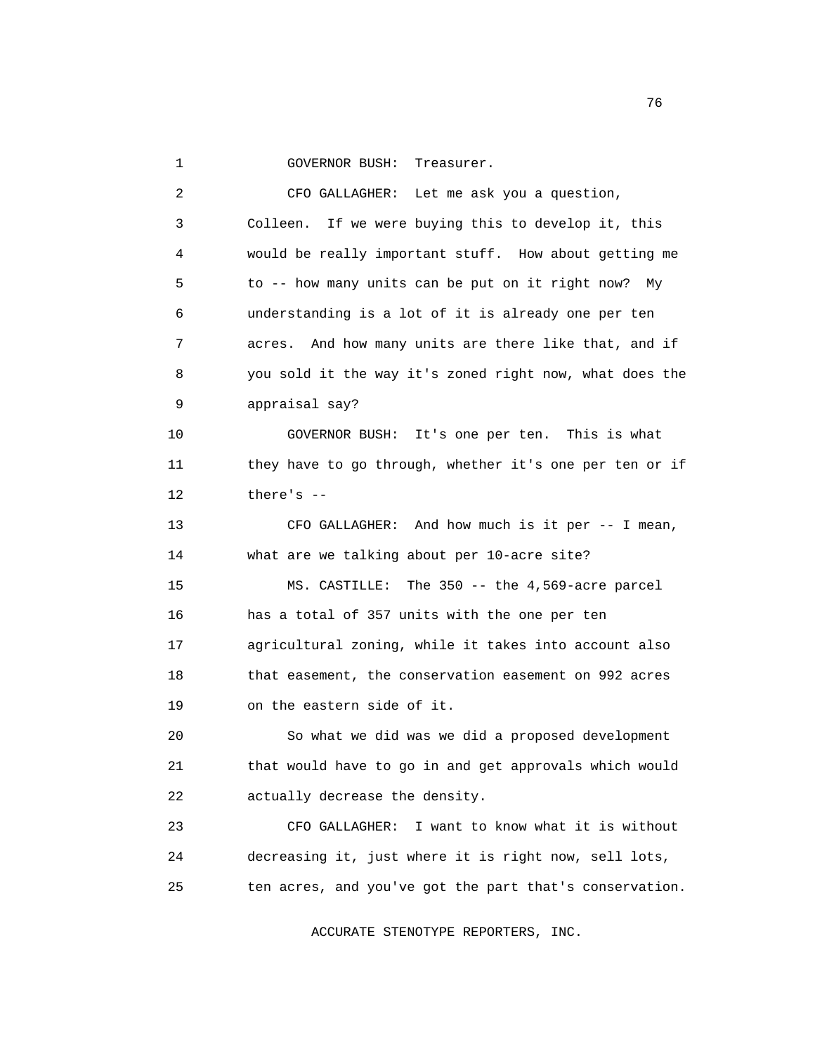GOVERNOR BUSH: Treasurer.

CFO GALLAGHER: Let me ask you a question, Colleen. If we were buying this to develop it, this would be really important stuff. How about getting me to -- how many units can be put on it right now? My understanding is a lot of it is already one per ten acres. And how many units are there like that, and if you sold it the way it's zoned right now, what does the appraisal say?

GOVERNOR BUSH: It's one per ten. This is what they have to go through, whether it's one per ten or if there's --

CFO GALLAGHER: And how much is it per -- I mean, what are we talking about per 10-acre site?

MS. CASTILLE: The 350 -- the 4,569-acre parcel has a total of 357 units with the one per ten agricultural zoning, while it takes into account also that easement, the conservation easement on 992 acres on the eastern side of it.

So what we did was we did a proposed development that would have to go in and get approvals which would actually decrease the density.

CFO GALLAGHER: I want to know what it is without decreasing it, just where it is right now, sell lots, ten acres, and you've got the part that's conservation.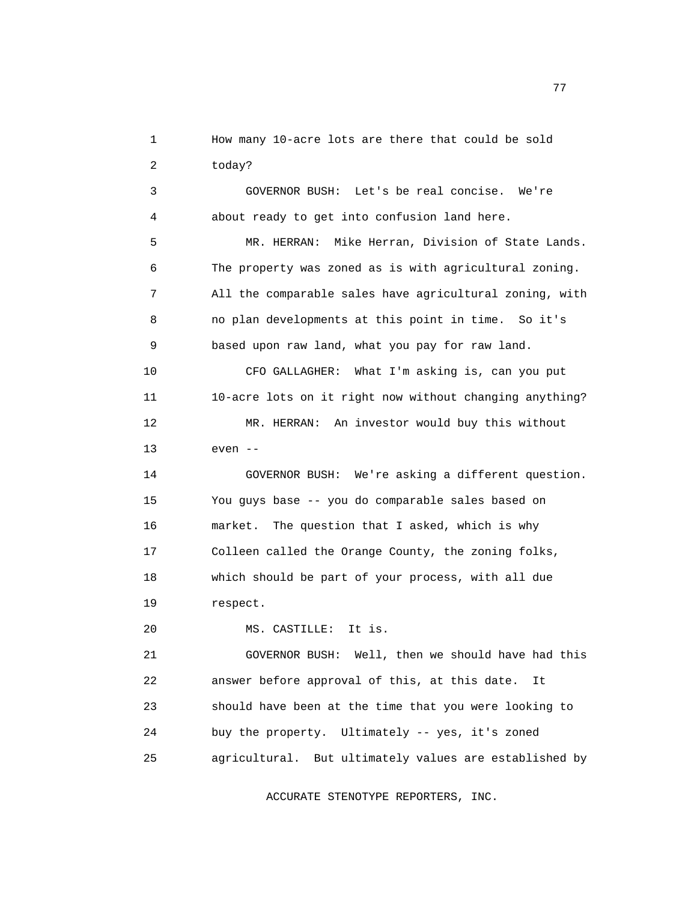How many 10-acre lots are there that could be sold today?

GOVERNOR BUSH: Let's be real concise. We're about ready to get into confusion land here.

MR. HERRAN: Mike Herran, Division of State Lands. The property was zoned as is with agricultural zoning. All the comparable sales have agricultural zoning, with no plan developments at this point in time. So it's based upon raw land, what you pay for raw land.

CFO GALLAGHER: What I'm asking is, can you put 10-acre lots on it right now without changing anything?

MR. HERRAN: An investor would buy this without even --

GOVERNOR BUSH: We're asking a different question. You guys base -- you do comparable sales based on market. The question that I asked, which is why Colleen called the Orange County, the zoning folks, which should be part of your process, with all due respect.

MS. CASTILLE: It is.

GOVERNOR BUSH: Well, then we should have had this answer before approval of this, at this date. It should have been at the time that you were looking to buy the property. Ultimately -- yes, it's zoned agricultural. But ultimately values are established by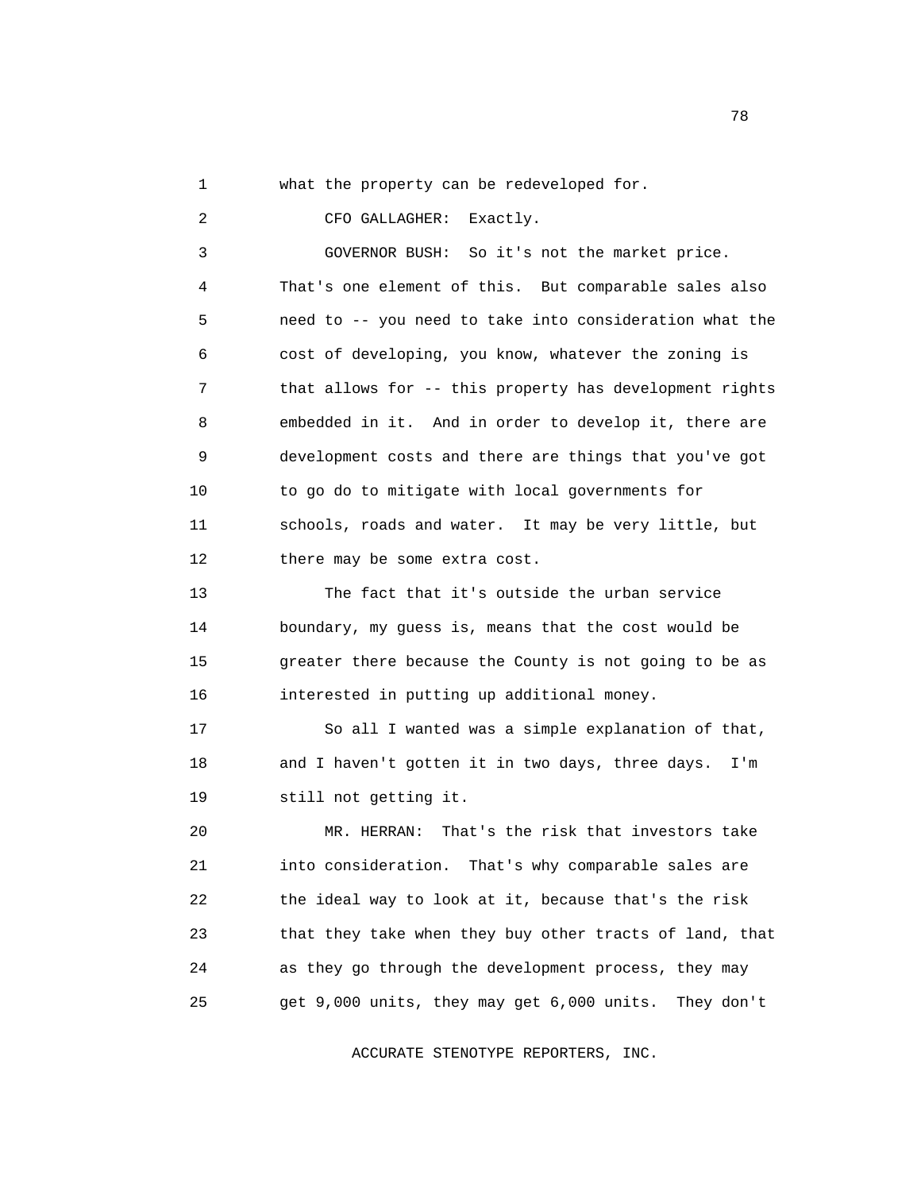what the property can be redeveloped for.

CFO GALLAGHER: Exactly.

GOVERNOR BUSH: So it's not the market price. That's one element of this. But comparable sales also need to -- you need to take into consideration what the cost of developing, you know, whatever the zoning is that allows for -- this property has development rights embedded in it. And in order to develop it, there are development costs and there are things that you've got to go do to mitigate with local governments for schools, roads and water. It may be very little, but there may be some extra cost.

The fact that it's outside the urban service boundary, my guess is, means that the cost would be greater there because the County is not going to be as interested in putting up additional money.

So all I wanted was a simple explanation of that, and I haven't gotten it in two days, three days. I'm still not getting it.

MR. HERRAN: That's the risk that investors take into consideration. That's why comparable sales are the ideal way to look at it, because that's the risk that they take when they buy other tracts of land, that as they go through the development process, they may get 9,000 units, they may get 6,000 units. They don't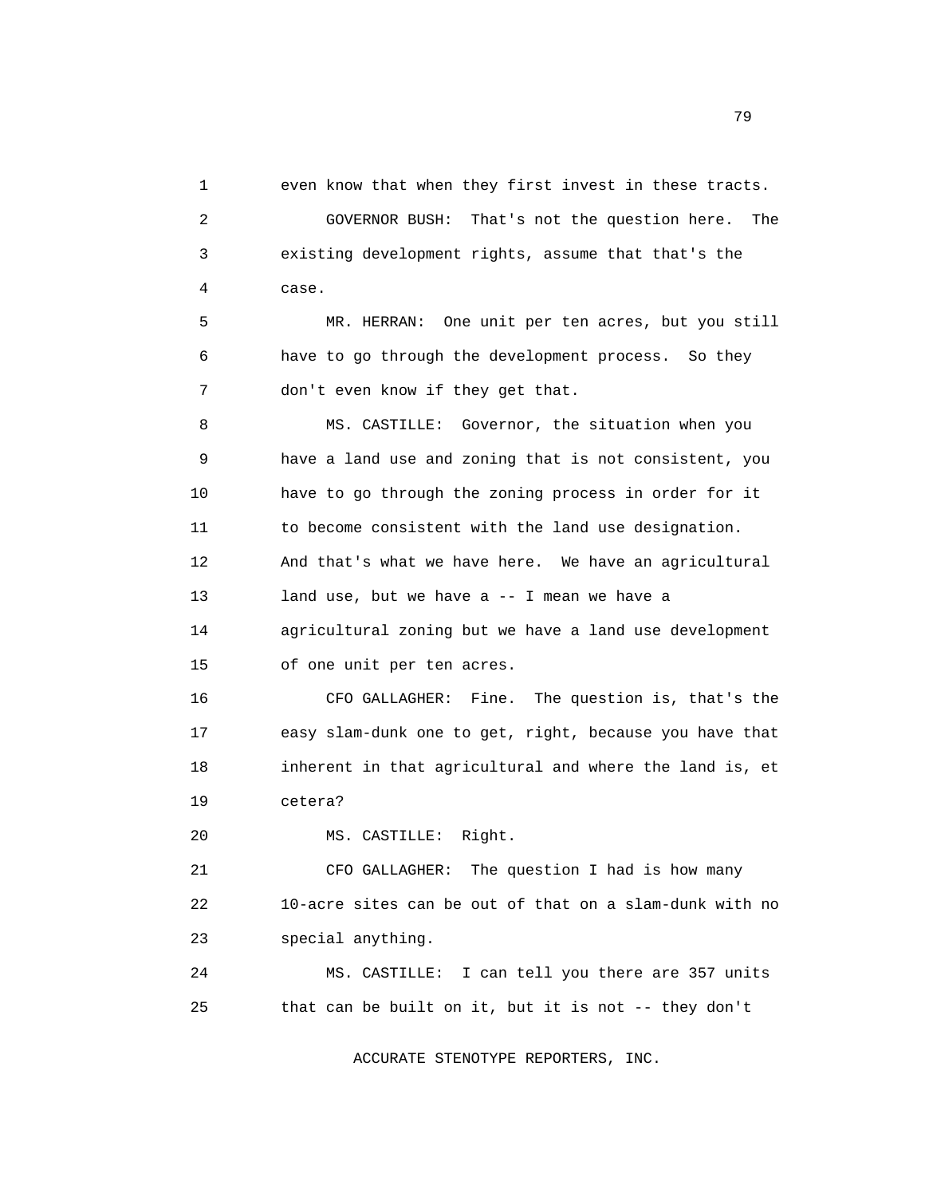even know that when they first invest in these tracts.

GOVERNOR BUSH: That's not the question here. The existing development rights, assume that that's the case.

MR. HERRAN: One unit per ten acres, but you still have to go through the development process. So they don't even know if they get that.

MS. CASTILLE: Governor, the situation when you have a land use and zoning that is not consistent, you have to go through the zoning process in order for it to become consistent with the land use designation. And that's what we have here. We have an agricultural land use, but we have a -- I mean we have a agricultural zoning but we have a land use development of one unit per ten acres.

CFO GALLAGHER: Fine. The question is, that's the easy slam-dunk one to get, right, because you have that inherent in that agricultural and where the land is, et cetera?

MS. CASTILLE: Right.

CFO GALLAGHER: The question I had is how many 10-acre sites can be out of that on a slam-dunk with no special anything.

MS. CASTILLE: I can tell you there are 357 units that can be built on it, but it is not -- they don't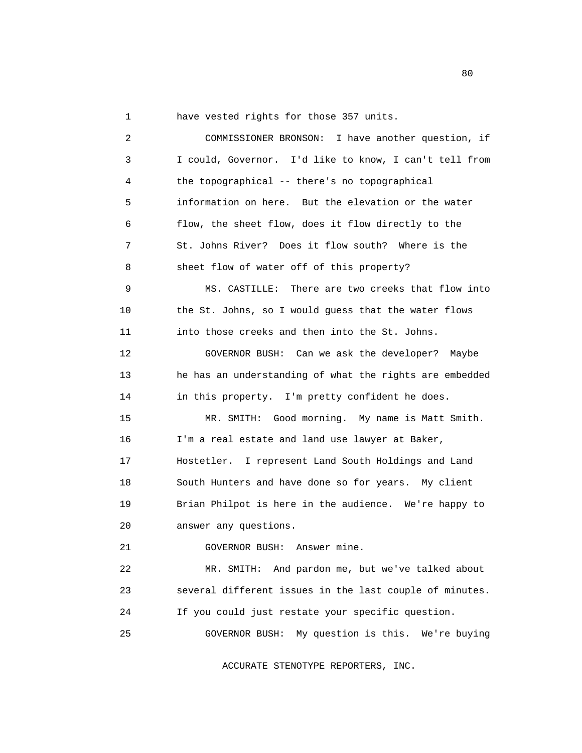have vested rights for those 357 units.

COMMISSIONER BRONSON: I have another question, if I could, Governor. I'd like to know, I can't tell from the topographical -- there's no topographical information on here. But the elevation or the water flow, the sheet flow, does it flow directly to the St. Johns River? Does it flow south? Where is the sheet flow of water off of this property?

MS. CASTILLE: There are two creeks that flow into the St. Johns, so I would guess that the water flows into those creeks and then into the St. Johns.

GOVERNOR BUSH: Can we ask the developer? Maybe he has an understanding of what the rights are embedded in this property. I'm pretty confident he does.

MR. SMITH: Good morning. My name is Matt Smith. I'm a real estate and land use lawyer at Baker, Hostetler. I represent Land South Holdings and Land South Hunters and have done so for years. My client Brian Philpot is here in the audience. We're happy to answer any questions.

GOVERNOR BUSH: Answer mine.

MR. SMITH: And pardon me, but we've talked about several different issues in the last couple of minutes. If you could just restate your specific question.

GOVERNOR BUSH: My question is this. We're buying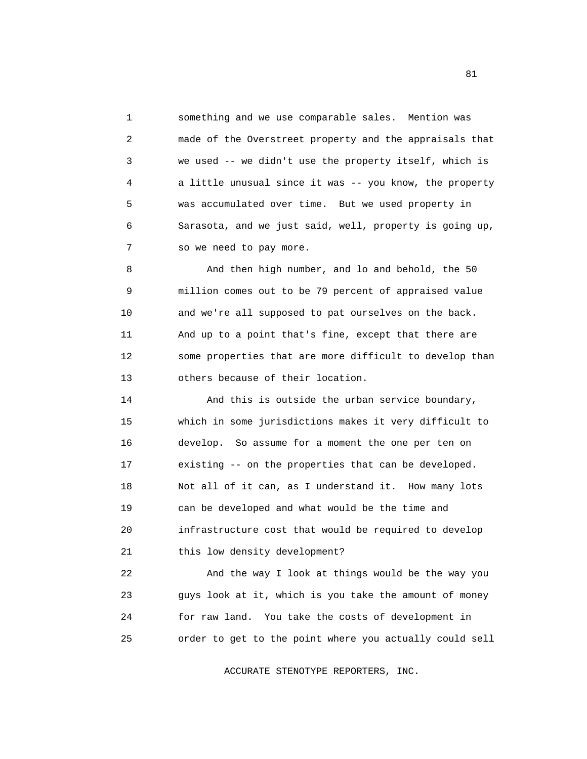something and we use comparable sales. Mention was made of the Overstreet property and the appraisals that we used -- we didn't use the property itself, which is a little unusual since it was -- you know, the property was accumulated over time. But we used property in Sarasota, and we just said, well, property is going up, so we need to pay more.

And then high number, and lo and behold, the 50 million comes out to be 79 percent of appraised value and we're all supposed to pat ourselves on the back. And up to a point that's fine, except that there are some properties that are more difficult to develop than others because of their location.

And this is outside the urban service boundary, which in some jurisdictions makes it very difficult to develop. So assume for a moment the one per ten on existing -- on the properties that can be developed. Not all of it can, as I understand it. How many lots can be developed and what would be the time and infrastructure cost that would be required to develop this low density development?

And the way I look at things would be the way you guys look at it, which is you take the amount of money for raw land. You take the costs of development in order to get to the point where you actually could sell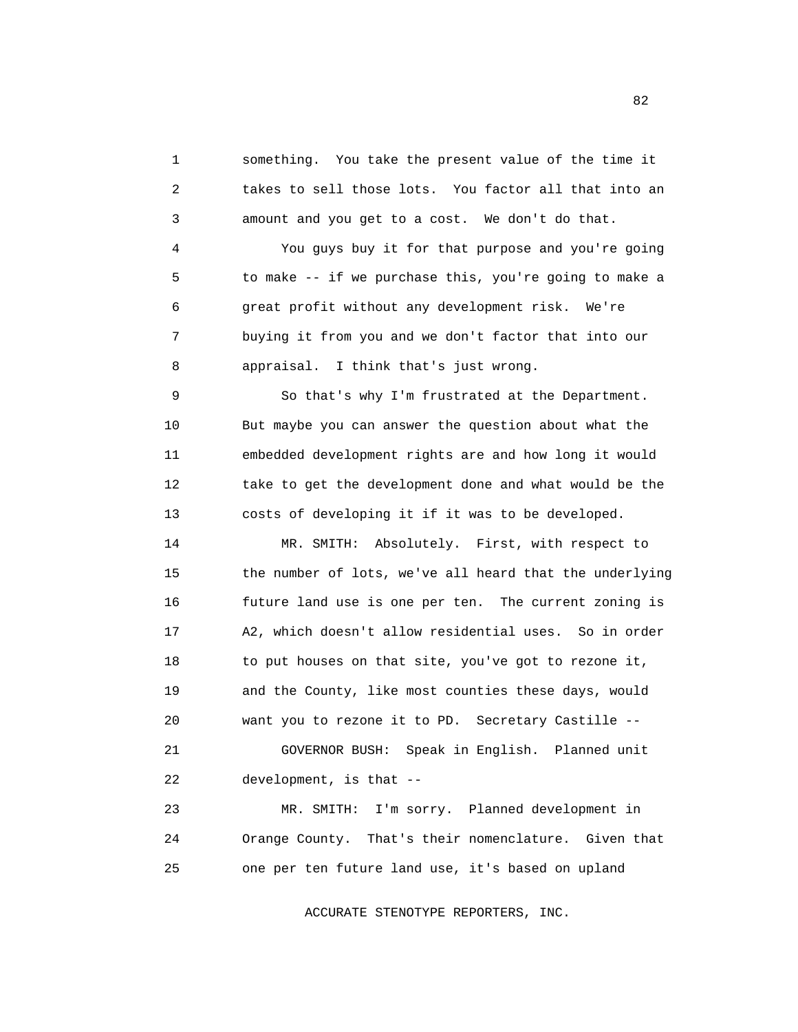something. You take the present value of the time it takes to sell those lots. You factor all that into an amount and you get to a cost. We don't do that.

You guys buy it for that purpose and you're going to make -- if we purchase this, you're going to make a great profit without any development risk. We're buying it from you and we don't factor that into our appraisal. I think that's just wrong.

So that's why I'm frustrated at the Department. But maybe you can answer the question about what the embedded development rights are and how long it would take to get the development done and what would be the costs of developing it if it was to be developed.

MR. SMITH: Absolutely. First, with respect to the number of lots, we've all heard that the underlying future land use is one per ten. The current zoning is A2, which doesn't allow residential uses. So in order to put houses on that site, you've got to rezone it, and the County, like most counties these days, would want you to rezone it to PD. Secretary Castille --

GOVERNOR BUSH: Speak in English. Planned unit development, is that --

MR. SMITH: I'm sorry. Planned development in Orange County. That's their nomenclature. Given that one per ten future land use, it's based on upland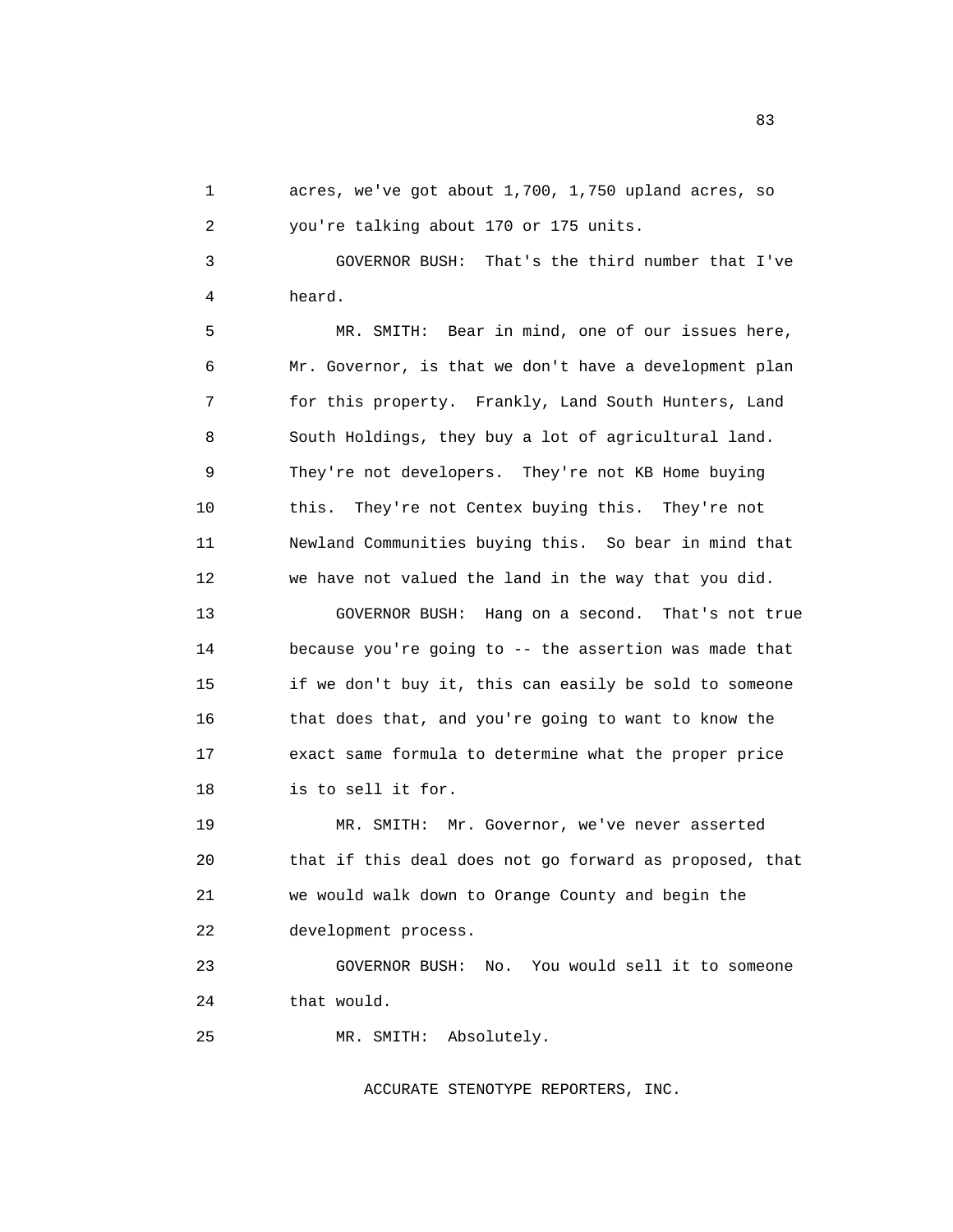acres, we've got about 1,700, 1,750 upland acres, so you're talking about 170 or 175 units.

GOVERNOR BUSH: That's the third number that I've heard.

MR. SMITH: Bear in mind, one of our issues here, Mr. Governor, is that we don't have a development plan for this property. Frankly, Land South Hunters, Land South Holdings, they buy a lot of agricultural land. They're not developers. They're not KB Home buying this. They're not Centex buying this. They're not Newland Communities buying this. So bear in mind that we have not valued the land in the way that you did.

GOVERNOR BUSH: Hang on a second. That's not true because you're going to -- the assertion was made that if we don't buy it, this can easily be sold to someone that does that, and you're going to want to know the exact same formula to determine what the proper price is to sell it for.

MR. SMITH: Mr. Governor, we've never asserted that if this deal does not go forward as proposed, that we would walk down to Orange County and begin the development process.

GOVERNOR BUSH: No. You would sell it to someone that would.

MR. SMITH: Absolutely.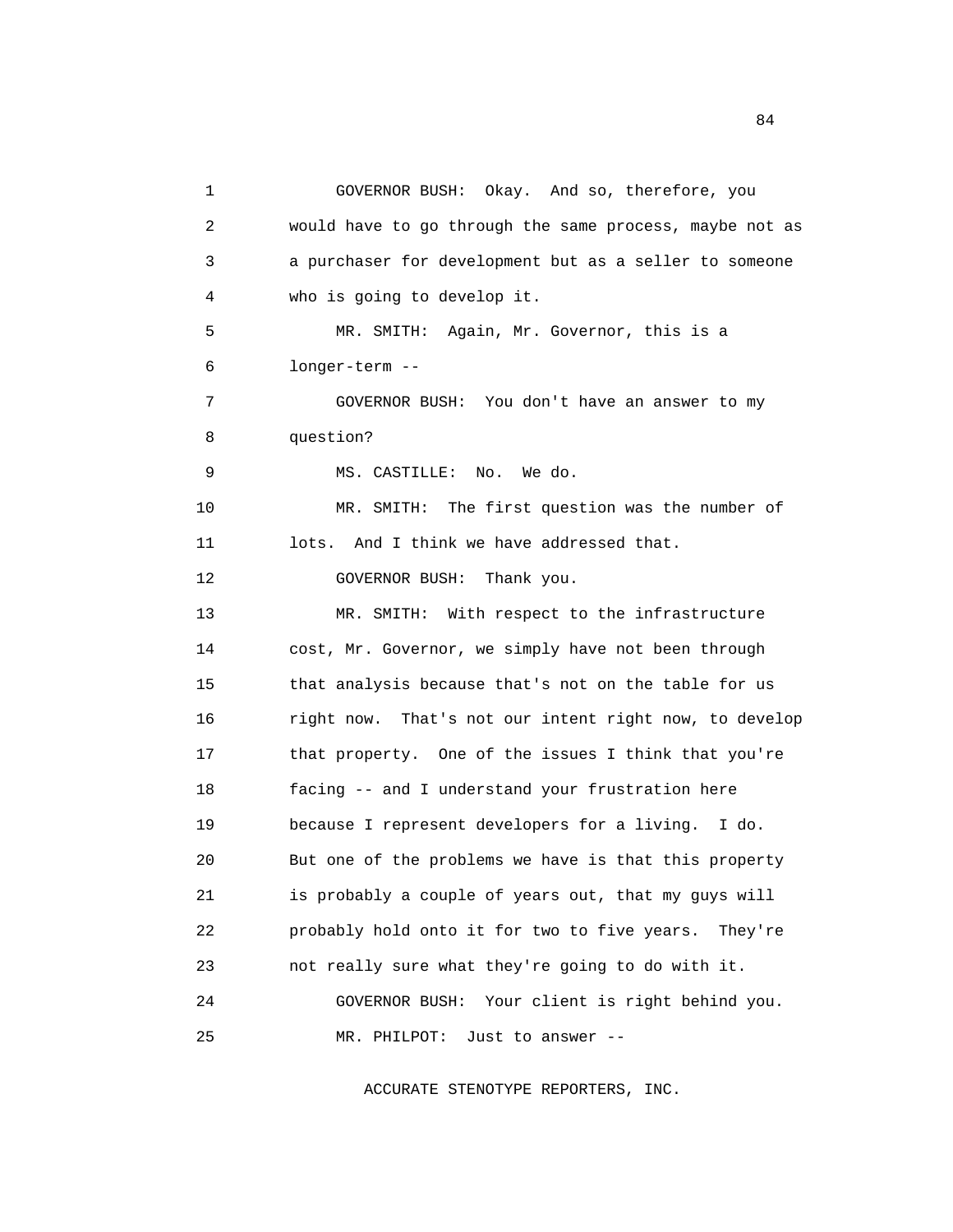GOVERNOR BUSH: Okay. And so, therefore, you would have to go through the same process, maybe not as a purchaser for development but as a seller to someone who is going to develop it.

MR. SMITH: Again, Mr. Governor, this is a longer-term --

GOVERNOR BUSH: You don't have an answer to my question?

MS. CASTILLE: No. We do.

MR. SMITH: The first question was the number of lots. And I think we have addressed that.

GOVERNOR BUSH: Thank you.

MR. SMITH: With respect to the infrastructure cost, Mr. Governor, we simply have not been through that analysis because that's not on the table for us right now. That's not our intent right now, to develop that property. One of the issues I think that you're facing -- and I understand your frustration here because I represent developers for a living. I do. But one of the problems we have is that this property is probably a couple of years out, that my guys will probably hold onto it for two to five years. They're not really sure what they're going to do with it.

GOVERNOR BUSH: Your client is right behind you.

MR. PHILPOT: Just to answer --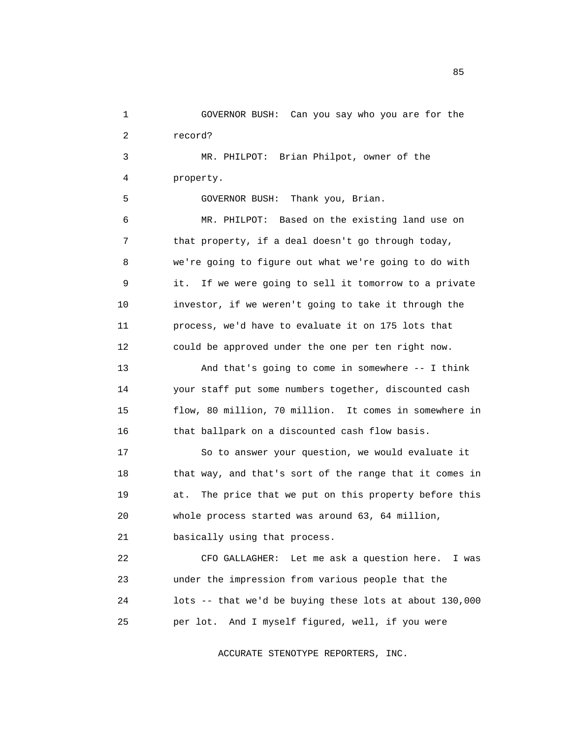GOVERNOR BUSH: Can you say who you are for the record?

MR. PHILPOT: Brian Philpot, owner of the property.

GOVERNOR BUSH: Thank you, Brian.

MR. PHILPOT: Based on the existing land use on that property, if a deal doesn't go through today, we're going to figure out what we're going to do with it. If we were going to sell it tomorrow to a private investor, if we weren't going to take it through the process, we'd have to evaluate it on 175 lots that could be approved under the one per ten right now.

And that's going to come in somewhere -- I think your staff put some numbers together, discounted cash flow, 80 million, 70 million. It comes in somewhere in that ballpark on a discounted cash flow basis.

So to answer your question, we would evaluate it that way, and that's sort of the range that it comes in at. The price that we put on this property before this whole process started was around 63, 64 million, basically using that process.

CFO GALLAGHER: Let me ask a question here. I was under the impression from various people that the lots -- that we'd be buying these lots at about 130,000 per lot. And I myself figured, well, if you were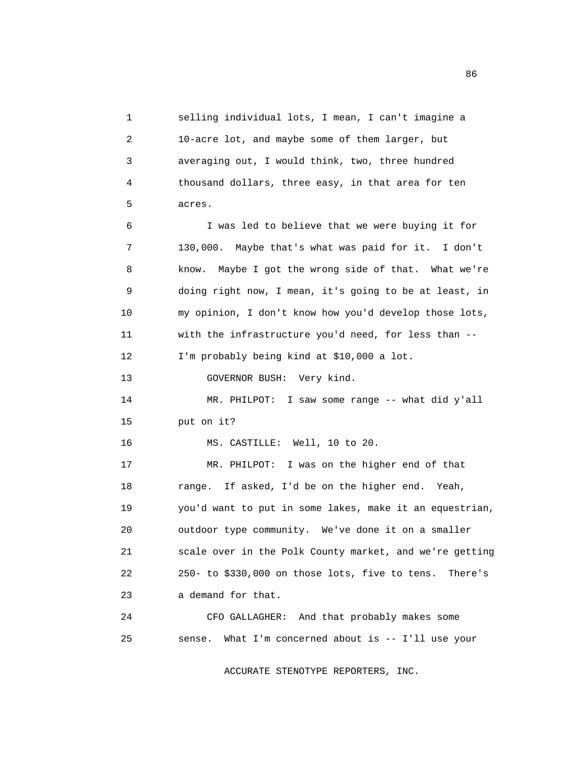selling individual lots, I mean, I can't imagine a 10-acre lot, and maybe some of them larger, but averaging out, I would think, two, three hundred thousand dollars, three easy, in that area for ten acres.

I was led to believe that we were buying it for 130,000. Maybe that's what was paid for it. I don't know. Maybe I got the wrong side of that. What we're doing right now, I mean, it's going to be at least, in my opinion, I don't know how you'd develop those lots, with the infrastructure you'd need, for less than -- I'm probably being kind at $10,000 a lot.

GOVERNOR BUSH: Very kind.

MR. PHILPOT: I saw some range -- what did y'all put on it?

MS. CASTILLE: Well, 10 to 20.

MR. PHILPOT: I was on the higher end of that range. If asked, I'd be on the higher end. Yeah, you'd want to put in some lakes, make it an equestrian, outdoor type community. We've done it on a smaller scale over in the Polk County market, and we're getting 250- to $330,000 on those lots, five to tens. There's a demand for that.

CFO GALLAGHER: And that probably makes some sense. What I'm concerned about is -- I'll use your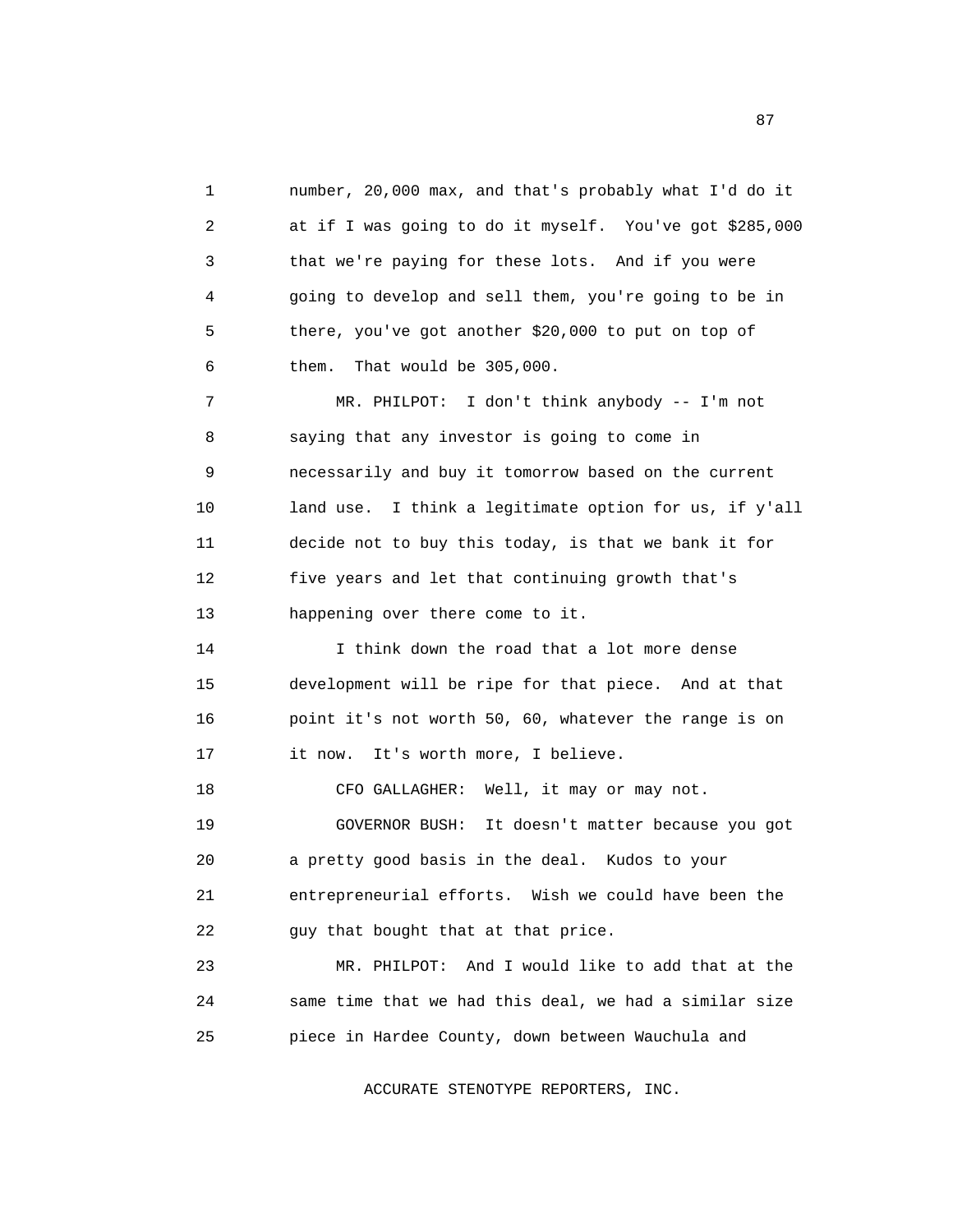number, 20,000 max, and that's probably what I'd do it at if I was going to do it myself. You've got $285,000 that we're paying for these lots. And if you were going to develop and sell them, you're going to be in there, you've got another $20,000 to put on top of them. That would be 305,000.

MR. PHILPOT: I don't think anybody -- I'm not saying that any investor is going to come in necessarily and buy it tomorrow based on the current land use. I think a legitimate option for us, if y'all decide not to buy this today, is that we bank it for five years and let that continuing growth that's happening over there come to it.

I think down the road that a lot more dense development will be ripe for that piece. And at that point it's not worth 50, 60, whatever the range is on it now. It's worth more, I believe.

CFO GALLAGHER: Well, it may or may not.

GOVERNOR BUSH: It doesn't matter because you got a pretty good basis in the deal. Kudos to your entrepreneurial efforts. Wish we could have been the guy that bought that at that price.

MR. PHILPOT: And I would like to add that at the same time that we had this deal, we had a similar size piece in Hardee County, down between Wauchula and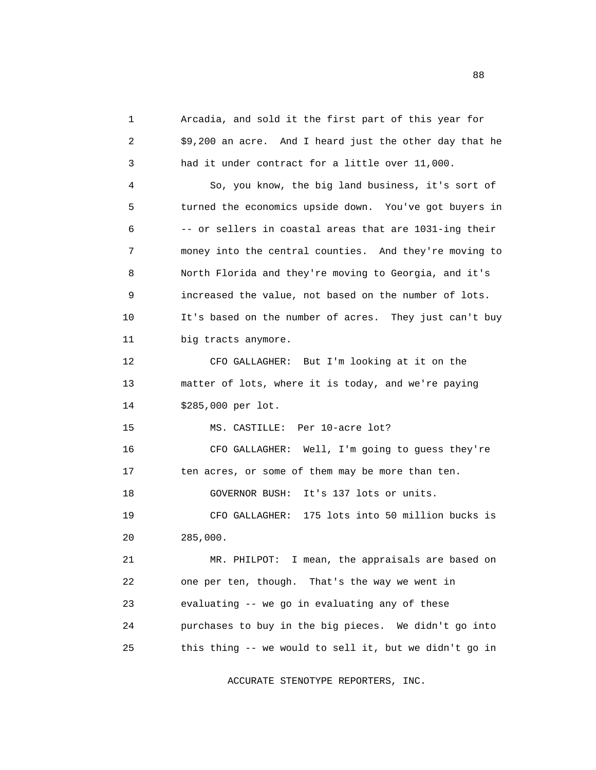Arcadia, and sold it the first part of this year for $9,200 an acre. And I heard just the other day that he had it under contract for a little over 11,000.

So, you know, the big land business, it's sort of turned the economics upside down. You've got buyers in -- or sellers in coastal areas that are 1031-ing their money into the central counties. And they're moving to North Florida and they're moving to Georgia, and it's increased the value, not based on the number of lots. It's based on the number of acres. They just can't buy big tracts anymore.

CFO GALLAGHER: But I'm looking at it on the matter of lots, where it is today, and we're paying $285,000 per lot.

MS. CASTILLE: Per 10-acre lot?

CFO GALLAGHER: Well, I'm going to guess they're ten acres, or some of them may be more than ten.

GOVERNOR BUSH: It's 137 lots or units.

CFO GALLAGHER: 175 lots into 50 million bucks is 285,000.

MR. PHILPOT: I mean, the appraisals are based on one per ten, though. That's the way we went in evaluating -- we go in evaluating any of these purchases to buy in the big pieces. We didn't go into this thing -- we would to sell it, but we didn't go in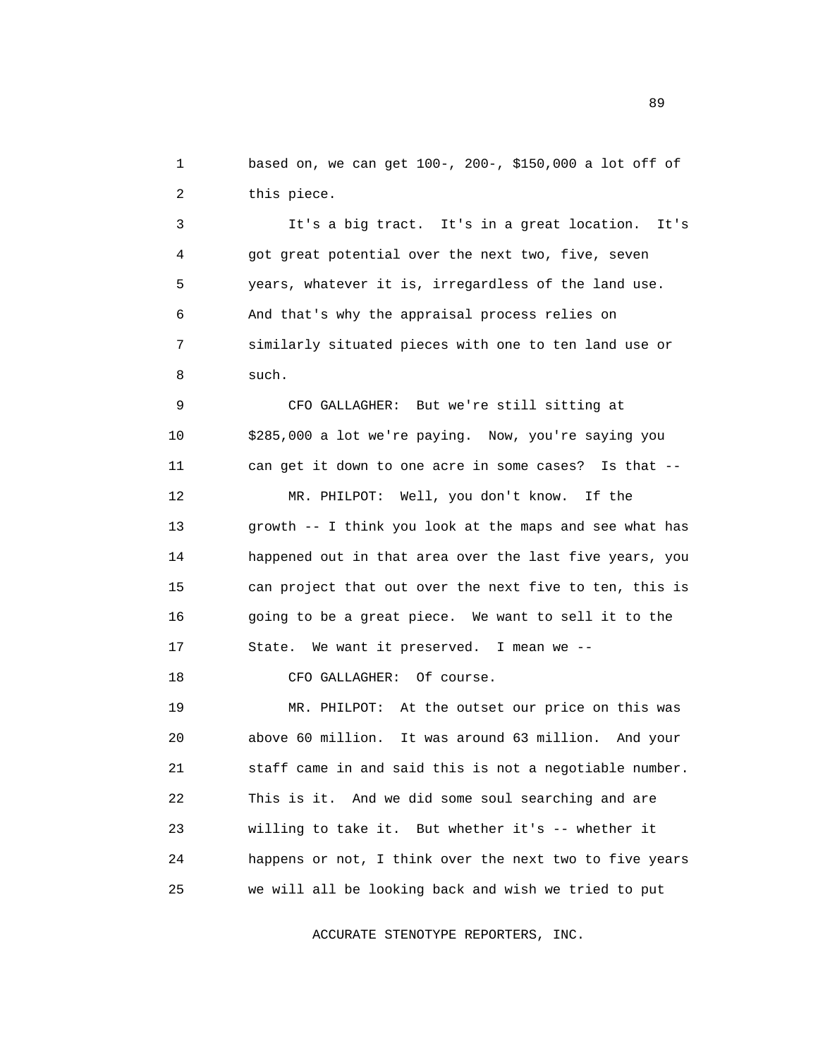based on, we can get 100-, 200-, $150,000 a lot off of this piece.

It's a big tract. It's in a great location. It's got great potential over the next two, five, seven years, whatever it is, irregardless of the land use. And that's why the appraisal process relies on similarly situated pieces with one to ten land use or such.

CFO GALLAGHER: But we're still sitting at $285,000 a lot we're paying. Now, you're saying you can get it down to one acre in some cases? Is that --

MR. PHILPOT: Well, you don't know. If the growth -- I think you look at the maps and see what has happened out in that area over the last five years, you can project that out over the next five to ten, this is going to be a great piece. We want to sell it to the State. We want it preserved. I mean we --

CFO GALLAGHER: Of course.

MR. PHILPOT: At the outset our price on this was above 60 million. It was around 63 million. And your staff came in and said this is not a negotiable number. This is it. And we did some soul searching and are willing to take it. But whether it's -- whether it happens or not, I think over the next two to five years we will all be looking back and wish we tried to put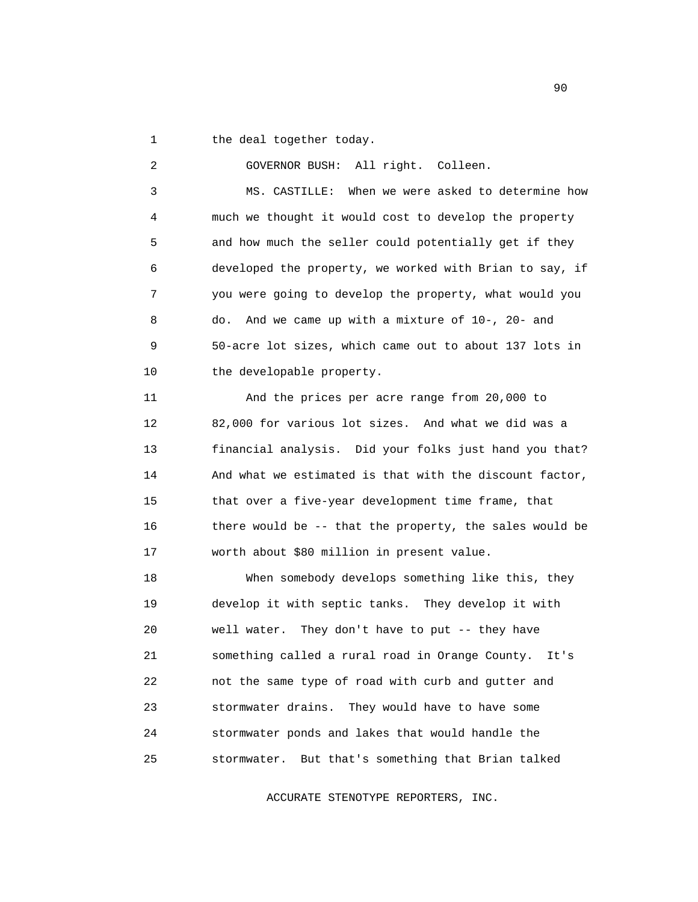the deal together today.

GOVERNOR BUSH: All right. Colleen.

MS. CASTILLE: When we were asked to determine how much we thought it would cost to develop the property and how much the seller could potentially get if they developed the property, we worked with Brian to say, if you were going to develop the property, what would you do. And we came up with a mixture of 10-, 20- and 50-acre lot sizes, which came out to about 137 lots in the developable property.

And the prices per acre range from 20,000 to 82,000 for various lot sizes. And what we did was a financial analysis. Did your folks just hand you that? And what we estimated is that with the discount factor, that over a five-year development time frame, that there would be -- that the property, the sales would be worth about $80 million in present value.

When somebody develops something like this, they develop it with septic tanks. They develop it with well water. They don't have to put -- they have something called a rural road in Orange County. It's not the same type of road with curb and gutter and stormwater drains. They would have to have some stormwater ponds and lakes that would handle the stormwater. But that's something that Brian talked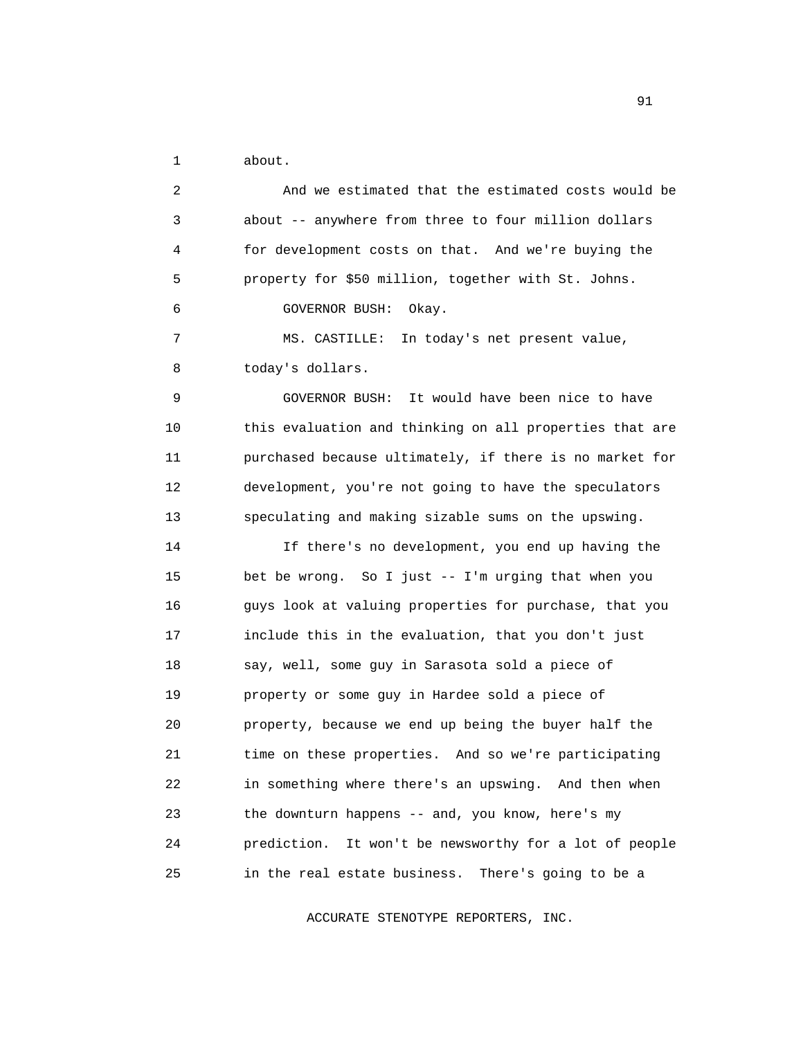about.

And we estimated that the estimated costs would be about -- anywhere from three to four million dollars for development costs on that. And we're buying the property for $50 million, together with St. Johns.

GOVERNOR BUSH: Okay.

MS. CASTILLE: In today's net present value, today's dollars.

GOVERNOR BUSH: It would have been nice to have this evaluation and thinking on all properties that are purchased because ultimately, if there is no market for development, you're not going to have the speculators speculating and making sizable sums on the upswing.

If there's no development, you end up having the bet be wrong. So I just -- I'm urging that when you guys look at valuing properties for purchase, that you include this in the evaluation, that you don't just say, well, some guy in Sarasota sold a piece of property or some guy in Hardee sold a piece of property, because we end up being the buyer half the time on these properties. And so we're participating in something where there's an upswing. And then when the downturn happens -- and, you know, here's my prediction. It won't be newsworthy for a lot of people in the real estate business. There's going to be a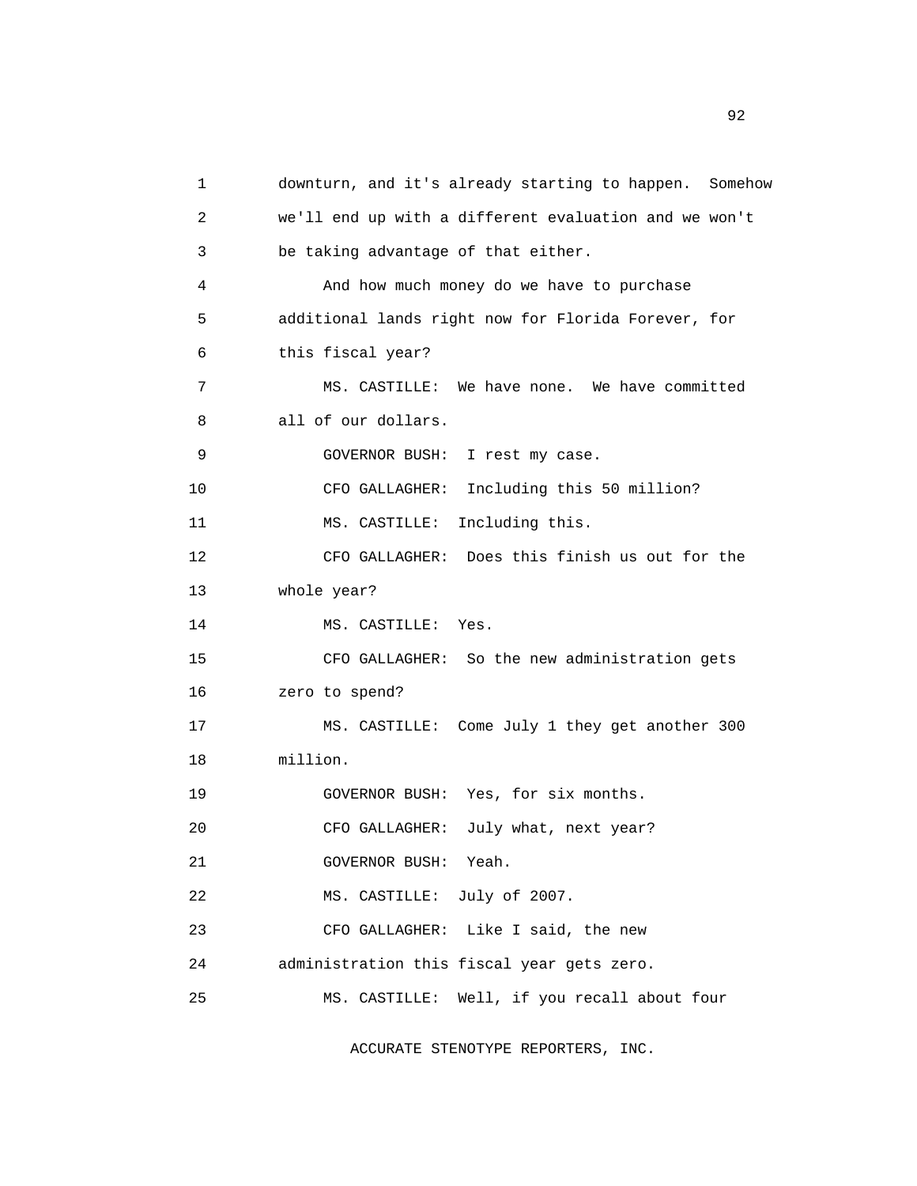downturn, and it's already starting to happen. Somehow we'll end up with a different evaluation and we won't be taking advantage of that either.

And how much money do we have to purchase additional lands right now for Florida Forever, for this fiscal year?

MS. CASTILLE: We have none. We have committed all of our dollars.

GOVERNOR BUSH: I rest my case.

CFO GALLAGHER: Including this 50 million?

MS. CASTILLE: Including this.

CFO GALLAGHER: Does this finish us out for the whole year?

MS. CASTILLE: Yes.

CFO GALLAGHER: So the new administration gets zero to spend?

MS. CASTILLE: Come July 1 they get another 300 million.

GOVERNOR BUSH: Yes, for six months.

CFO GALLAGHER: July what, next year?

GOVERNOR BUSH: Yeah.

MS. CASTILLE: July of 2007.

CFO GALLAGHER: Like I said, the new administration this fiscal year gets zero.

MS. CASTILLE: Well, if you recall about four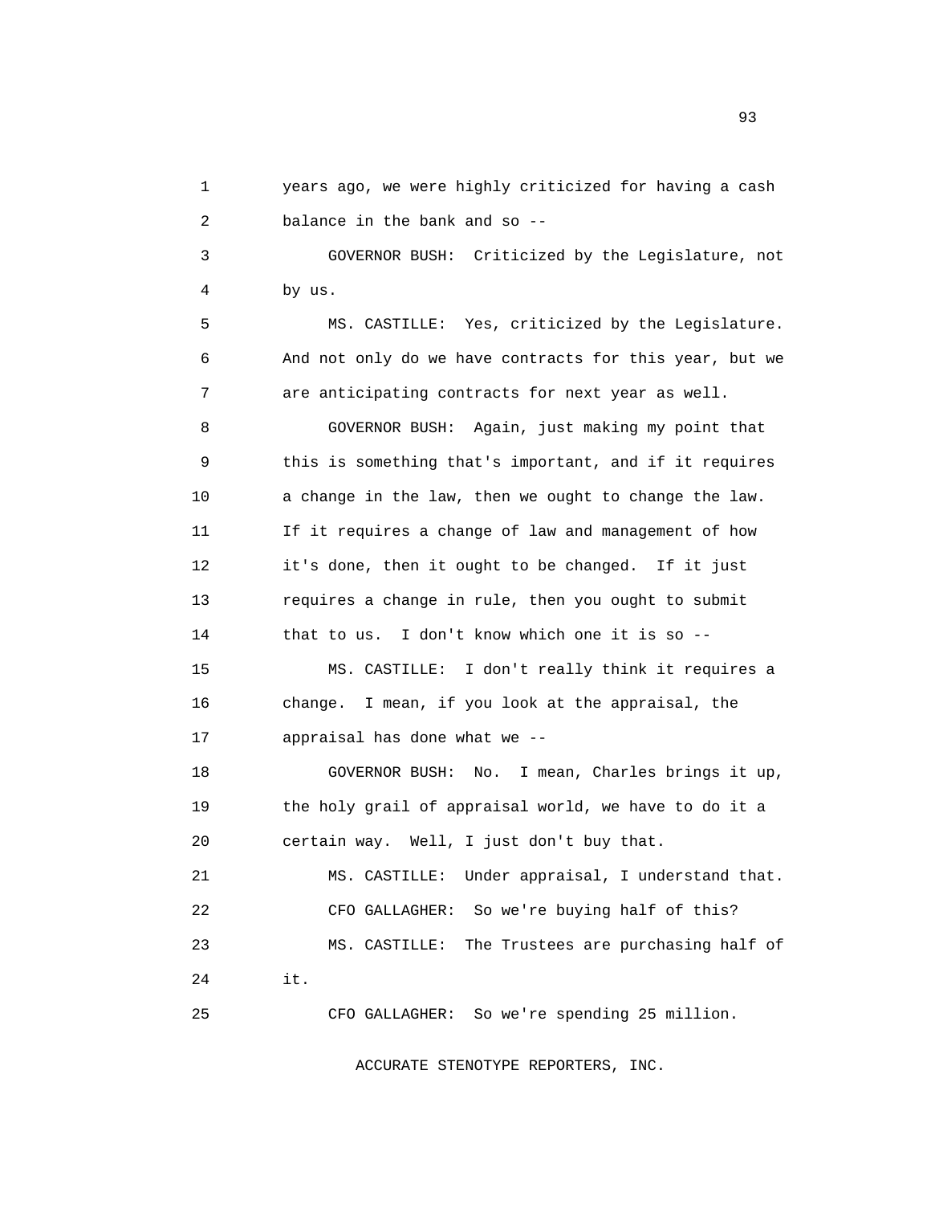years ago, we were highly criticized for having a cash balance in the bank and so --

GOVERNOR BUSH: Criticized by the Legislature, not by us.

MS. CASTILLE: Yes, criticized by the Legislature. And not only do we have contracts for this year, but we are anticipating contracts for next year as well.

GOVERNOR BUSH: Again, just making my point that this is something that's important, and if it requires a change in the law, then we ought to change the law. If it requires a change of law and management of how it's done, then it ought to be changed. If it just requires a change in rule, then you ought to submit that to us. I don't know which one it is so --

MS. CASTILLE: I don't really think it requires a change. I mean, if you look at the appraisal, the appraisal has done what we --

GOVERNOR BUSH: No. I mean, Charles brings it up, the holy grail of appraisal world, we have to do it a certain way. Well, I just don't buy that.

MS. CASTILLE: Under appraisal, I understand that.

CFO GALLAGHER: So we're buying half of this?

MS. CASTILLE: The Trustees are purchasing half of it.

CFO GALLAGHER: So we're spending 25 million.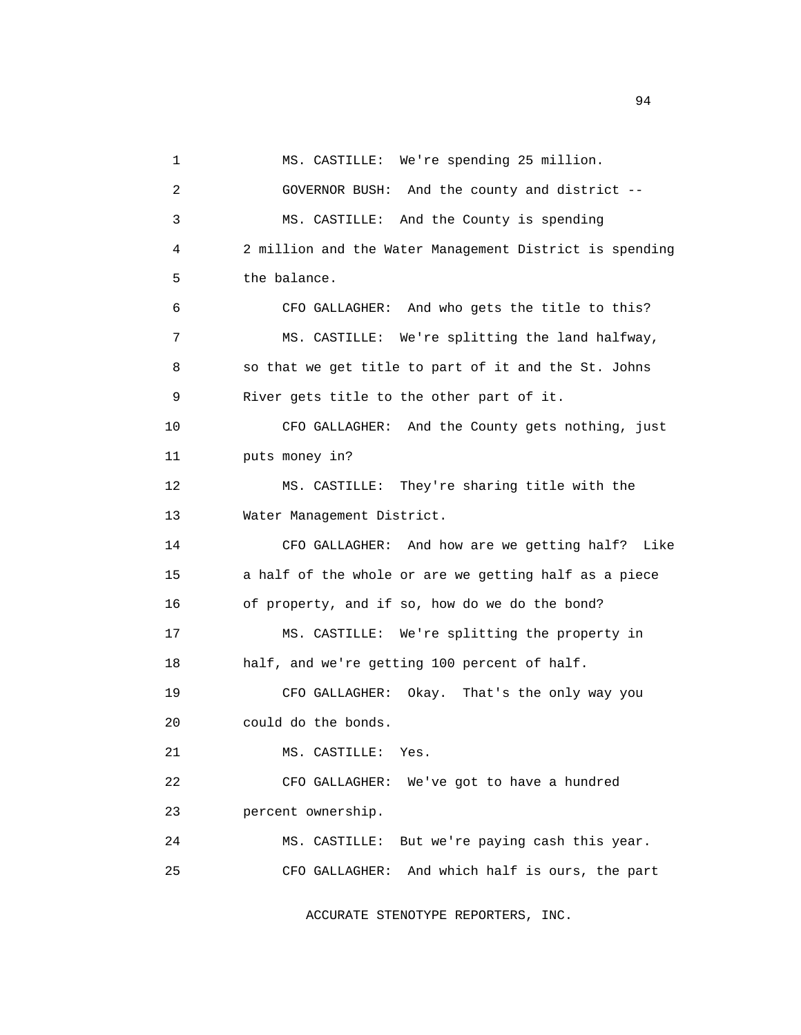MS. CASTILLE: We're spending 25 million.

GOVERNOR BUSH: And the county and district --

MS. CASTILLE: And the County is spending 2 million and the Water Management District is spending the balance.

CFO GALLAGHER: And who gets the title to this?

MS. CASTILLE: We're splitting the land halfway, so that we get title to part of it and the St. Johns River gets title to the other part of it.

CFO GALLAGHER: And the County gets nothing, just puts money in?

MS. CASTILLE: They're sharing title with the Water Management District.

CFO GALLAGHER: And how are we getting half? Like a half of the whole or are we getting half as a piece of property, and if so, how do we do the bond?

MS. CASTILLE: We're splitting the property in half, and we're getting 100 percent of half.

CFO GALLAGHER: Okay. That's the only way you could do the bonds.

MS. CASTILLE: Yes.

CFO GALLAGHER: We've got to have a hundred percent ownership.

MS. CASTILLE: But we're paying cash this year.

CFO GALLAGHER: And which half is ours, the part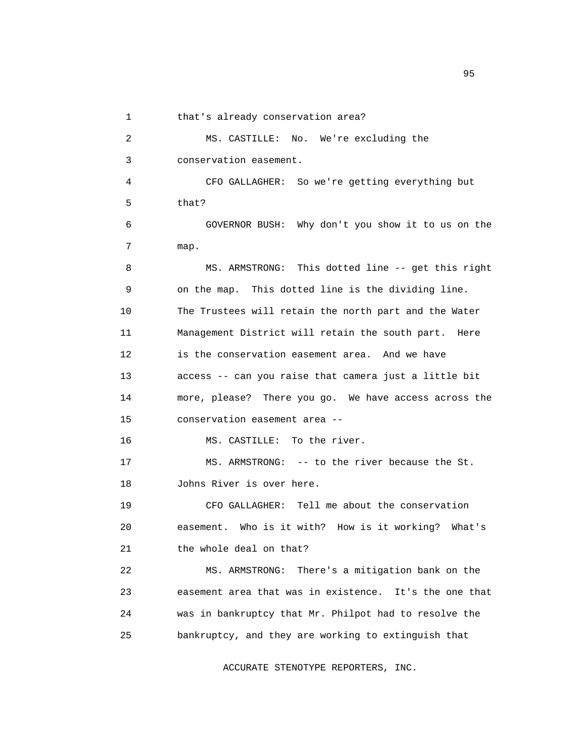that's already conservation area?

MS. CASTILLE: No. We're excluding the conservation easement.

CFO GALLAGHER: So we're getting everything but that?

GOVERNOR BUSH: Why don't you show it to us on the map.

MS. ARMSTRONG: This dotted line -- get this right on the map. This dotted line is the dividing line. The Trustees will retain the north part and the Water Management District will retain the south part. Here is the conservation easement area. And we have access -- can you raise that camera just a little bit more, please? There you go. We have access across the conservation easement area --

MS. CASTILLE: To the river.

MS. ARMSTRONG: -- to the river because the St. Johns River is over here.

CFO GALLAGHER: Tell me about the conservation easement. Who is it with? How is it working? What's the whole deal on that?

MS. ARMSTRONG: There's a mitigation bank on the easement area that was in existence. It's the one that was in bankruptcy that Mr. Philpot had to resolve the bankruptcy, and they are working to extinguish that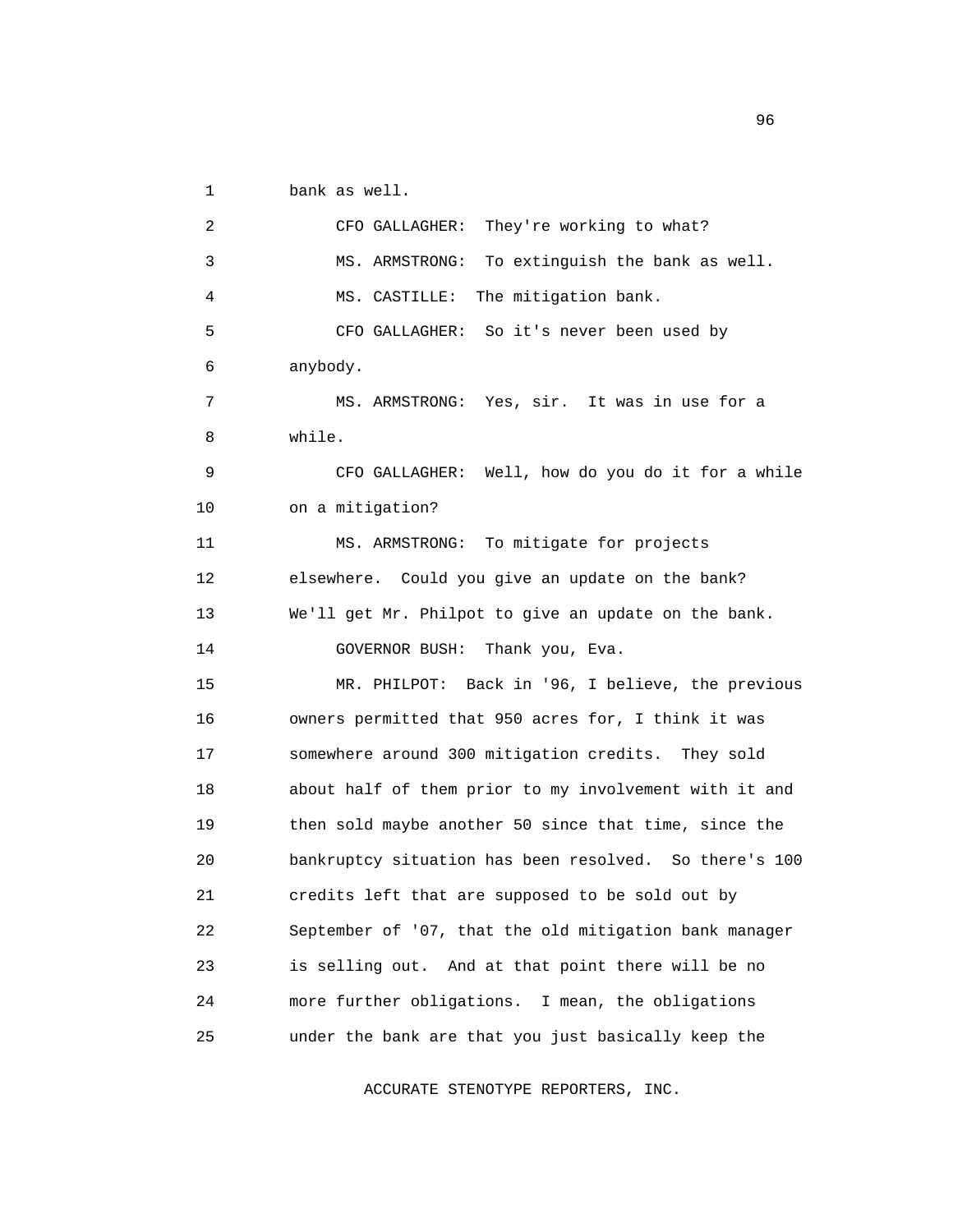bank as well.

CFO GALLAGHER: They're working to what?

MS. ARMSTRONG: To extinguish the bank as well.

MS. CASTILLE: The mitigation bank.

CFO GALLAGHER: So it's never been used by anybody.

MS. ARMSTRONG: Yes, sir. It was in use for a while.

CFO GALLAGHER: Well, how do you do it for a while on a mitigation?

MS. ARMSTRONG: To mitigate for projects elsewhere. Could you give an update on the bank? We'll get Mr. Philpot to give an update on the bank.

GOVERNOR BUSH: Thank you, Eva.

MR. PHILPOT: Back in '96, I believe, the previous owners permitted that 950 acres for, I think it was somewhere around 300 mitigation credits. They sold about half of them prior to my involvement with it and then sold maybe another 50 since that time, since the bankruptcy situation has been resolved. So there's 100 credits left that are supposed to be sold out by September of '07, that the old mitigation bank manager is selling out. And at that point there will be no more further obligations. I mean, the obligations under the bank are that you just basically keep the

ACCURATE STENOTYPE REPORTERS, INC.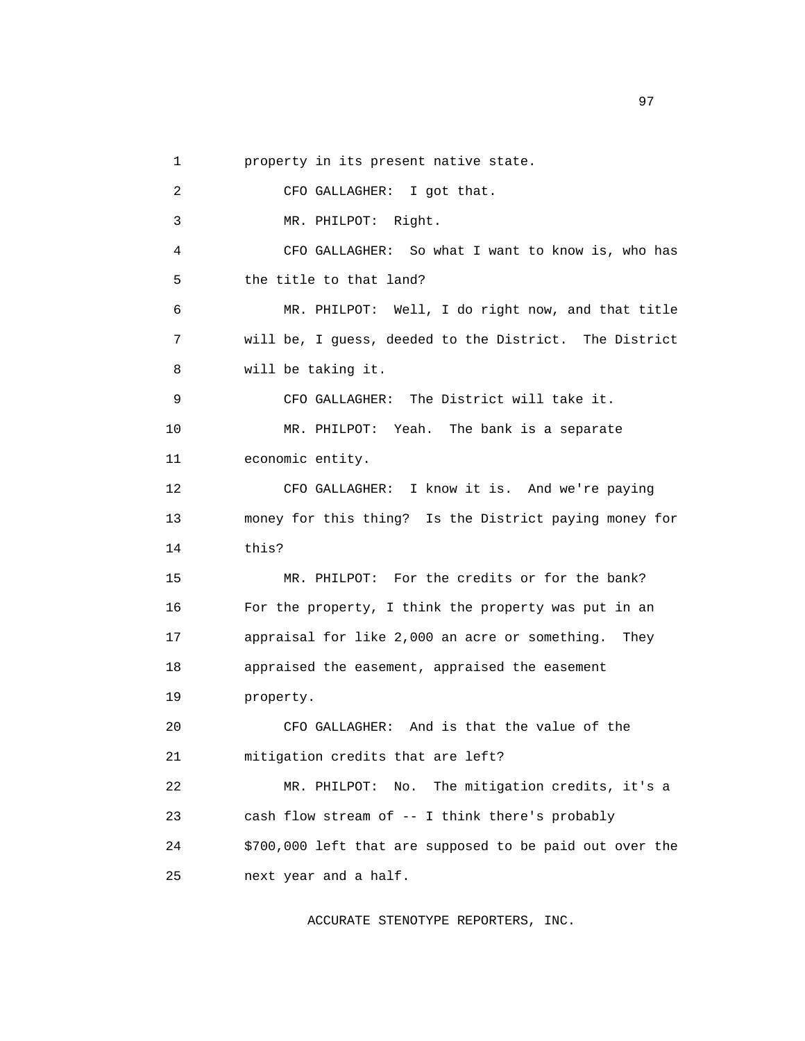1 property in its present native state.

2 CFO GALLAGHER: I got that.

3 MR. PHILPOT: Right.

4 CFO GALLAGHER: So what I want to know is, who has

5 the title to that land?

6 MR. PHILPOT: Well, I do right now, and that title

7 will be, I guess, deeded to the District. The District

8 will be taking it.

9 CFO GALLAGHER: The District will take it.

10 MR. PHILPOT: Yeah. The bank is a separate

11 economic entity.

12 CFO GALLAGHER: I know it is. And we're paying

13 money for this thing? Is the District paying money for

14 this?

15 MR. PHILPOT: For the credits or for the bank?

16 For the property, I think the property was put in an

17 appraisal for like 2,000 an acre or something. They

18 appraised the easement, appraised the easement

19 property.

20 CFO GALLAGHER: And is that the value of the

21 mitigation credits that are left?

22 MR. PHILPOT: No. The mitigation credits, it's a

23 cash flow stream of -- I think there's probably

24 $700,000 left that are supposed to be paid out over the

25 next year and a half.

ACCURATE STENOTYPE REPORTERS, INC.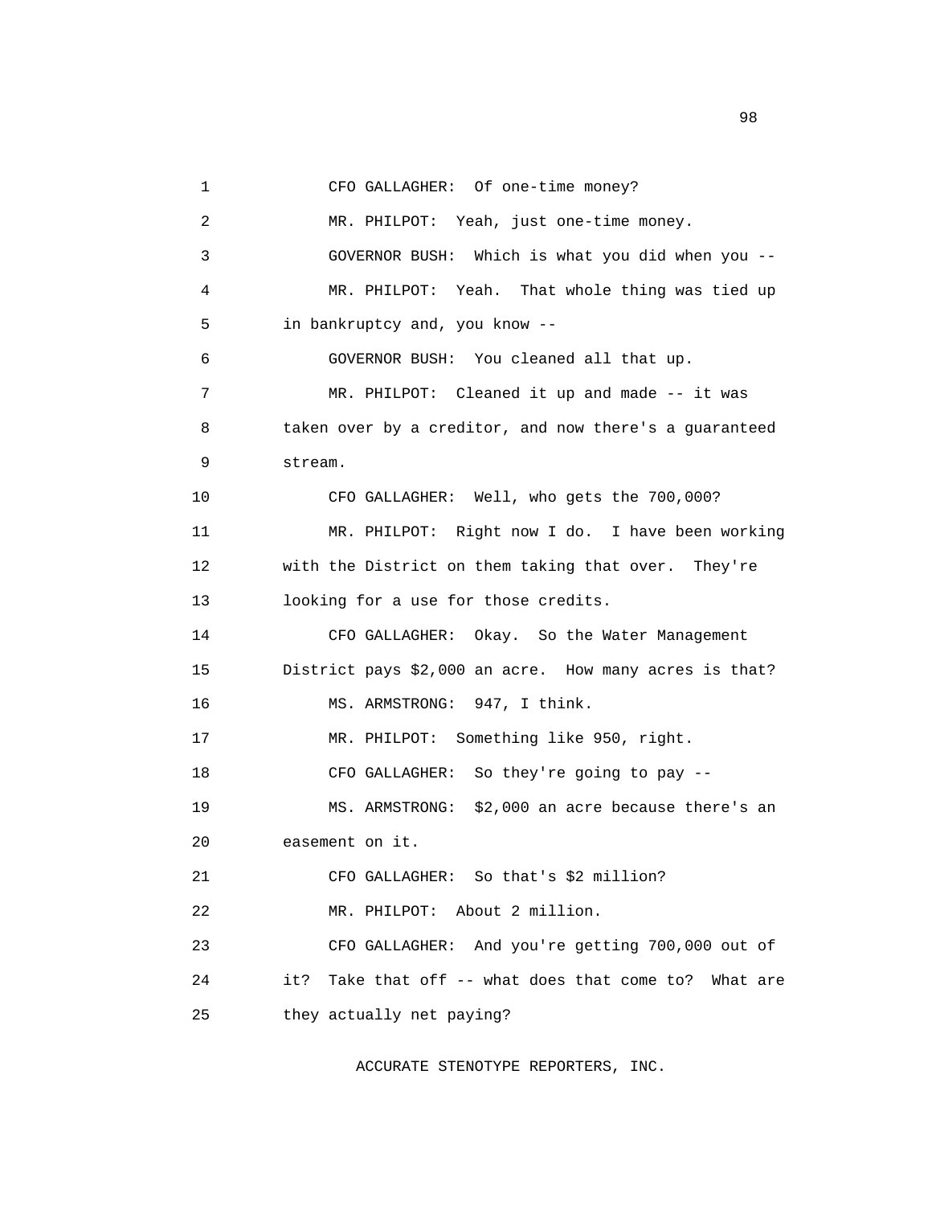CFO GALLAGHER: Of one-time money?

MR. PHILPOT: Yeah, just one-time money.

GOVERNOR BUSH: Which is what you did when you --

MR. PHILPOT: Yeah. That whole thing was tied up in bankruptcy and, you know --

GOVERNOR BUSH: You cleaned all that up.

MR. PHILPOT: Cleaned it up and made -- it was taken over by a creditor, and now there's a guaranteed stream.

CFO GALLAGHER: Well, who gets the 700,000?

MR. PHILPOT: Right now I do. I have been working with the District on them taking that over. They're looking for a use for those credits.

CFO GALLAGHER: Okay. So the Water Management District pays $2,000 an acre. How many acres is that?

MS. ARMSTRONG: 947, I think.

MR. PHILPOT: Something like 950, right.

CFO GALLAGHER: So they're going to pay --

MS. ARMSTRONG: $2,000 an acre because there's an easement on it.

CFO GALLAGHER: So that's $2 million?

MR. PHILPOT: About 2 million.

CFO GALLAGHER: And you're getting 700,000 out of it? Take that off -- what does that come to? What are they actually net paying?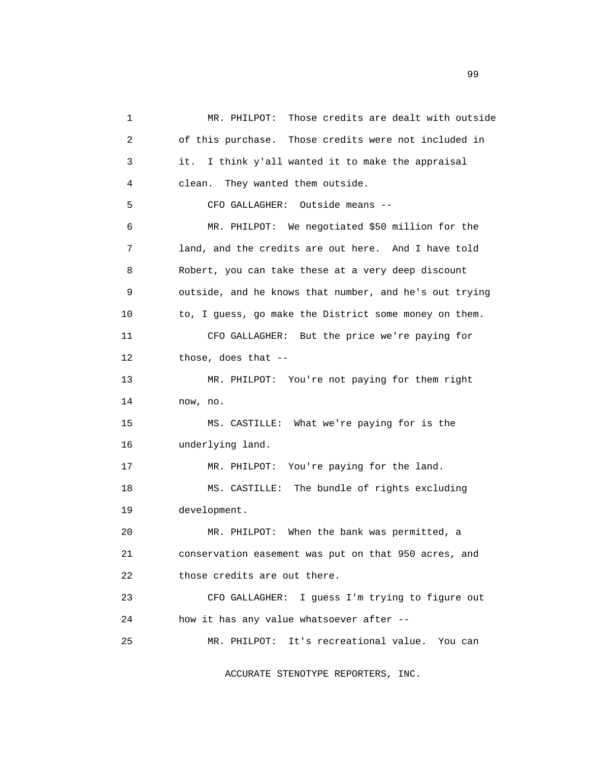MR. PHILPOT: Those credits are dealt with outside of this purchase. Those credits were not included in it. I think y'all wanted it to make the appraisal clean. They wanted them outside.

CFO GALLAGHER: Outside means --

MR. PHILPOT: We negotiated $50 million for the land, and the credits are out here. And I have told Robert, you can take these at a very deep discount outside, and he knows that number, and he's out trying to, I guess, go make the District some money on them.

CFO GALLAGHER: But the price we're paying for those, does that --

MR. PHILPOT: You're not paying for them right now, no.

MS. CASTILLE: What we're paying for is the underlying land.

MR. PHILPOT: You're paying for the land.

MS. CASTILLE: The bundle of rights excluding development.

MR. PHILPOT: When the bank was permitted, a conservation easement was put on that 950 acres, and those credits are out there.

CFO GALLAGHER: I guess I'm trying to figure out how it has any value whatsoever after --

MR. PHILPOT: It's recreational value. You can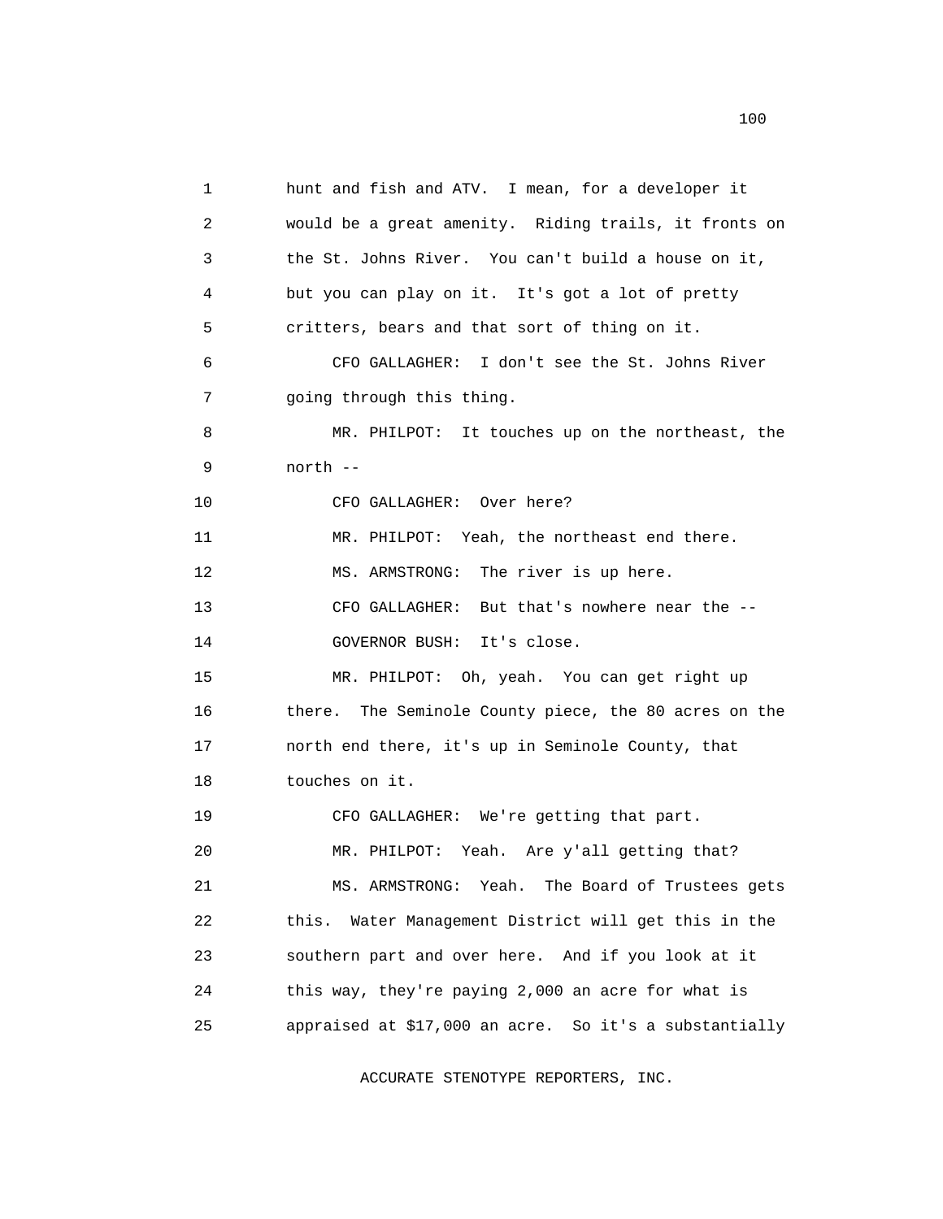1 hunt and fish and ATV. I mean, for a developer it
2 would be a great amenity. Riding trails, it fronts on
3 the St. Johns River. You can't build a house on it,
4 but you can play on it. It's got a lot of pretty
5 critters, bears and that sort of thing on it.
6 CFO GALLAGHER: I don't see the St. Johns River
7 going through this thing.
8 MR. PHILPOT: It touches up on the northeast, the
9 north --
10 CFO GALLAGHER: Over here?
11 MR. PHILPOT: Yeah, the northeast end there.
12 MS. ARMSTRONG: The river is up here.
13 CFO GALLAGHER: But that's nowhere near the --
14 GOVERNOR BUSH: It's close.
15 MR. PHILPOT: Oh, yeah. You can get right up
16 there. The Seminole County piece, the 80 acres on the
17 north end there, it's up in Seminole County, that
18 touches on it.
19 CFO GALLAGHER: We're getting that part.
20 MR. PHILPOT: Yeah. Are y'all getting that?
21 MS. ARMSTRONG: Yeah. The Board of Trustees gets
22 this. Water Management District will get this in the
23 southern part and over here. And if you look at it
24 this way, they're paying 2,000 an acre for what is
25 appraised at $17,000 an acre. So it's a substantially

ACCURATE STENOTYPE REPORTERS, INC.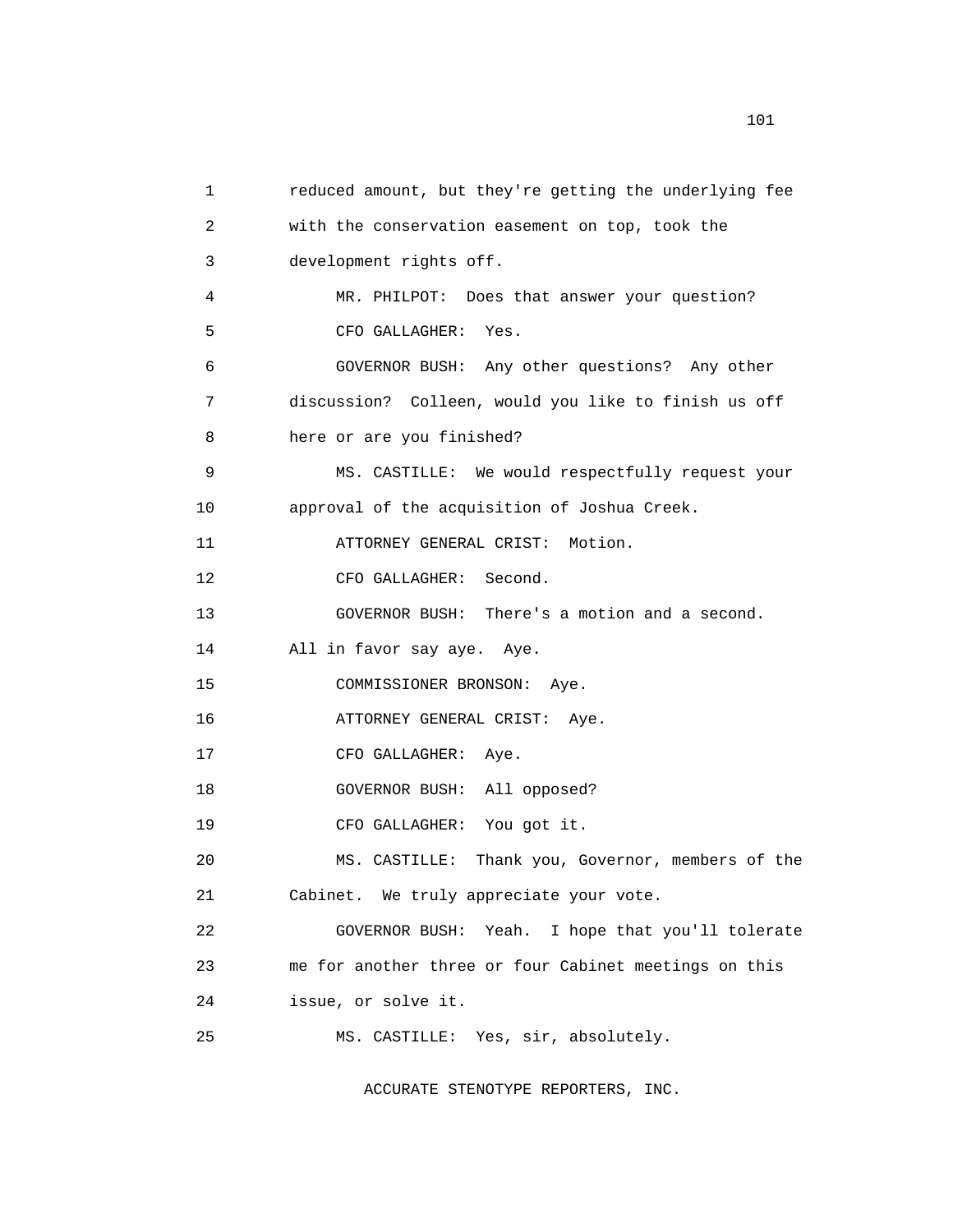1 reduced amount, but they're getting the underlying fee
2 with the conservation easement on top, took the
3 development rights off.
4 MR. PHILPOT: Does that answer your question?
5 CFO GALLAGHER: Yes.
6 GOVERNOR BUSH: Any other questions? Any other
7 discussion? Colleen, would you like to finish us off
8 here or are you finished?
9 MS. CASTILLE: We would respectfully request your
10 approval of the acquisition of Joshua Creek.
11 ATTORNEY GENERAL CRIST: Motion.
12 CFO GALLAGHER: Second.
13 GOVERNOR BUSH: There's a motion and a second.
14 All in favor say aye. Aye.
15 COMMISSIONER BRONSON: Aye.
16 ATTORNEY GENERAL CRIST: Aye.
17 CFO GALLAGHER: Aye.
18 GOVERNOR BUSH: All opposed?
19 CFO GALLAGHER: You got it.
20 MS. CASTILLE: Thank you, Governor, members of the
21 Cabinet. We truly appreciate your vote.
22 GOVERNOR BUSH: Yeah. I hope that you'll tolerate
23 me for another three or four Cabinet meetings on this
24 issue, or solve it.
25 MS. CASTILLE: Yes, sir, absolutely.

ACCURATE STENOTYPE REPORTERS, INC.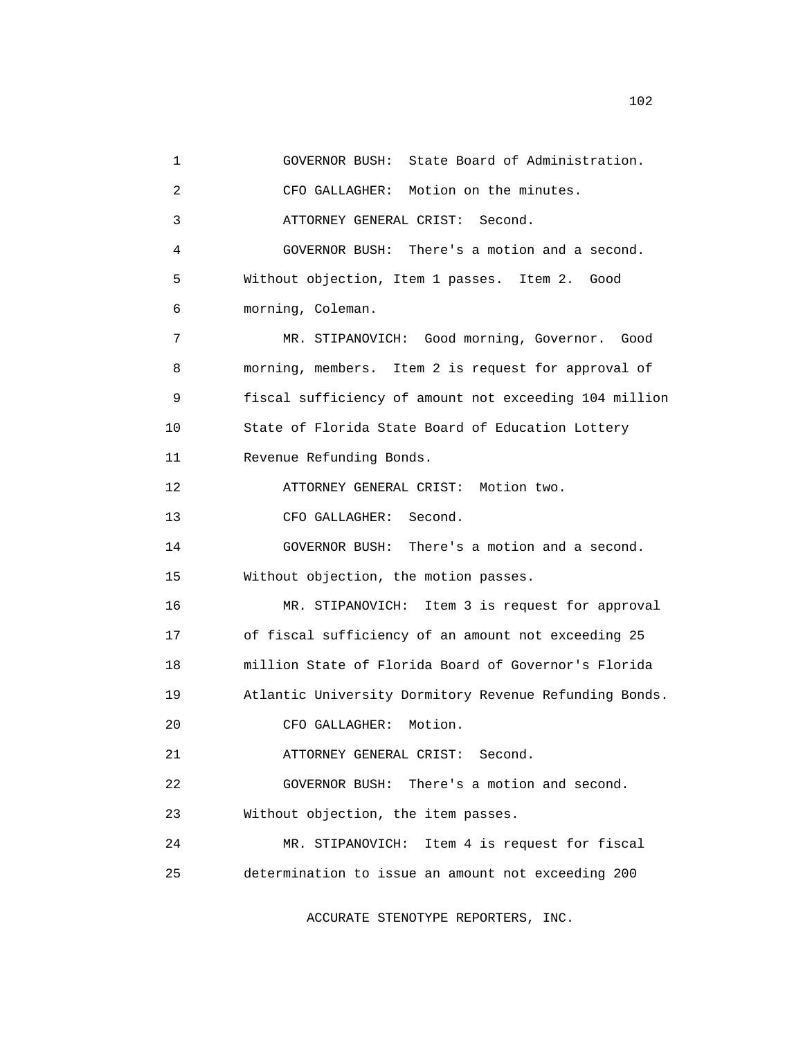GOVERNOR BUSH: State Board of Administration.

CFO GALLAGHER: Motion on the minutes.

ATTORNEY GENERAL CRIST: Second.

GOVERNOR BUSH: There's a motion and a second. Without objection, Item 1 passes. Item 2. Good morning, Coleman.

MR. STIPANOVICH: Good morning, Governor. Good morning, members. Item 2 is request for approval of fiscal sufficiency of amount not exceeding 104 million State of Florida State Board of Education Lottery Revenue Refunding Bonds.

ATTORNEY GENERAL CRIST: Motion two.

CFO GALLAGHER: Second.

GOVERNOR BUSH: There's a motion and a second. Without objection, the motion passes.

MR. STIPANOVICH: Item 3 is request for approval of fiscal sufficiency of an amount not exceeding 25 million State of Florida Board of Governor's Florida Atlantic University Dormitory Revenue Refunding Bonds.

CFO GALLAGHER: Motion.

ATTORNEY GENERAL CRIST: Second.

GOVERNOR BUSH: There's a motion and second. Without objection, the item passes.

MR. STIPANOVICH: Item 4 is request for fiscal determination to issue an amount not exceeding 200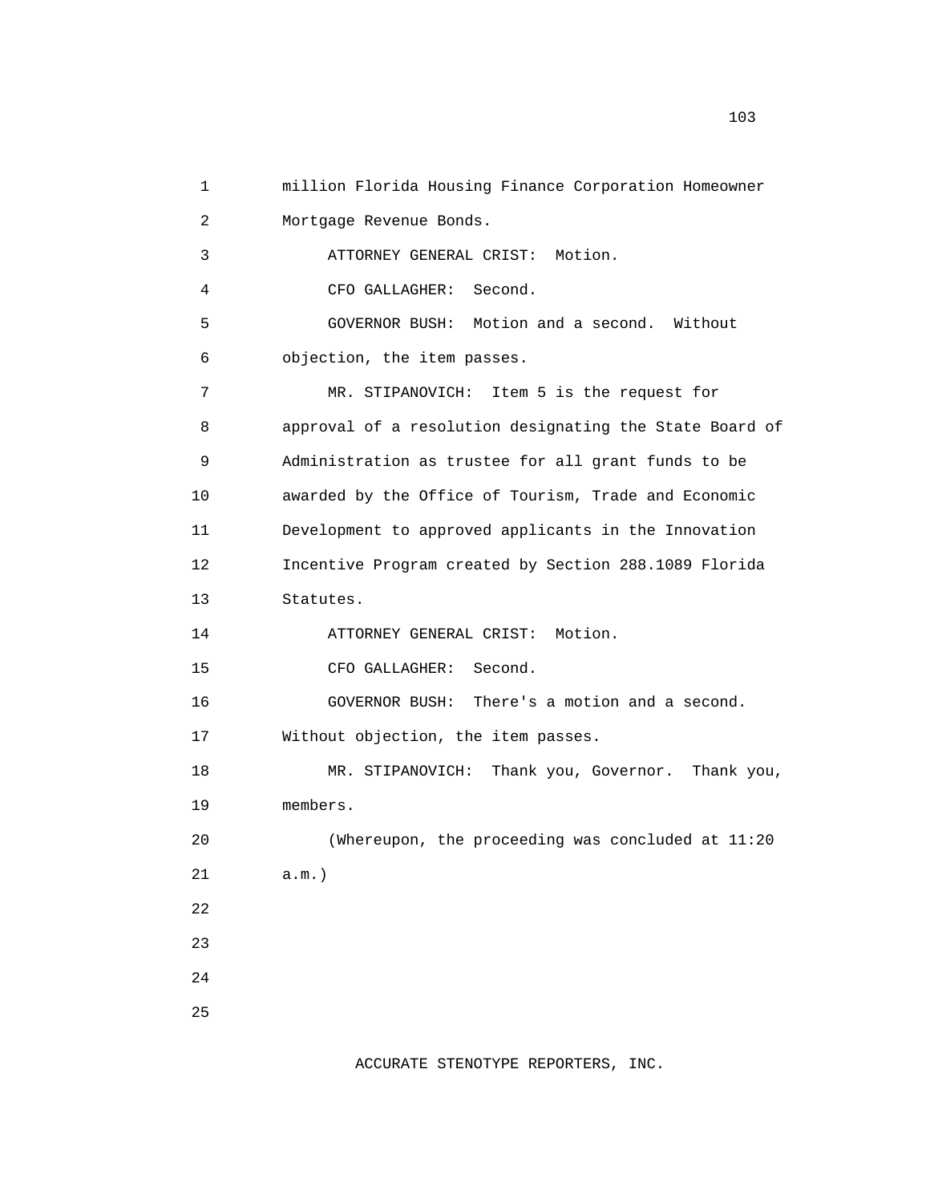million Florida Housing Finance Corporation Homeowner Mortgage Revenue Bonds.

ATTORNEY GENERAL CRIST: Motion.

CFO GALLAGHER: Second.

GOVERNOR BUSH: Motion and a second. Without objection, the item passes.

MR. STIPANOVICH: Item 5 is the request for approval of a resolution designating the State Board of Administration as trustee for all grant funds to be awarded by the Office of Tourism, Trade and Economic Development to approved applicants in the Innovation Incentive Program created by Section 288.1089 Florida Statutes.

ATTORNEY GENERAL CRIST: Motion.

CFO GALLAGHER: Second.

GOVERNOR BUSH: There's a motion and a second. Without objection, the item passes.

MR. STIPANOVICH: Thank you, Governor. Thank you, members.

(Whereupon, the proceeding was concluded at 11:20 a.m.)

ACCURATE STENOTYPE REPORTERS, INC.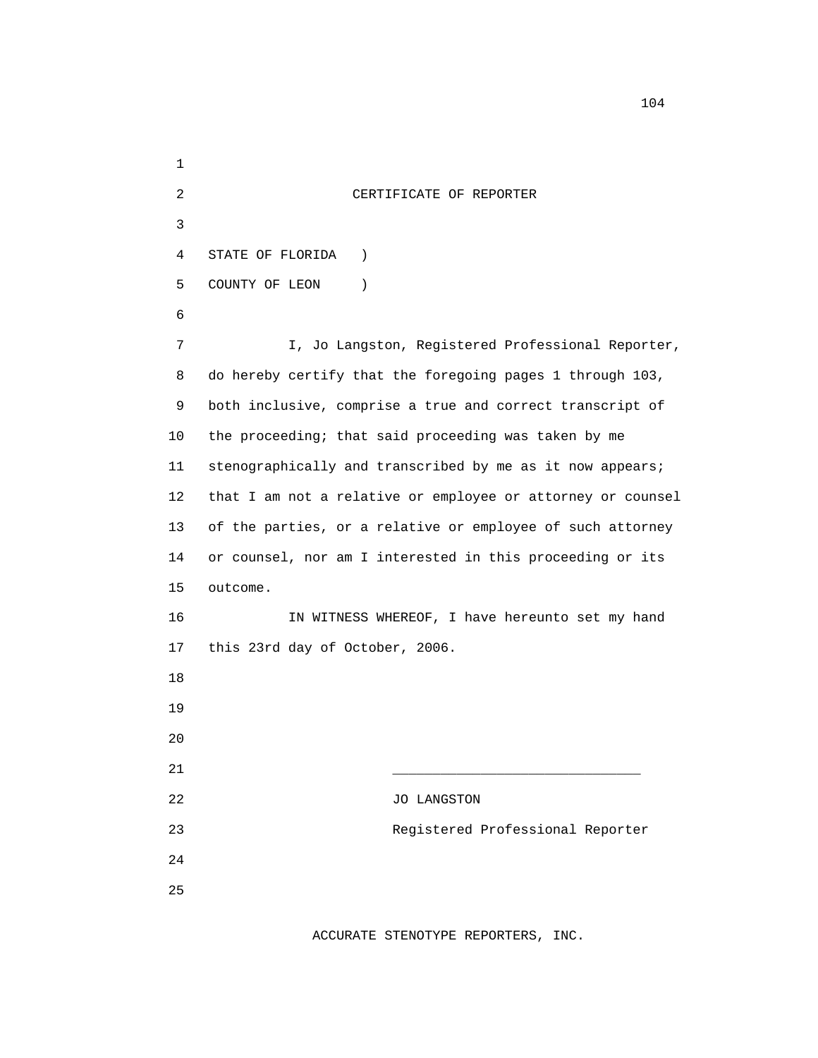## CERTIFICATE OF REPORTER

STATE OF FLORIDA )
COUNTY OF LEON )

I, Jo Langston, Registered Professional Reporter, do hereby certify that the foregoing pages 1 through 103, both inclusive, comprise a true and correct transcript of the proceeding; that said proceeding was taken by me stenographically and transcribed by me as it now appears; that I am not a relative or employee or attorney or counsel of the parties, or a relative or employee of such attorney or counsel, nor am I interested in this proceeding or its outcome.

IN WITNESS WHEREOF, I have hereunto set my hand this 23rd day of October, 2006.

______________________________
JO LANGSTON
Registered Professional Reporter

ACCURATE STENOTYPE REPORTERS, INC.